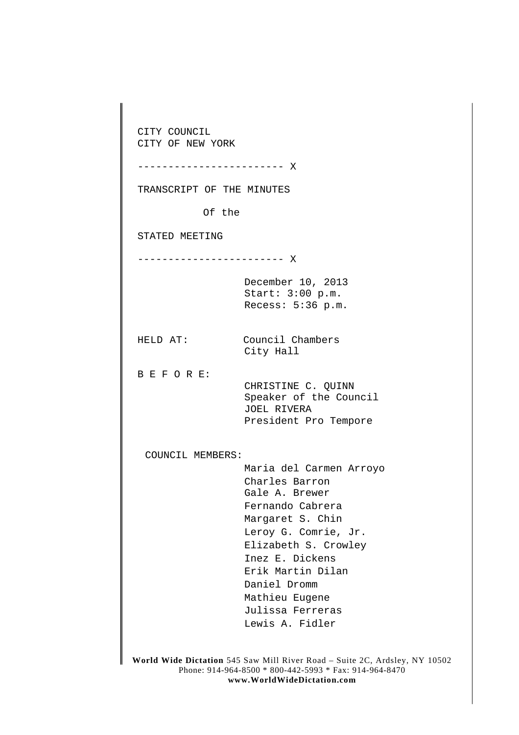CITY COUNCIL
CITY OF NEW YORK

------------------------ X

TRANSCRIPT OF THE MINUTES

Of the

STATED MEETING

------------------------ X

December 10, 2013
Start: 3:00 p.m.
Recess: 5:36 p.m.

HELD AT: Council Chambers
City Hall

B E F O R E:
CHRISTINE C. QUINN
Speaker of the Council
JOEL RIVERA
President Pro Tempore

COUNCIL MEMBERS:
Maria del Carmen Arroyo
Charles Barron
Gale A. Brewer
Fernando Cabrera
Margaret S. Chin
Leroy G. Comrie, Jr.
Elizabeth S. Crowley
Inez E. Dickens
Erik Martin Dilan
Daniel Dromm
Mathieu Eugene
Julissa Ferreras
Lewis A. Fidler

**World Wide Dictation** 545 Saw Mill River Road – Suite 2C, Ardsley, NY 10502
Phone: 914-964-8500 * 800-442-5993 * Fax: 914-964-8470
**www.WorldWideDictation.com**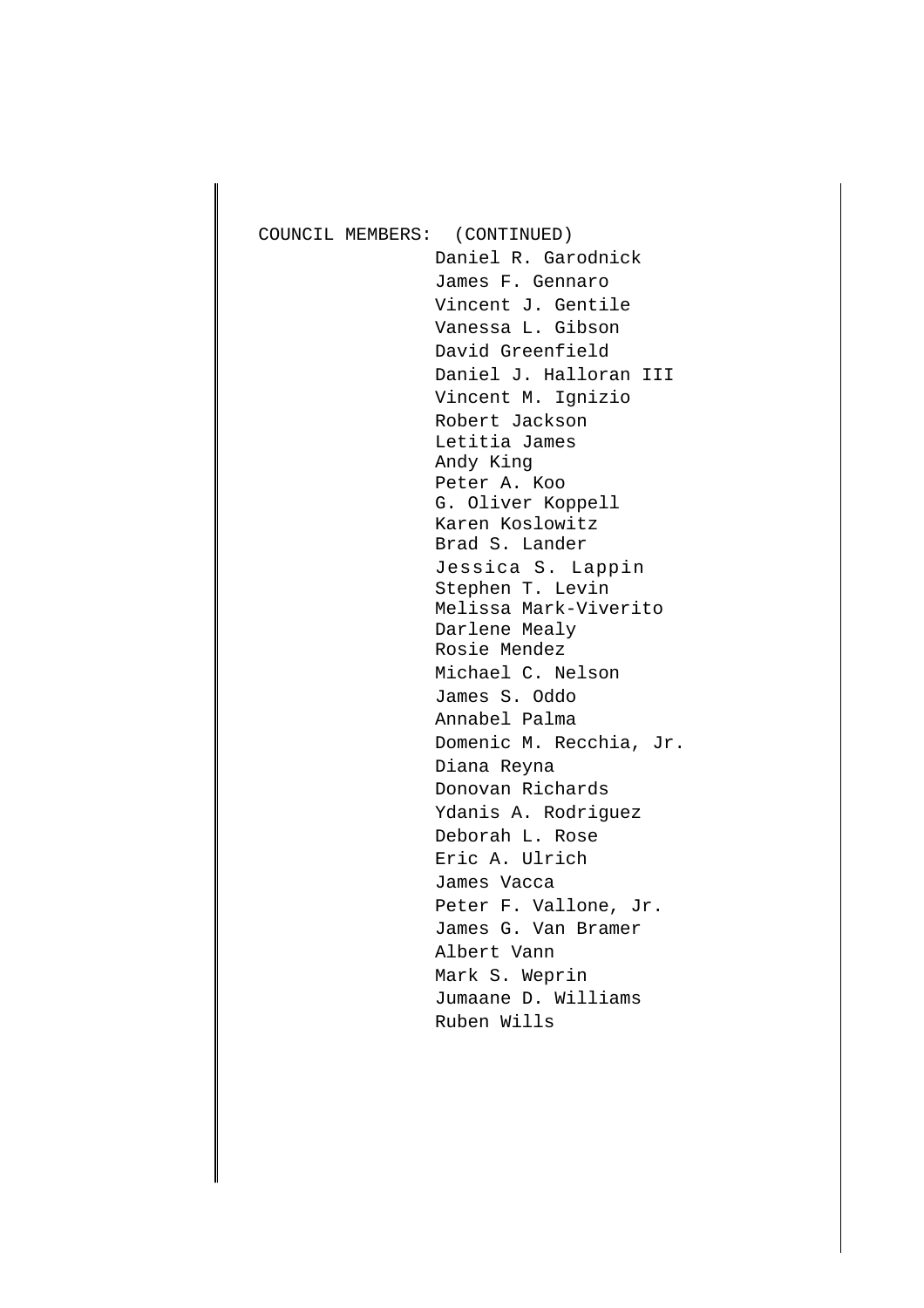COUNCIL MEMBERS: (CONTINUED)

Daniel R. Garodnick
James F. Gennaro
Vincent J. Gentile
Vanessa L. Gibson
David Greenfield
Daniel J. Halloran III
Vincent M. Ignizio
Robert Jackson
Letitia James
Andy King
Peter A. Koo
G. Oliver Koppell
Karen Koslowitz
Brad S. Lander
Jessica S. Lappin
Stephen T. Levin
Melissa Mark-Viverito
Darlene Mealy
Rosie Mendez
Michael C. Nelson
James S. Oddo
Annabel Palma
Domenic M. Recchia, Jr.
Diana Reyna
Donovan Richards
Ydanis A. Rodriguez
Deborah L. Rose
Eric A. Ulrich
James Vacca
Peter F. Vallone, Jr.
James G. Van Bramer
Albert Vann
Mark S. Weprin
Jumaane D. Williams
Ruben Wills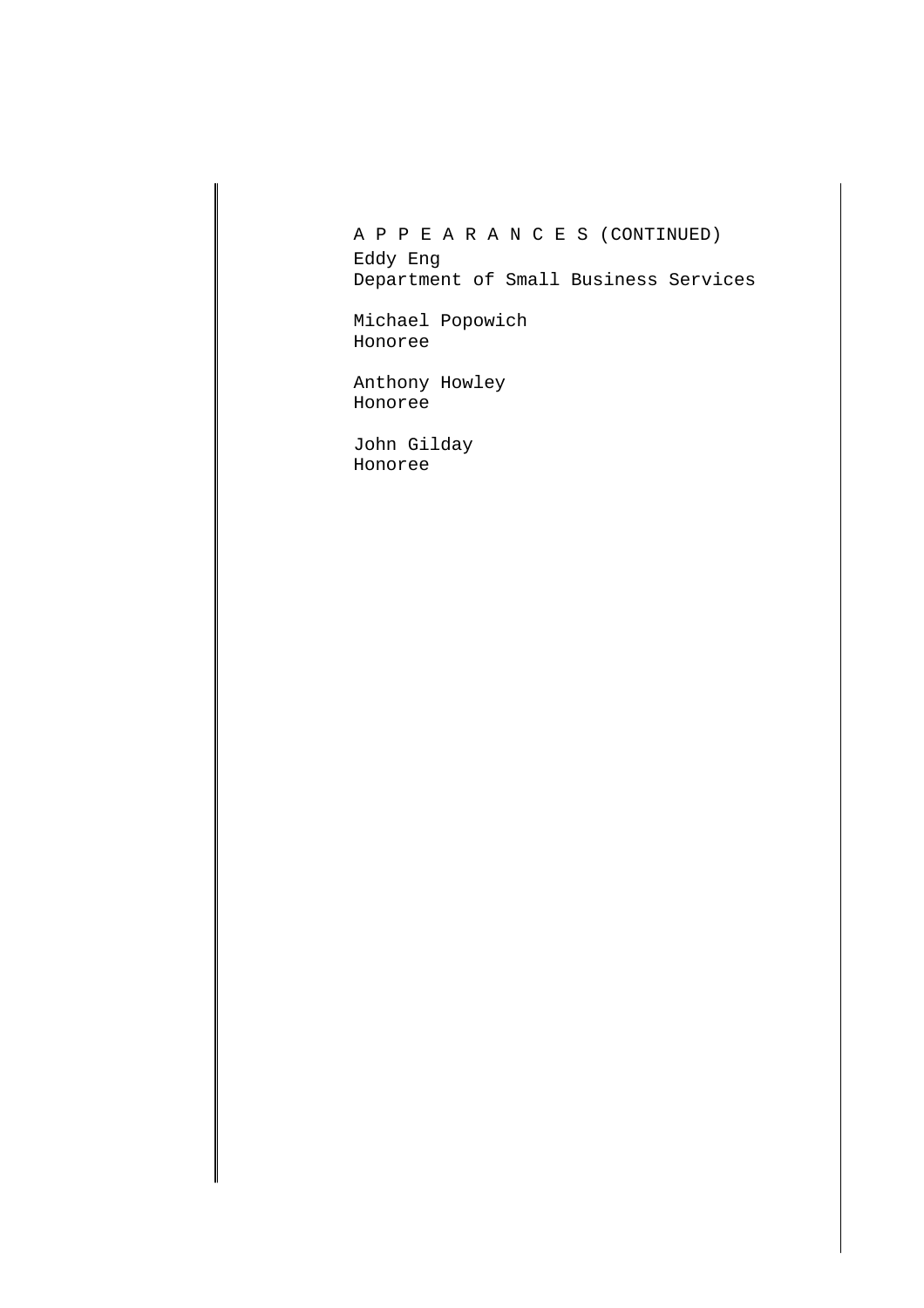A P P E A R A N C E S (CONTINUED)

Eddy Eng
Department of Small Business Services

Michael Popowich
Honoree

Anthony Howley
Honoree

John Gilday
Honoree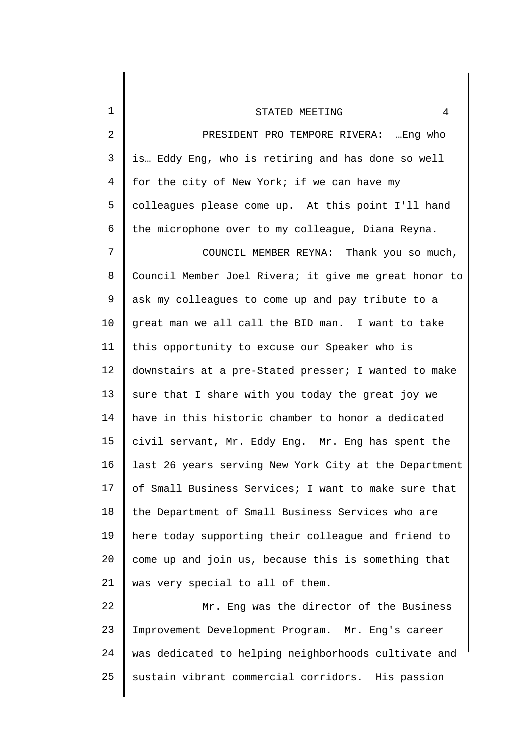PRESIDENT PRO TEMPORE RIVERA: …Eng who is… Eddy Eng, who is retiring and has done so well for the city of New York; if we can have my colleagues please come up. At this point I'll hand the microphone over to my colleague, Diana Reyna.

COUNCIL MEMBER REYNA: Thank you so much, Council Member Joel Rivera; it give me great honor to ask my colleagues to come up and pay tribute to a great man we all call the BID man. I want to take this opportunity to excuse our Speaker who is downstairs at a pre-Stated presser; I wanted to make sure that I share with you today the great joy we have in this historic chamber to honor a dedicated civil servant, Mr. Eddy Eng. Mr. Eng has spent the last 26 years serving New York City at the Department of Small Business Services; I want to make sure that the Department of Small Business Services who are here today supporting their colleague and friend to come up and join us, because this is something that was very special to all of them.

Mr. Eng was the director of the Business Improvement Development Program. Mr. Eng's career was dedicated to helping neighborhoods cultivate and sustain vibrant commercial corridors. His passion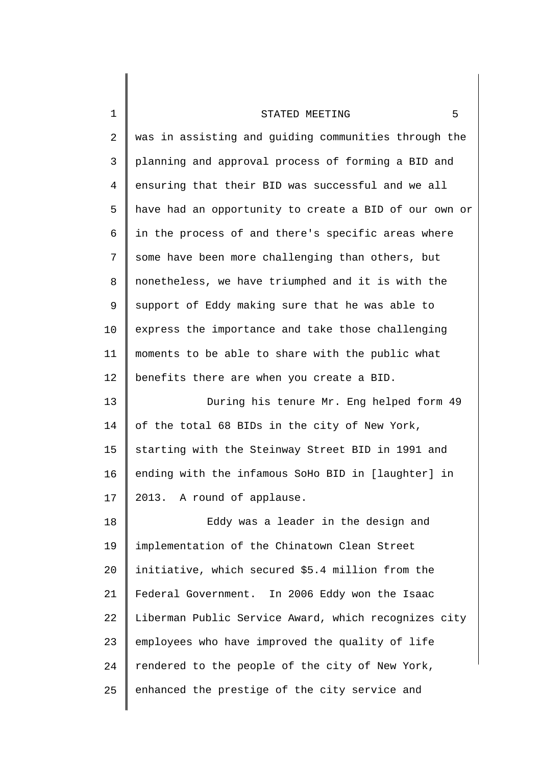was in assisting and guiding communities through the planning and approval process of forming a BID and ensuring that their BID was successful and we all have had an opportunity to create a BID of our own or in the process of and there's specific areas where some have been more challenging than others, but nonetheless, we have triumphed and it is with the support of Eddy making sure that he was able to express the importance and take those challenging moments to be able to share with the public what benefits there are when you create a BID.

During his tenure Mr. Eng helped form 49 of the total 68 BIDs in the city of New York, starting with the Steinway Street BID in 1991 and ending with the infamous SoHo BID in [laughter] in 2013. A round of applause.

Eddy was a leader in the design and implementation of the Chinatown Clean Street initiative, which secured $5.4 million from the Federal Government. In 2006 Eddy won the Isaac Liberman Public Service Award, which recognizes city employees who have improved the quality of life rendered to the people of the city of New York, enhanced the prestige of the city service and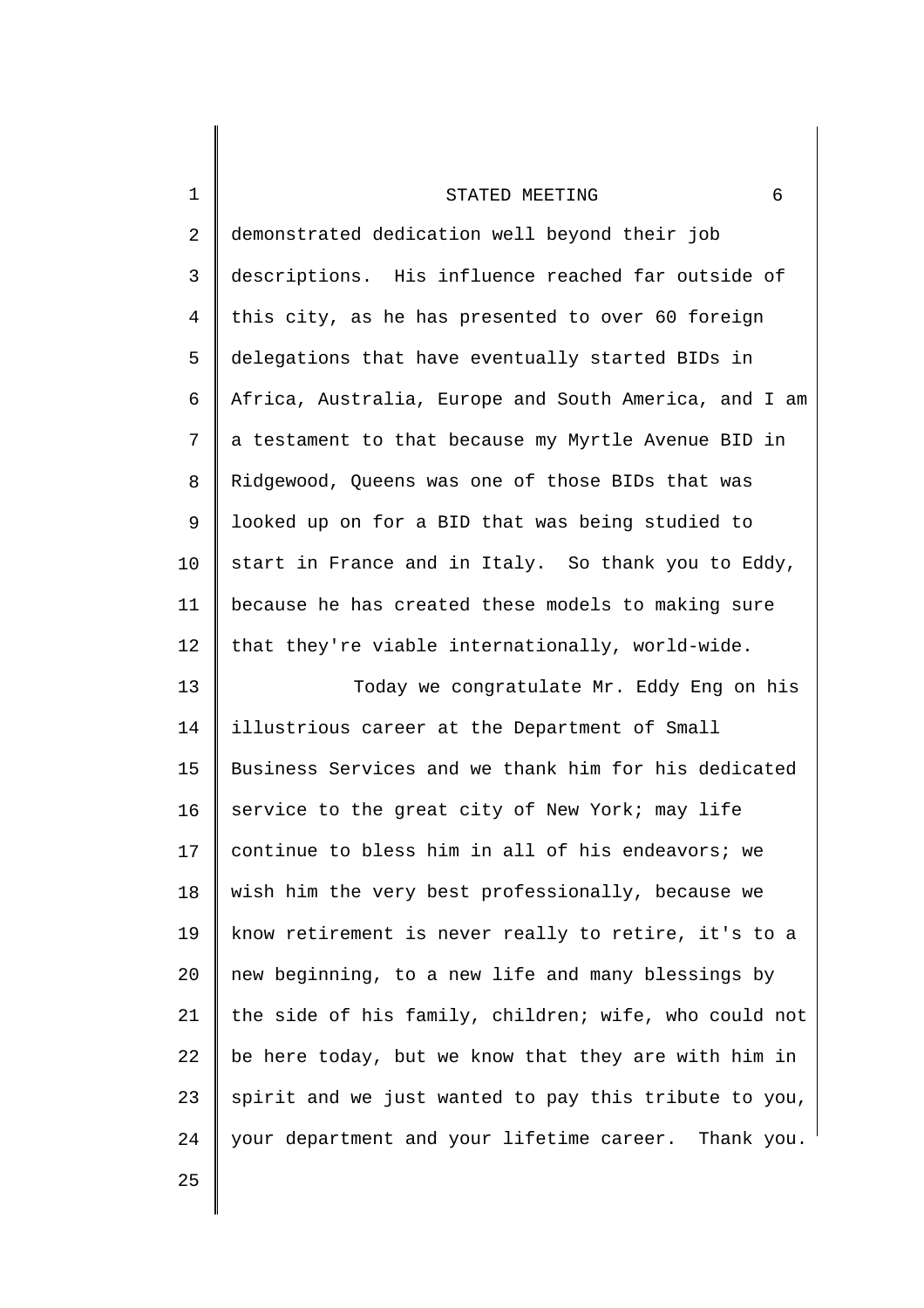demonstrated dedication well beyond their job descriptions. His influence reached far outside of this city, as he has presented to over 60 foreign delegations that have eventually started BIDs in Africa, Australia, Europe and South America, and I am a testament to that because my Myrtle Avenue BID in Ridgewood, Queens was one of those BIDs that was looked up on for a BID that was being studied to start in France and in Italy. So thank you to Eddy, because he has created these models to making sure that they're viable internationally, world-wide.

Today we congratulate Mr. Eddy Eng on his illustrious career at the Department of Small Business Services and we thank him for his dedicated service to the great city of New York; may life continue to bless him in all of his endeavors; we wish him the very best professionally, because we know retirement is never really to retire, it's to a new beginning, to a new life and many blessings by the side of his family, children; wife, who could not be here today, but we know that they are with him in spirit and we just wanted to pay this tribute to you, your department and your lifetime career. Thank you.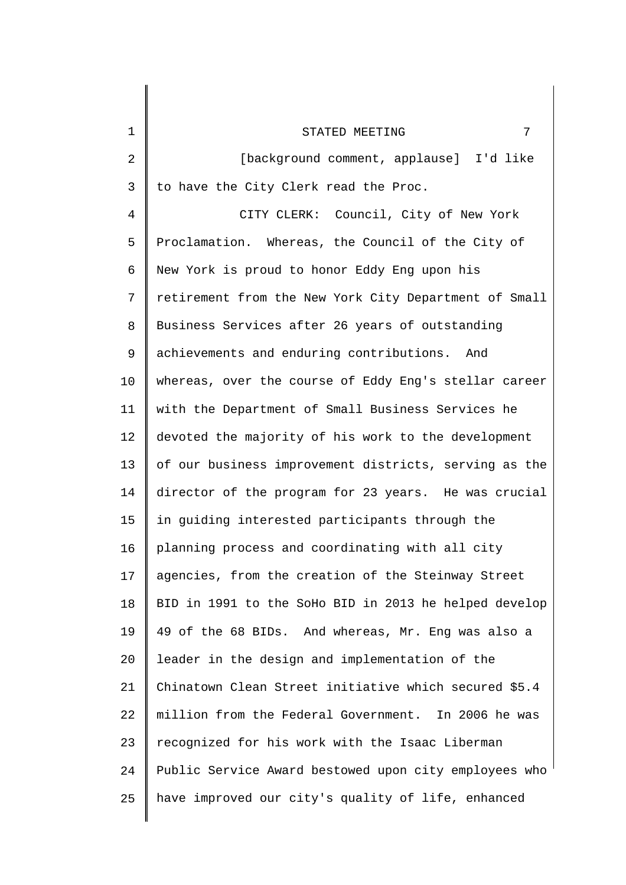[background comment, applause] I'd like to have the City Clerk read the Proc.

CITY CLERK: Council, City of New York Proclamation. Whereas, the Council of the City of New York is proud to honor Eddy Eng upon his retirement from the New York City Department of Small Business Services after 26 years of outstanding achievements and enduring contributions. And whereas, over the course of Eddy Eng's stellar career with the Department of Small Business Services he devoted the majority of his work to the development of our business improvement districts, serving as the director of the program for 23 years. He was crucial in guiding interested participants through the planning process and coordinating with all city agencies, from the creation of the Steinway Street BID in 1991 to the SoHo BID in 2013 he helped develop 49 of the 68 BIDs. And whereas, Mr. Eng was also a leader in the design and implementation of the Chinatown Clean Street initiative which secured $5.4 million from the Federal Government. In 2006 he was recognized for his work with the Isaac Liberman Public Service Award bestowed upon city employees who have improved our city's quality of life, enhanced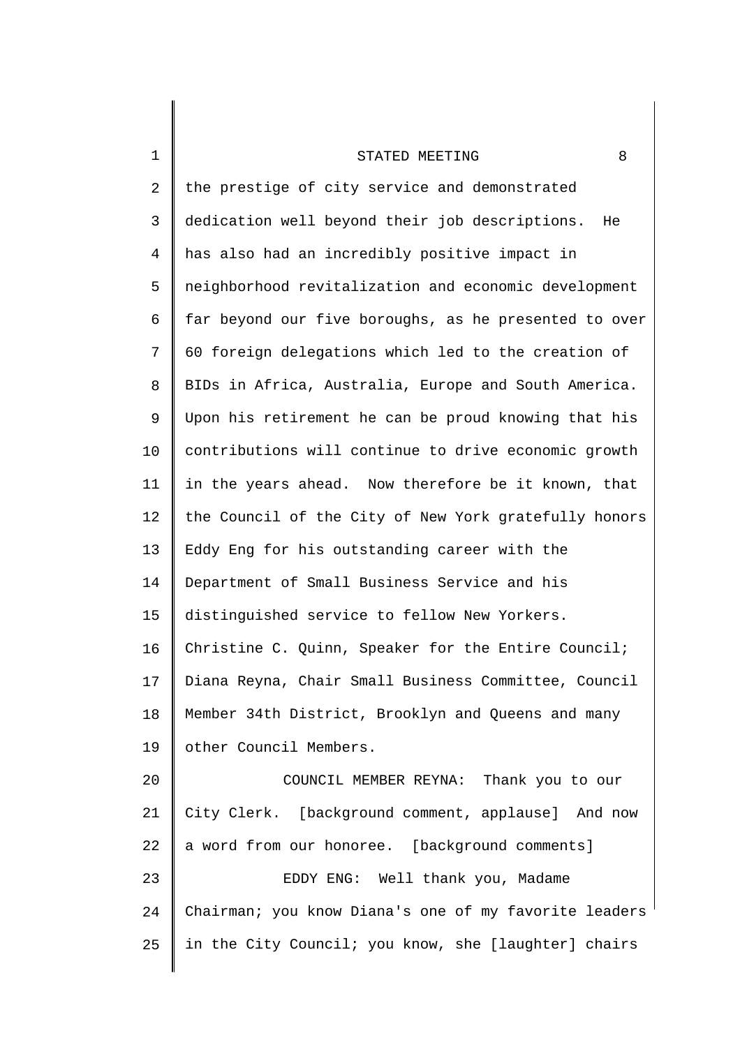the prestige of city service and demonstrated dedication well beyond their job descriptions. He has also had an incredibly positive impact in neighborhood revitalization and economic development far beyond our five boroughs, as he presented to over 60 foreign delegations which led to the creation of BIDs in Africa, Australia, Europe and South America. Upon his retirement he can be proud knowing that his contributions will continue to drive economic growth in the years ahead. Now therefore be it known, that the Council of the City of New York gratefully honors Eddy Eng for his outstanding career with the Department of Small Business Service and his distinguished service to fellow New Yorkers. Christine C. Quinn, Speaker for the Entire Council; Diana Reyna, Chair Small Business Committee, Council Member 34th District, Brooklyn and Queens and many other Council Members.

COUNCIL MEMBER REYNA: Thank you to our City Clerk. [background comment, applause] And now a word from our honoree. [background comments]

EDDY ENG: Well thank you, Madame Chairman; you know Diana's one of my favorite leaders in the City Council; you know, she [laughter] chairs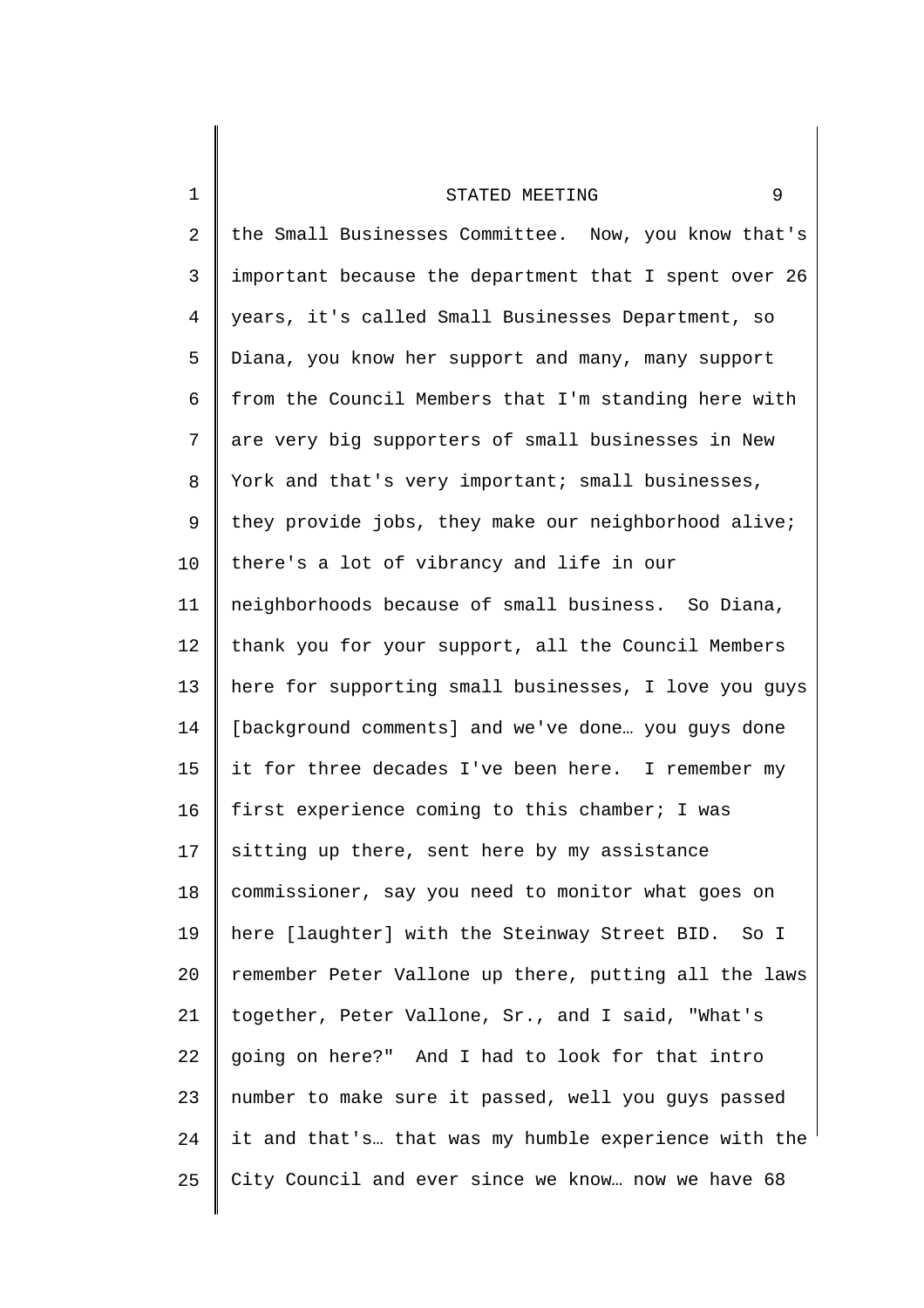the Small Businesses Committee. Now, you know that's important because the department that I spent over 26 years, it's called Small Businesses Department, so Diana, you know her support and many, many support from the Council Members that I'm standing here with are very big supporters of small businesses in New York and that's very important; small businesses, they provide jobs, they make our neighborhood alive; there's a lot of vibrancy and life in our neighborhoods because of small business. So Diana, thank you for your support, all the Council Members here for supporting small businesses, I love you guys [background comments] and we've done… you guys done it for three decades I've been here. I remember my first experience coming to this chamber; I was sitting up there, sent here by my assistance commissioner, say you need to monitor what goes on here [laughter] with the Steinway Street BID. So I remember Peter Vallone up there, putting all the laws together, Peter Vallone, Sr., and I said, "What's going on here?" And I had to look for that intro number to make sure it passed, well you guys passed it and that's… that was my humble experience with the City Council and ever since we know… now we have 68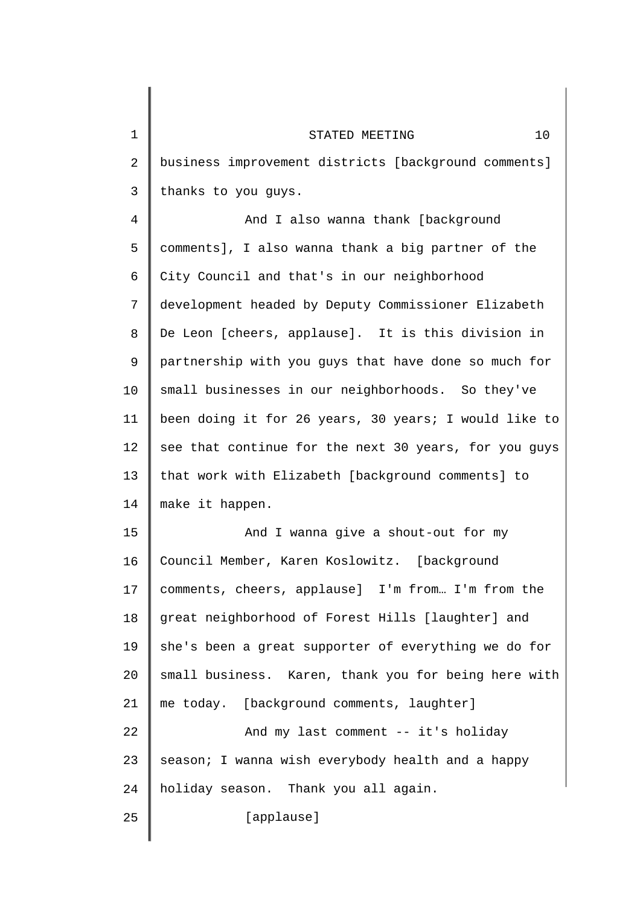business improvement districts [background comments] thanks to you guys.

And I also wanna thank [background comments], I also wanna thank a big partner of the City Council and that's in our neighborhood development headed by Deputy Commissioner Elizabeth De Leon [cheers, applause]. It is this division in partnership with you guys that have done so much for small businesses in our neighborhoods. So they've been doing it for 26 years, 30 years; I would like to see that continue for the next 30 years, for you guys that work with Elizabeth [background comments] to make it happen.

And I wanna give a shout-out for my Council Member, Karen Koslowitz. [background comments, cheers, applause] I'm from… I'm from the great neighborhood of Forest Hills [laughter] and she's been a great supporter of everything we do for small business. Karen, thank you for being here with me today. [background comments, laughter]

And my last comment -- it's holiday season; I wanna wish everybody health and a happy holiday season. Thank you all again.

[applause]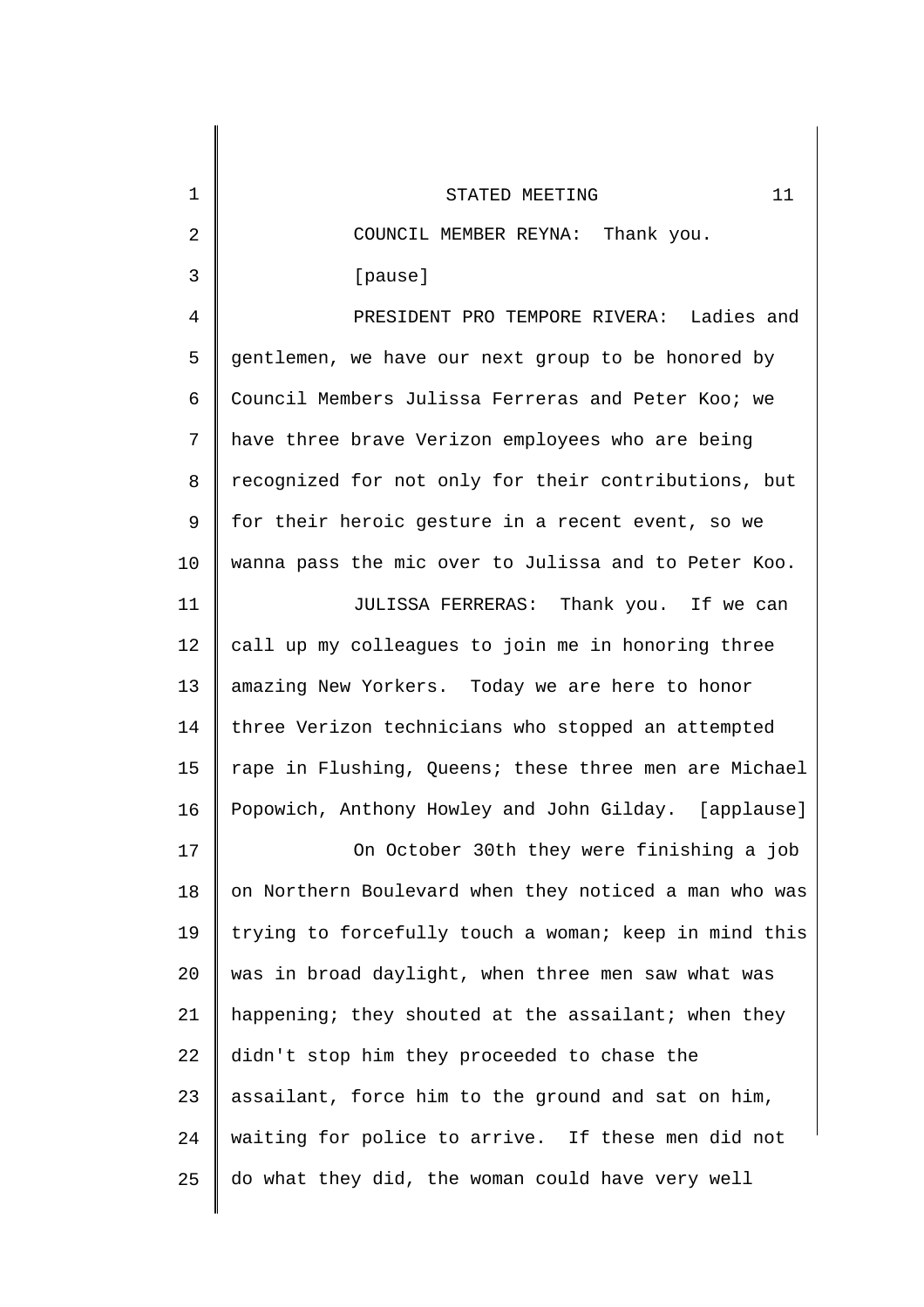COUNCIL MEMBER REYNA: Thank you.

[pause]

PRESIDENT PRO TEMPORE RIVERA: Ladies and gentlemen, we have our next group to be honored by Council Members Julissa Ferreras and Peter Koo; we have three brave Verizon employees who are being recognized for not only for their contributions, but for their heroic gesture in a recent event, so we wanna pass the mic over to Julissa and to Peter Koo.

JULISSA FERRERAS: Thank you. If we can call up my colleagues to join me in honoring three amazing New Yorkers. Today we are here to honor three Verizon technicians who stopped an attempted rape in Flushing, Queens; these three men are Michael Popowich, Anthony Howley and John Gilday. [applause]

On October 30th they were finishing a job on Northern Boulevard when they noticed a man who was trying to forcefully touch a woman; keep in mind this was in broad daylight, when three men saw what was happening; they shouted at the assailant; when they didn't stop him they proceeded to chase the assailant, force him to the ground and sat on him, waiting for police to arrive. If these men did not do what they did, the woman could have very well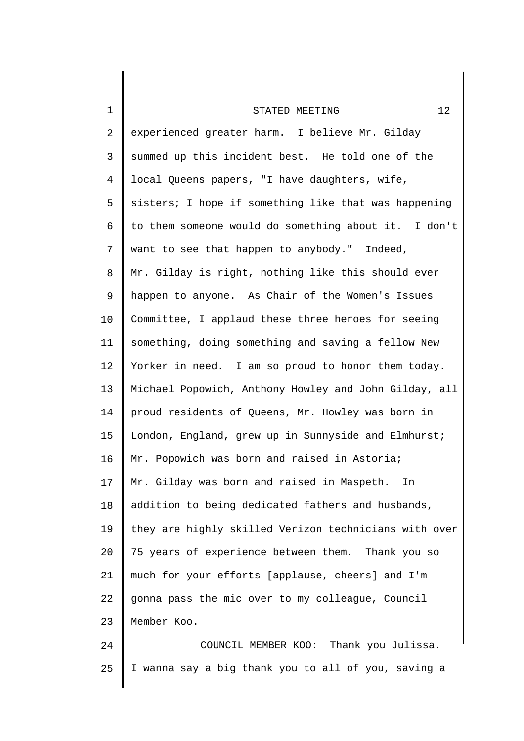experienced greater harm. I believe Mr. Gilday summed up this incident best. He told one of the local Queens papers, "I have daughters, wife, sisters; I hope if something like that was happening to them someone would do something about it. I don't want to see that happen to anybody." Indeed, Mr. Gilday is right, nothing like this should ever happen to anyone. As Chair of the Women's Issues Committee, I applaud these three heroes for seeing something, doing something and saving a fellow New Yorker in need. I am so proud to honor them today. Michael Popowich, Anthony Howley and John Gilday, all proud residents of Queens, Mr. Howley was born in London, England, grew up in Sunnyside and Elmhurst; Mr. Popowich was born and raised in Astoria; Mr. Gilday was born and raised in Maspeth. In addition to being dedicated fathers and husbands, they are highly skilled Verizon technicians with over 75 years of experience between them. Thank you so much for your efforts [applause, cheers] and I'm gonna pass the mic over to my colleague, Council Member Koo.

COUNCIL MEMBER KOO: Thank you Julissa. I wanna say a big thank you to all of you, saving a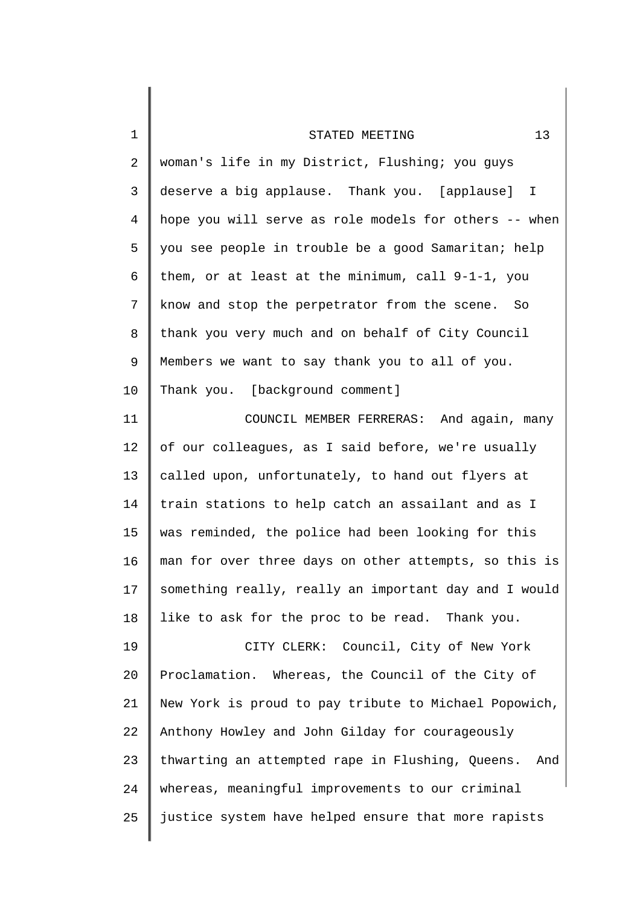woman's life in my District, Flushing; you guys deserve a big applause. Thank you. [applause] I hope you will serve as role models for others -- when you see people in trouble be a good Samaritan; help them, or at least at the minimum, call 9-1-1, you know and stop the perpetrator from the scene. So thank you very much and on behalf of City Council Members we want to say thank you to all of you. Thank you. [background comment]

COUNCIL MEMBER FERRERAS: And again, many of our colleagues, as I said before, we're usually called upon, unfortunately, to hand out flyers at train stations to help catch an assailant and as I was reminded, the police had been looking for this man for over three days on other attempts, so this is something really, really an important day and I would like to ask for the proc to be read. Thank you.

CITY CLERK: Council, City of New York Proclamation. Whereas, the Council of the City of New York is proud to pay tribute to Michael Popowich, Anthony Howley and John Gilday for courageously thwarting an attempted rape in Flushing, Queens. And whereas, meaningful improvements to our criminal justice system have helped ensure that more rapists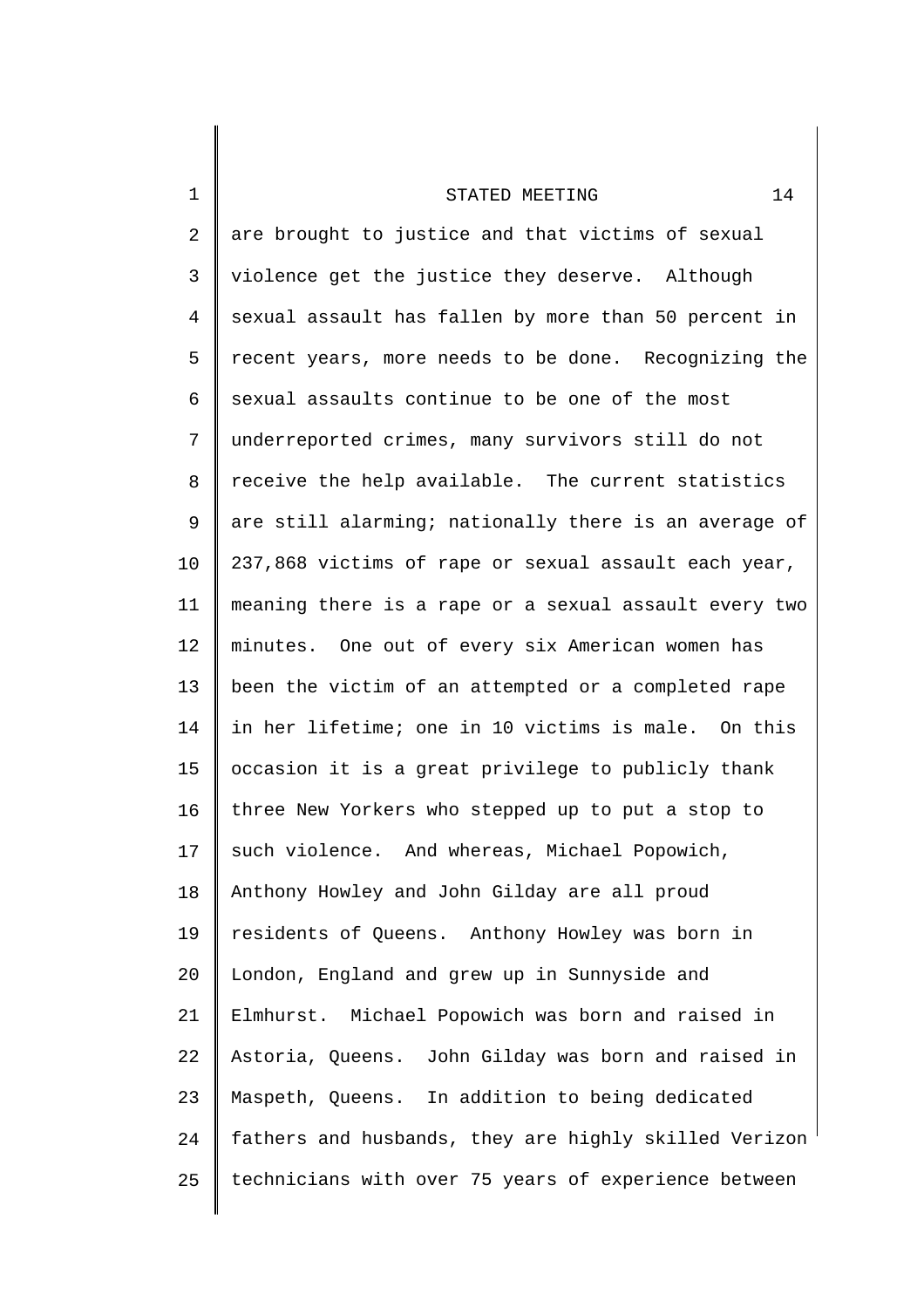are brought to justice and that victims of sexual violence get the justice they deserve. Although sexual assault has fallen by more than 50 percent in recent years, more needs to be done. Recognizing the sexual assaults continue to be one of the most underreported crimes, many survivors still do not receive the help available. The current statistics are still alarming; nationally there is an average of 237,868 victims of rape or sexual assault each year, meaning there is a rape or a sexual assault every two minutes. One out of every six American women has been the victim of an attempted or a completed rape in her lifetime; one in 10 victims is male. On this occasion it is a great privilege to publicly thank three New Yorkers who stepped up to put a stop to such violence. And whereas, Michael Popowich, Anthony Howley and John Gilday are all proud residents of Queens. Anthony Howley was born in London, England and grew up in Sunnyside and Elmhurst. Michael Popowich was born and raised in Astoria, Queens. John Gilday was born and raised in Maspeth, Queens. In addition to being dedicated fathers and husbands, they are highly skilled Verizon technicians with over 75 years of experience between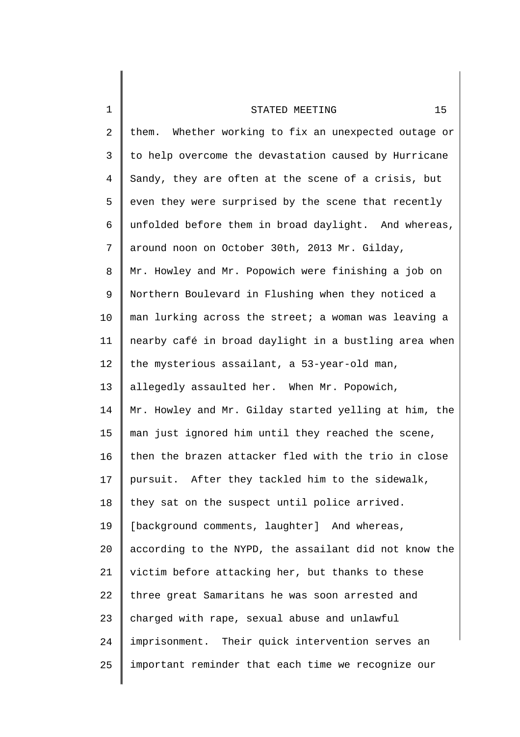them. Whether working to fix an unexpected outage or to help overcome the devastation caused by Hurricane Sandy, they are often at the scene of a crisis, but even they were surprised by the scene that recently unfolded before them in broad daylight. And whereas, around noon on October 30th, 2013 Mr. Gilday, Mr. Howley and Mr. Popowich were finishing a job on Northern Boulevard in Flushing when they noticed a man lurking across the street; a woman was leaving a nearby café in broad daylight in a bustling area when the mysterious assailant, a 53-year-old man, allegedly assaulted her. When Mr. Popowich, Mr. Howley and Mr. Gilday started yelling at him, the man just ignored him until they reached the scene, then the brazen attacker fled with the trio in close pursuit. After they tackled him to the sidewalk, they sat on the suspect until police arrived. [background comments, laughter] And whereas, according to the NYPD, the assailant did not know the victim before attacking her, but thanks to these three great Samaritans he was soon arrested and charged with rape, sexual abuse and unlawful imprisonment. Their quick intervention serves an important reminder that each time we recognize our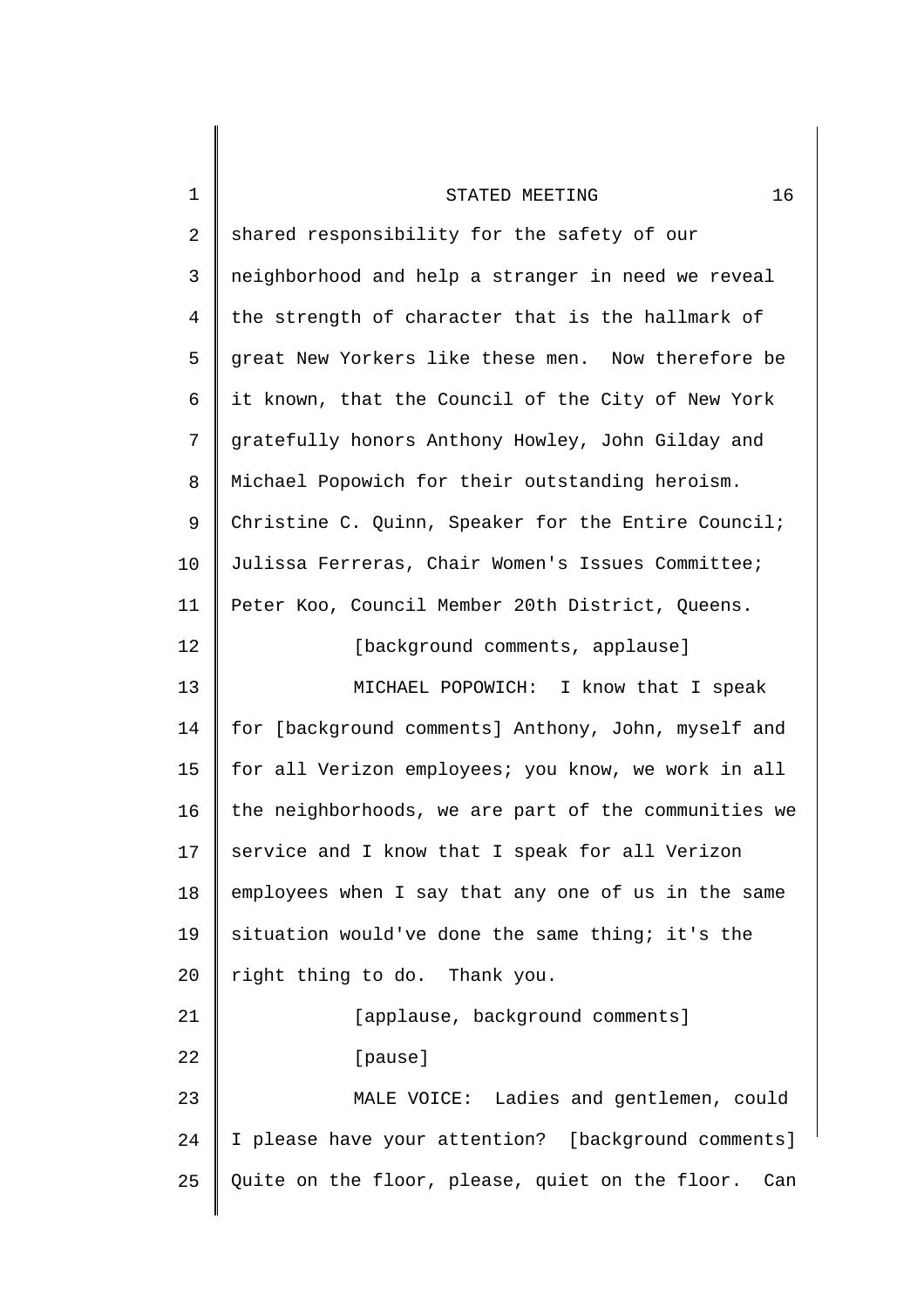shared responsibility for the safety of our neighborhood and help a stranger in need we reveal the strength of character that is the hallmark of great New Yorkers like these men. Now therefore be it known, that the Council of the City of New York gratefully honors Anthony Howley, John Gilday and Michael Popowich for their outstanding heroism. Christine C. Quinn, Speaker for the Entire Council; Julissa Ferreras, Chair Women's Issues Committee; Peter Koo, Council Member 20th District, Queens.

[background comments, applause]

MICHAEL POPOWICH: I know that I speak for [background comments] Anthony, John, myself and for all Verizon employees; you know, we work in all the neighborhoods, we are part of the communities we service and I know that I speak for all Verizon employees when I say that any one of us in the same situation would've done the same thing; it's the right thing to do. Thank you.

[applause, background comments]

[pause]

MALE VOICE: Ladies and gentlemen, could I please have your attention? [background comments] Quite on the floor, please, quiet on the floor. Can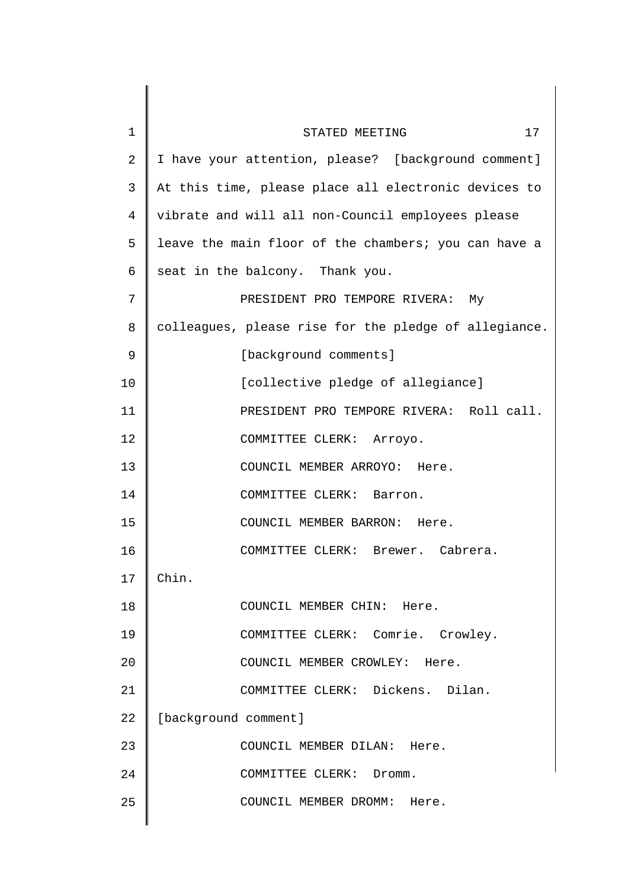I have your attention, please? [background comment] At this time, please place all electronic devices to vibrate and will all non-Council employees please leave the main floor of the chambers; you can have a seat in the balcony. Thank you.

PRESIDENT PRO TEMPORE RIVERA: My colleagues, please rise for the pledge of allegiance.

[background comments]

[collective pledge of allegiance]

PRESIDENT PRO TEMPORE RIVERA: Roll call.

COMMITTEE CLERK: Arroyo.

COUNCIL MEMBER ARROYO: Here.

COMMITTEE CLERK: Barron.

COUNCIL MEMBER BARRON: Here.

COMMITTEE CLERK: Brewer. Cabrera. Chin.

COUNCIL MEMBER CHIN: Here.

COMMITTEE CLERK: Comrie. Crowley.

COUNCIL MEMBER CROWLEY: Here.

COMMITTEE CLERK: Dickens. Dilan. [background comment]

COUNCIL MEMBER DILAN: Here.

COMMITTEE CLERK: Dromm.

COUNCIL MEMBER DROMM: Here.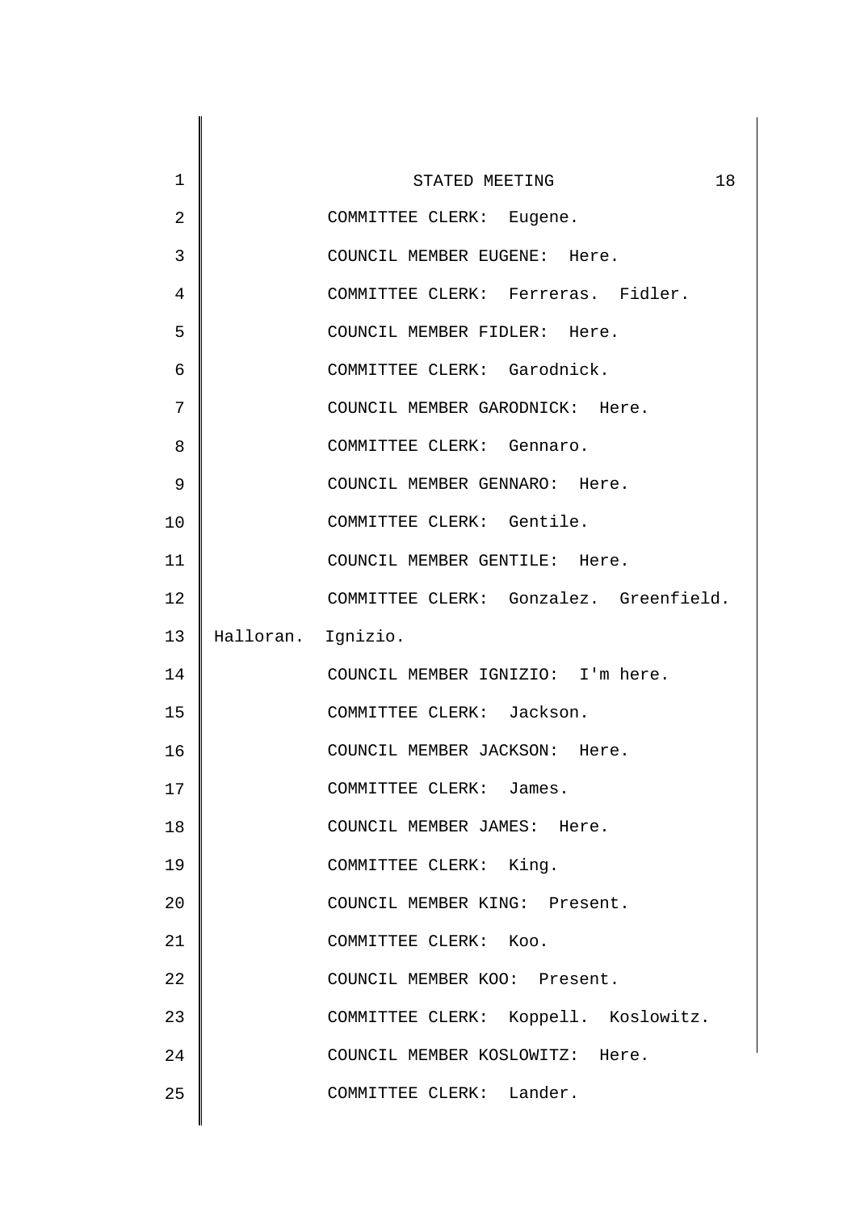COMMITTEE CLERK: Eugene.

COUNCIL MEMBER EUGENE: Here.

COMMITTEE CLERK: Ferreras. Fidler.

COUNCIL MEMBER FIDLER: Here.

COMMITTEE CLERK: Garodnick.

COUNCIL MEMBER GARODNICK: Here.

COMMITTEE CLERK: Gennaro.

COUNCIL MEMBER GENNARO: Here.

COMMITTEE CLERK: Gentile.

COUNCIL MEMBER GENTILE: Here.

COMMITTEE CLERK: Gonzalez. Greenfield. Halloran. Ignizio.

COUNCIL MEMBER IGNIZIO: I'm here.

COMMITTEE CLERK: Jackson.

COUNCIL MEMBER JACKSON: Here.

COMMITTEE CLERK: James.

COUNCIL MEMBER JAMES: Here.

COMMITTEE CLERK: King.

COUNCIL MEMBER KING: Present.

COMMITTEE CLERK: Koo.

COUNCIL MEMBER KOO: Present.

COMMITTEE CLERK: Koppell. Koslowitz.

COUNCIL MEMBER KOSLOWITZ: Here.

COMMITTEE CLERK: Lander.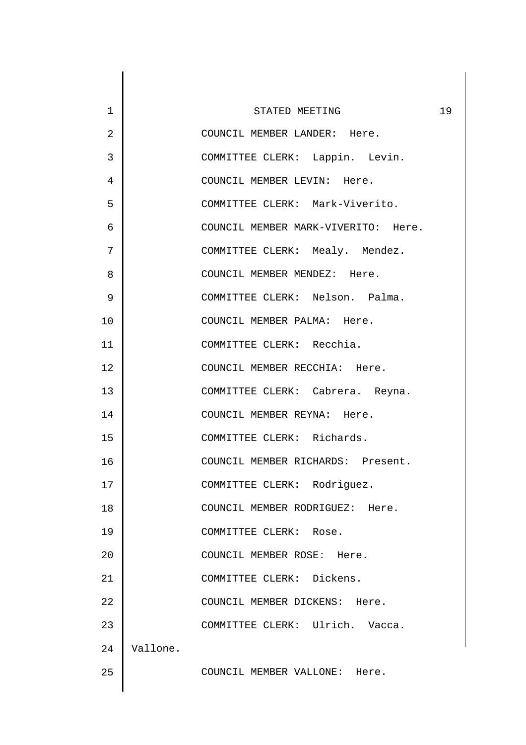STATED MEETING

COUNCIL MEMBER LANDER: Here.

COMMITTEE CLERK: Lappin. Levin.

COUNCIL MEMBER LEVIN: Here.

COMMITTEE CLERK: Mark-Viverito.

COUNCIL MEMBER MARK-VIVERITO: Here.

COMMITTEE CLERK: Mealy. Mendez.

COUNCIL MEMBER MENDEZ: Here.

COMMITTEE CLERK: Nelson. Palma.

COUNCIL MEMBER PALMA: Here.

COMMITTEE CLERK: Recchia.

COUNCIL MEMBER RECCHIA: Here.

COMMITTEE CLERK: Cabrera. Reyna.

COUNCIL MEMBER REYNA: Here.

COMMITTEE CLERK: Richards.

COUNCIL MEMBER RICHARDS: Present.

COMMITTEE CLERK: Rodriguez.

COUNCIL MEMBER RODRIGUEZ: Here.

COMMITTEE CLERK: Rose.

COUNCIL MEMBER ROSE: Here.

COMMITTEE CLERK: Dickens.

COUNCIL MEMBER DICKENS: Here.

COMMITTEE CLERK: Ulrich. Vacca. Vallone.

COUNCIL MEMBER VALLONE: Here.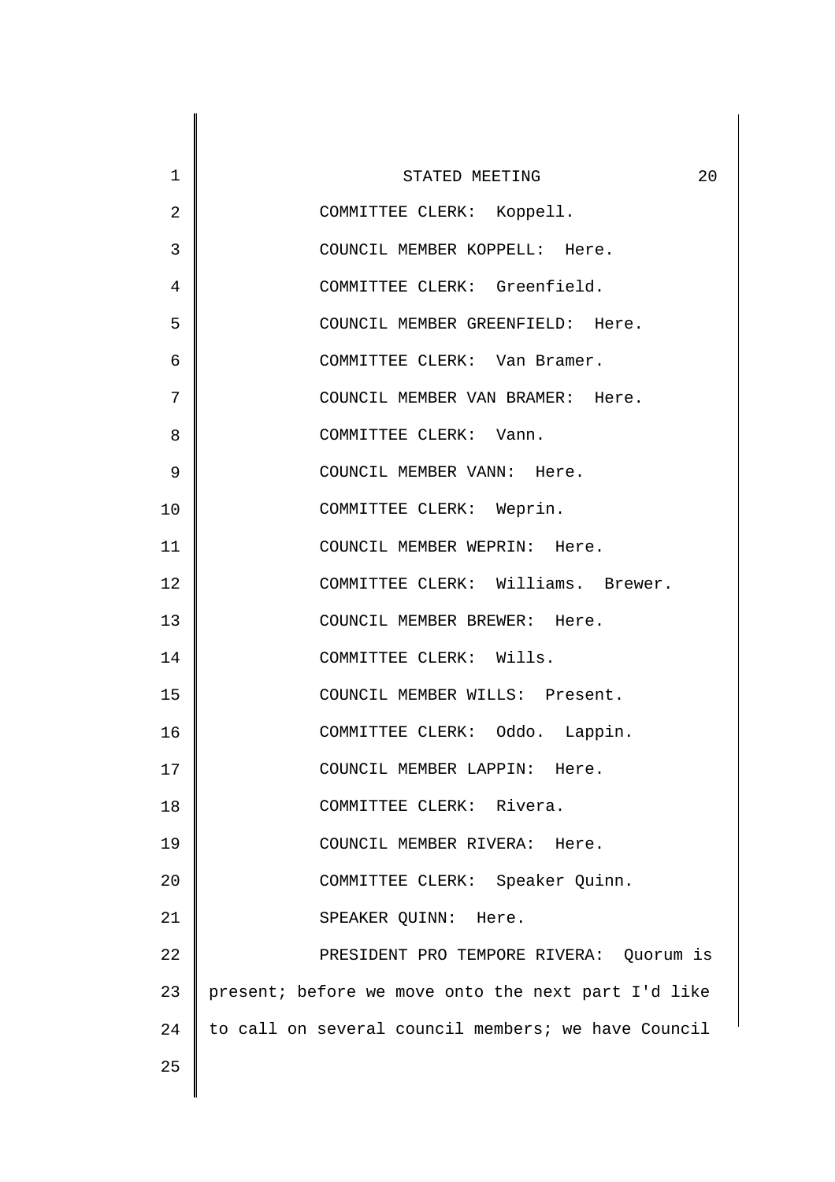COMMITTEE CLERK: Koppell.

COUNCIL MEMBER KOPPELL: Here.

COMMITTEE CLERK: Greenfield.

COUNCIL MEMBER GREENFIELD: Here.

COMMITTEE CLERK: Van Bramer.

COUNCIL MEMBER VAN BRAMER: Here.

COMMITTEE CLERK: Vann.

COUNCIL MEMBER VANN: Here.

COMMITTEE CLERK: Weprin.

COUNCIL MEMBER WEPRIN: Here.

COMMITTEE CLERK: Williams. Brewer.

COUNCIL MEMBER BREWER: Here.

COMMITTEE CLERK: Wills.

COUNCIL MEMBER WILLS: Present.

COMMITTEE CLERK: Oddo. Lappin.

COUNCIL MEMBER LAPPIN: Here.

COMMITTEE CLERK: Rivera.

COUNCIL MEMBER RIVERA: Here.

COMMITTEE CLERK: Speaker Quinn.

SPEAKER QUINN: Here.

PRESIDENT PRO TEMPORE RIVERA: Quorum is present; before we move onto the next part I'd like to call on several council members; we have Council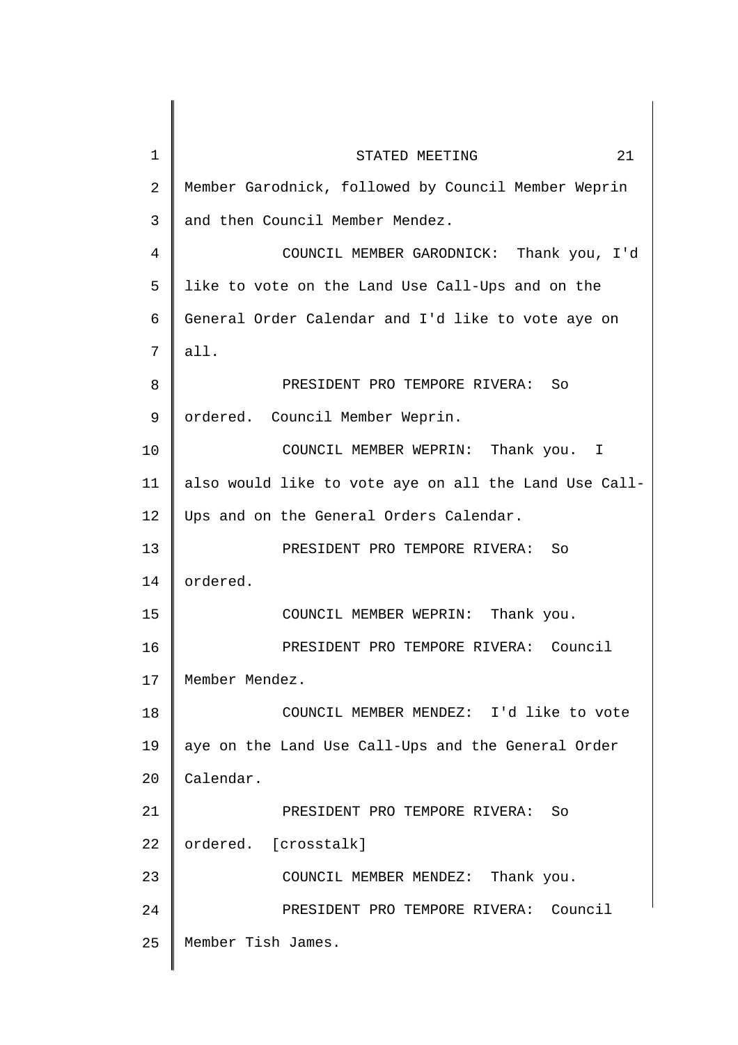Member Garodnick, followed by Council Member Weprin and then Council Member Mendez.

COUNCIL MEMBER GARODNICK: Thank you, I'd like to vote on the Land Use Call-Ups and on the General Order Calendar and I'd like to vote aye on all.

PRESIDENT PRO TEMPORE RIVERA: So ordered. Council Member Weprin.

COUNCIL MEMBER WEPRIN: Thank you. I also would like to vote aye on all the Land Use Call-Ups and on the General Orders Calendar.

PRESIDENT PRO TEMPORE RIVERA: So ordered.

COUNCIL MEMBER WEPRIN: Thank you.

PRESIDENT PRO TEMPORE RIVERA: Council Member Mendez.

COUNCIL MEMBER MENDEZ: I'd like to vote aye on the Land Use Call-Ups and the General Order Calendar.

PRESIDENT PRO TEMPORE RIVERA: So ordered. [crosstalk]

COUNCIL MEMBER MENDEZ: Thank you.

PRESIDENT PRO TEMPORE RIVERA: Council Member Tish James.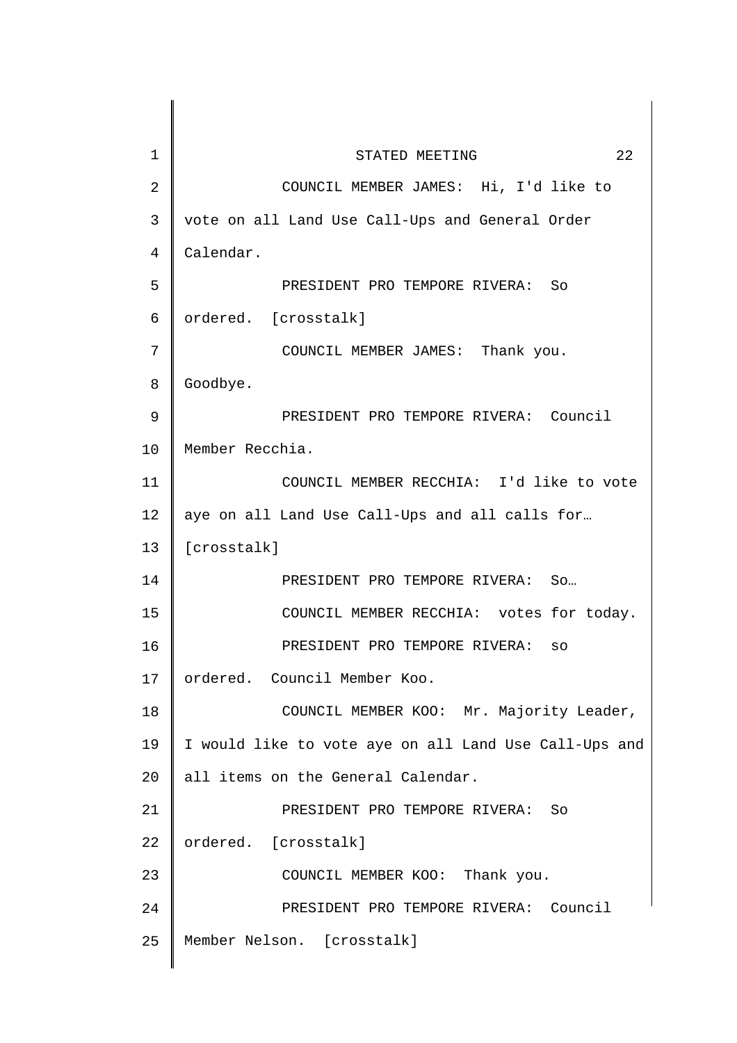COUNCIL MEMBER JAMES: Hi, I'd like to vote on all Land Use Call-Ups and General Order Calendar.

PRESIDENT PRO TEMPORE RIVERA: So ordered. [crosstalk]

COUNCIL MEMBER JAMES: Thank you. Goodbye.

PRESIDENT PRO TEMPORE RIVERA: Council Member Recchia.

COUNCIL MEMBER RECCHIA: I'd like to vote aye on all Land Use Call-Ups and all calls for… [crosstalk]

PRESIDENT PRO TEMPORE RIVERA: So…

COUNCIL MEMBER RECCHIA: votes for today.

PRESIDENT PRO TEMPORE RIVERA: so ordered. Council Member Koo.

COUNCIL MEMBER KOO: Mr. Majority Leader, I would like to vote aye on all Land Use Call-Ups and all items on the General Calendar.

PRESIDENT PRO TEMPORE RIVERA: So ordered. [crosstalk]

COUNCIL MEMBER KOO: Thank you.

PRESIDENT PRO TEMPORE RIVERA: Council Member Nelson. [crosstalk]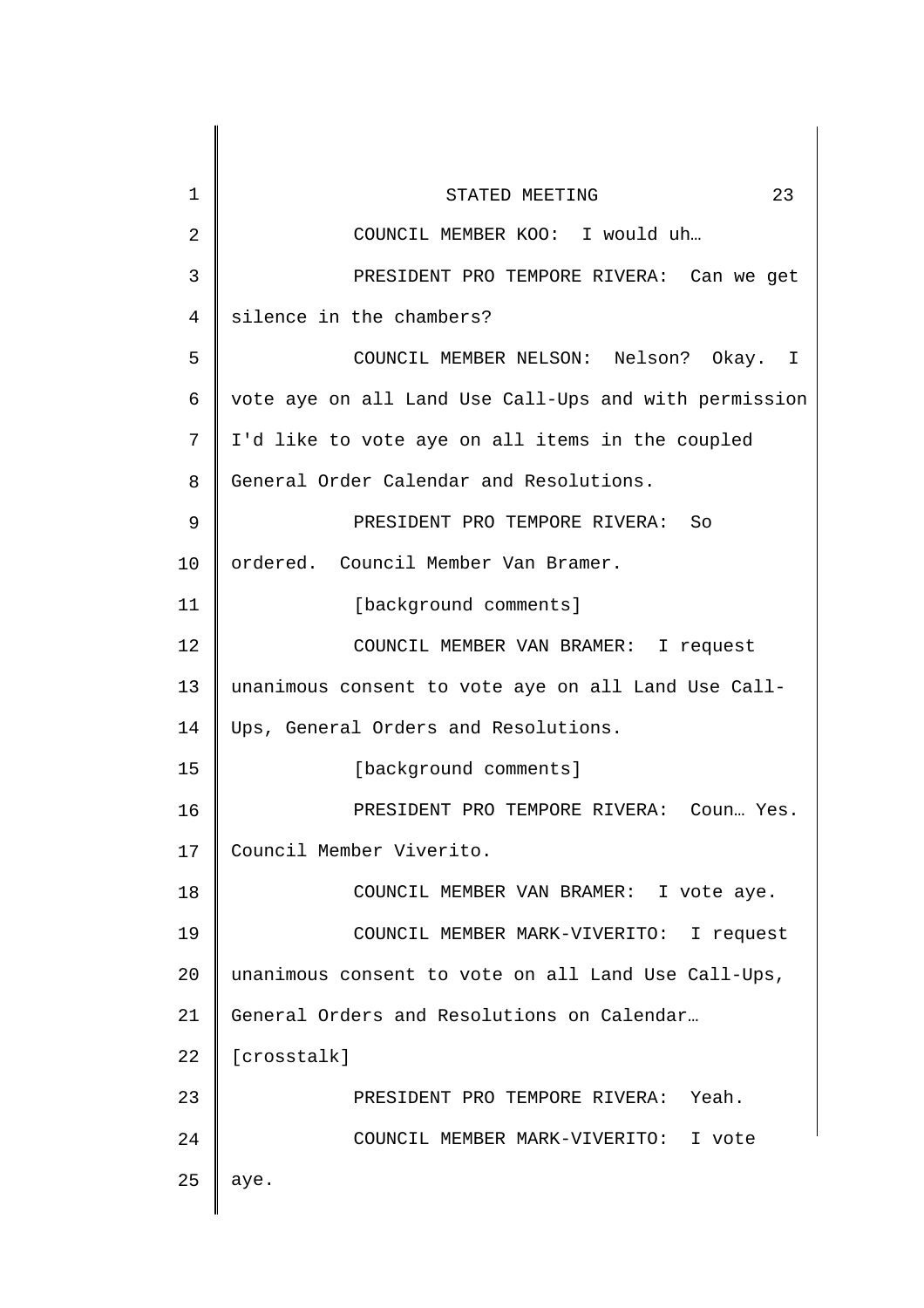COUNCIL MEMBER KOO: I would uh…

PRESIDENT PRO TEMPORE RIVERA: Can we get silence in the chambers?

COUNCIL MEMBER NELSON: Nelson? Okay. I vote aye on all Land Use Call-Ups and with permission I'd like to vote aye on all items in the coupled General Order Calendar and Resolutions.

PRESIDENT PRO TEMPORE RIVERA: So ordered. Council Member Van Bramer.

[background comments]

COUNCIL MEMBER VAN BRAMER: I request unanimous consent to vote aye on all Land Use Call-Ups, General Orders and Resolutions.

[background comments]

PRESIDENT PRO TEMPORE RIVERA: Coun… Yes. Council Member Viverito.

COUNCIL MEMBER VAN BRAMER: I vote aye.

COUNCIL MEMBER MARK-VIVERITO: I request unanimous consent to vote on all Land Use Call-Ups, General Orders and Resolutions on Calendar… [crosstalk]

PRESIDENT PRO TEMPORE RIVERA: Yeah.

COUNCIL MEMBER MARK-VIVERITO: I vote aye.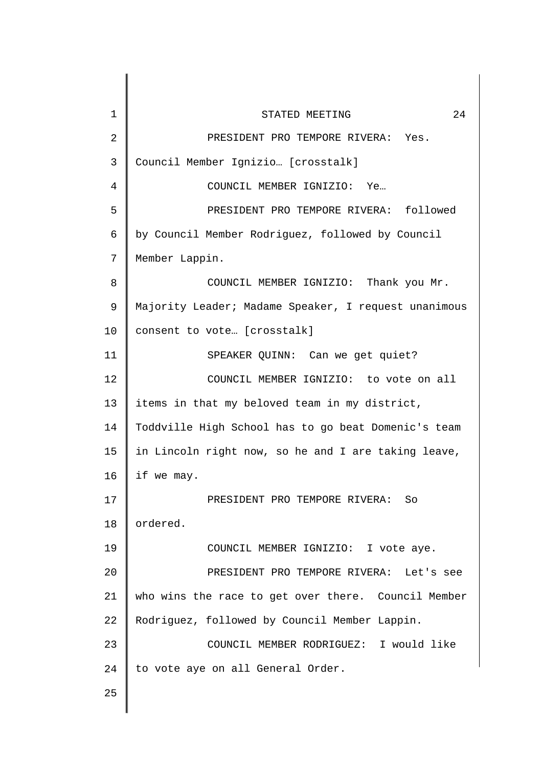PRESIDENT PRO TEMPORE RIVERA: Yes. Council Member Ignizio… [crosstalk]

COUNCIL MEMBER IGNIZIO: Ye…

PRESIDENT PRO TEMPORE RIVERA: followed by Council Member Rodriguez, followed by Council Member Lappin.

COUNCIL MEMBER IGNIZIO: Thank you Mr. Majority Leader; Madame Speaker, I request unanimous consent to vote… [crosstalk]

SPEAKER QUINN: Can we get quiet?

COUNCIL MEMBER IGNIZIO: to vote on all items in that my beloved team in my district, Toddville High School has to go beat Domenic's team in Lincoln right now, so he and I are taking leave, if we may.

PRESIDENT PRO TEMPORE RIVERA: So ordered.

COUNCIL MEMBER IGNIZIO: I vote aye.

PRESIDENT PRO TEMPORE RIVERA: Let's see who wins the race to get over there. Council Member Rodriguez, followed by Council Member Lappin.

COUNCIL MEMBER RODRIGUEZ: I would like to vote aye on all General Order.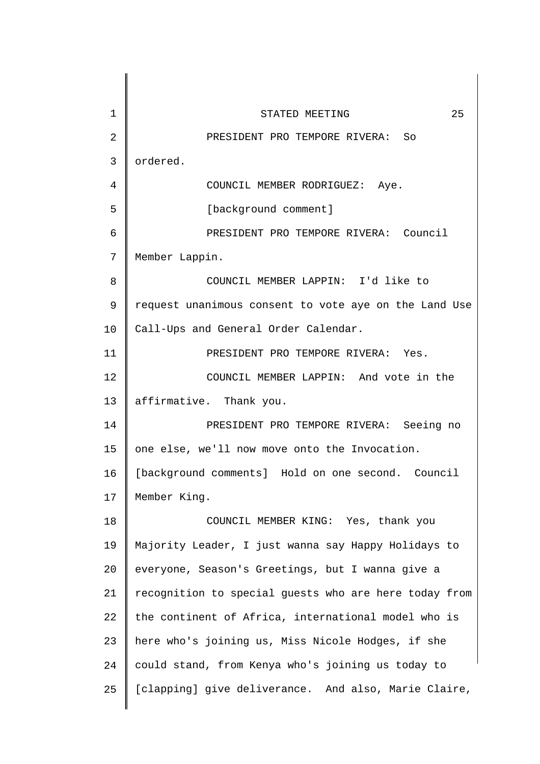PRESIDENT PRO TEMPORE RIVERA: So ordered.

COUNCIL MEMBER RODRIGUEZ: Aye.

[background comment]

PRESIDENT PRO TEMPORE RIVERA: Council Member Lappin.

COUNCIL MEMBER LAPPIN: I'd like to request unanimous consent to vote aye on the Land Use Call-Ups and General Order Calendar.

PRESIDENT PRO TEMPORE RIVERA: Yes.

COUNCIL MEMBER LAPPIN: And vote in the affirmative. Thank you.

PRESIDENT PRO TEMPORE RIVERA: Seeing no one else, we'll now move onto the Invocation. [background comments] Hold on one second. Council Member King.

COUNCIL MEMBER KING: Yes, thank you Majority Leader, I just wanna say Happy Holidays to everyone, Season's Greetings, but I wanna give a recognition to special guests who are here today from the continent of Africa, international model who is here who's joining us, Miss Nicole Hodges, if she could stand, from Kenya who's joining us today to [clapping] give deliverance. And also, Marie Claire,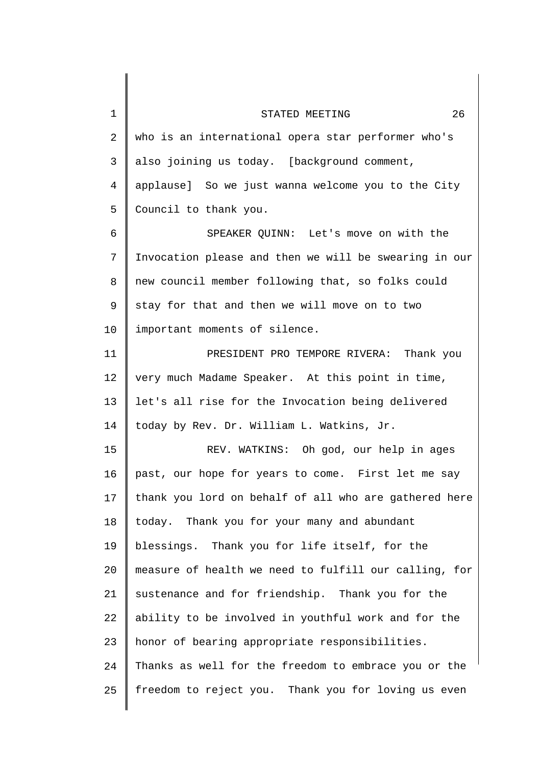who is an international opera star performer who's also joining us today. [background comment, applause] So we just wanna welcome you to the City Council to thank you.

SPEAKER QUINN: Let's move on with the Invocation please and then we will be swearing in our new council member following that, so folks could stay for that and then we will move on to two important moments of silence.

PRESIDENT PRO TEMPORE RIVERA: Thank you very much Madame Speaker. At this point in time, let's all rise for the Invocation being delivered today by Rev. Dr. William L. Watkins, Jr.

REV. WATKINS: Oh god, our help in ages past, our hope for years to come. First let me say thank you lord on behalf of all who are gathered here today. Thank you for your many and abundant blessings. Thank you for life itself, for the measure of health we need to fulfill our calling, for sustenance and for friendship. Thank you for the ability to be involved in youthful work and for the honor of bearing appropriate responsibilities. Thanks as well for the freedom to embrace you or the freedom to reject you. Thank you for loving us even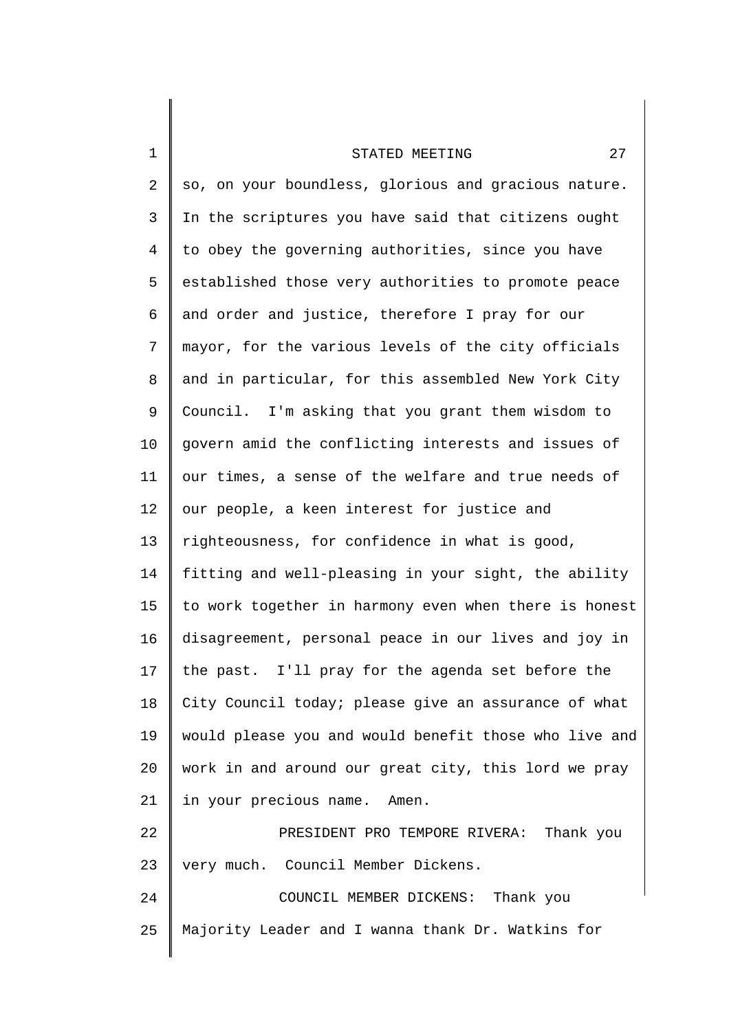so, on your boundless, glorious and gracious nature. In the scriptures you have said that citizens ought to obey the governing authorities, since you have established those very authorities to promote peace and order and justice, therefore I pray for our mayor, for the various levels of the city officials and in particular, for this assembled New York City Council. I'm asking that you grant them wisdom to govern amid the conflicting interests and issues of our times, a sense of the welfare and true needs of our people, a keen interest for justice and righteousness, for confidence in what is good, fitting and well-pleasing in your sight, the ability to work together in harmony even when there is honest disagreement, personal peace in our lives and joy in the past. I'll pray for the agenda set before the City Council today; please give an assurance of what would please you and would benefit those who live and work in and around our great city, this lord we pray in your precious name. Amen.

PRESIDENT PRO TEMPORE RIVERA: Thank you very much. Council Member Dickens.

COUNCIL MEMBER DICKENS: Thank you Majority Leader and I wanna thank Dr. Watkins for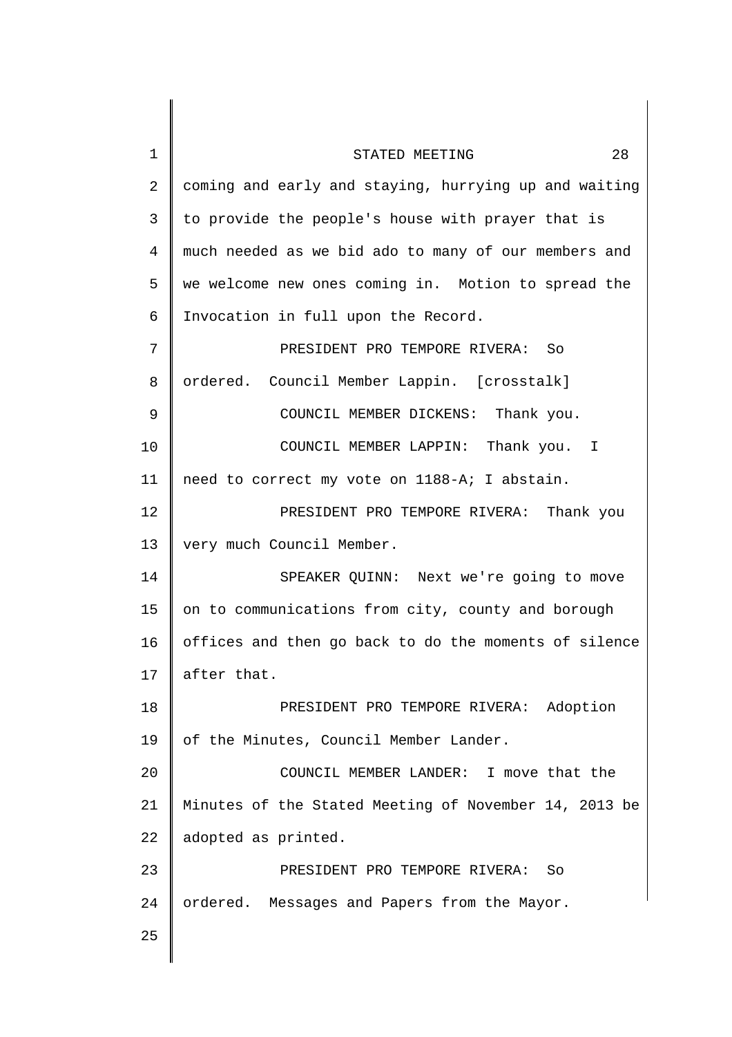coming and early and staying, hurrying up and waiting to provide the people's house with prayer that is much needed as we bid ado to many of our members and we welcome new ones coming in. Motion to spread the Invocation in full upon the Record.

PRESIDENT PRO TEMPORE RIVERA: So ordered. Council Member Lappin. [crosstalk]

COUNCIL MEMBER DICKENS: Thank you.

COUNCIL MEMBER LAPPIN: Thank you. I need to correct my vote on 1188-A; I abstain.

PRESIDENT PRO TEMPORE RIVERA: Thank you very much Council Member.

SPEAKER QUINN: Next we're going to move on to communications from city, county and borough offices and then go back to do the moments of silence after that.

PRESIDENT PRO TEMPORE RIVERA: Adoption of the Minutes, Council Member Lander.

COUNCIL MEMBER LANDER: I move that the Minutes of the Stated Meeting of November 14, 2013 be adopted as printed.

PRESIDENT PRO TEMPORE RIVERA: So ordered. Messages and Papers from the Mayor.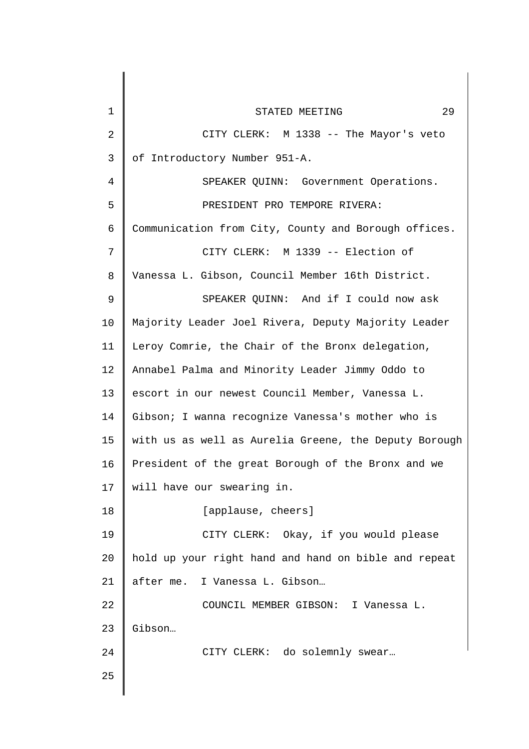CITY CLERK: M 1338 -- The Mayor's veto of Introductory Number 951-A.

SPEAKER QUINN: Government Operations.

PRESIDENT PRO TEMPORE RIVERA: Communication from City, County and Borough offices.

CITY CLERK: M 1339 -- Election of Vanessa L. Gibson, Council Member 16th District.

SPEAKER QUINN: And if I could now ask Majority Leader Joel Rivera, Deputy Majority Leader Leroy Comrie, the Chair of the Bronx delegation, Annabel Palma and Minority Leader Jimmy Oddo to escort in our newest Council Member, Vanessa L. Gibson; I wanna recognize Vanessa's mother who is with us as well as Aurelia Greene, the Deputy Borough President of the great Borough of the Bronx and we will have our swearing in.

[applause, cheers]

CITY CLERK: Okay, if you would please hold up your right hand and hand on bible and repeat after me. I Vanessa L. Gibson…

COUNCIL MEMBER GIBSON: I Vanessa L. Gibson…

CITY CLERK: do solemnly swear…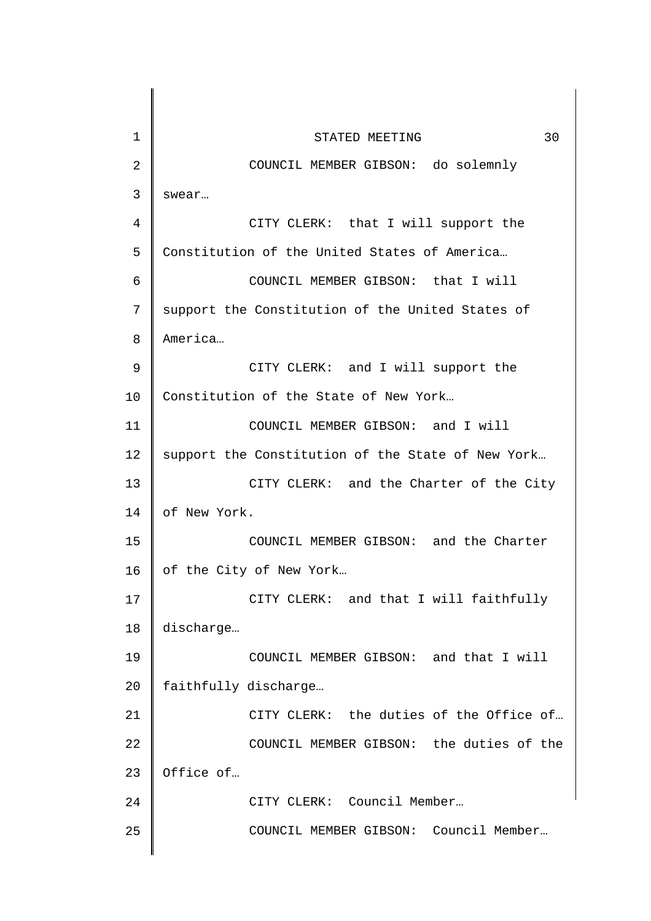COUNCIL MEMBER GIBSON: do solemnly swear…

CITY CLERK: that I will support the Constitution of the United States of America…

COUNCIL MEMBER GIBSON: that I will support the Constitution of the United States of America…

CITY CLERK: and I will support the Constitution of the State of New York…

COUNCIL MEMBER GIBSON: and I will support the Constitution of the State of New York…

CITY CLERK: and the Charter of the City of New York.

COUNCIL MEMBER GIBSON: and the Charter of the City of New York…

CITY CLERK: and that I will faithfully discharge…

COUNCIL MEMBER GIBSON: and that I will faithfully discharge…

CITY CLERK: the duties of the Office of…

COUNCIL MEMBER GIBSON: the duties of the Office of…

CITY CLERK: Council Member…

COUNCIL MEMBER GIBSON: Council Member…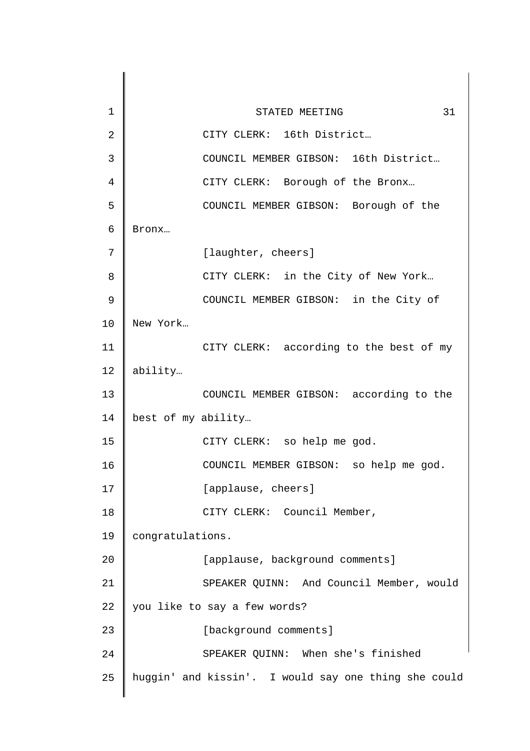CITY CLERK: 16th District…

COUNCIL MEMBER GIBSON: 16th District…

CITY CLERK: Borough of the Bronx…

COUNCIL MEMBER GIBSON: Borough of the Bronx…

[laughter, cheers]

CITY CLERK: in the City of New York…

COUNCIL MEMBER GIBSON: in the City of New York…

CITY CLERK: according to the best of my ability…

COUNCIL MEMBER GIBSON: according to the best of my ability…

CITY CLERK: so help me god.

COUNCIL MEMBER GIBSON: so help me god.

[applause, cheers]

CITY CLERK: Council Member, congratulations.

[applause, background comments]

SPEAKER QUINN: And Council Member, would you like to say a few words?

[background comments]

SPEAKER QUINN: When she's finished huggin' and kissin'. I would say one thing she could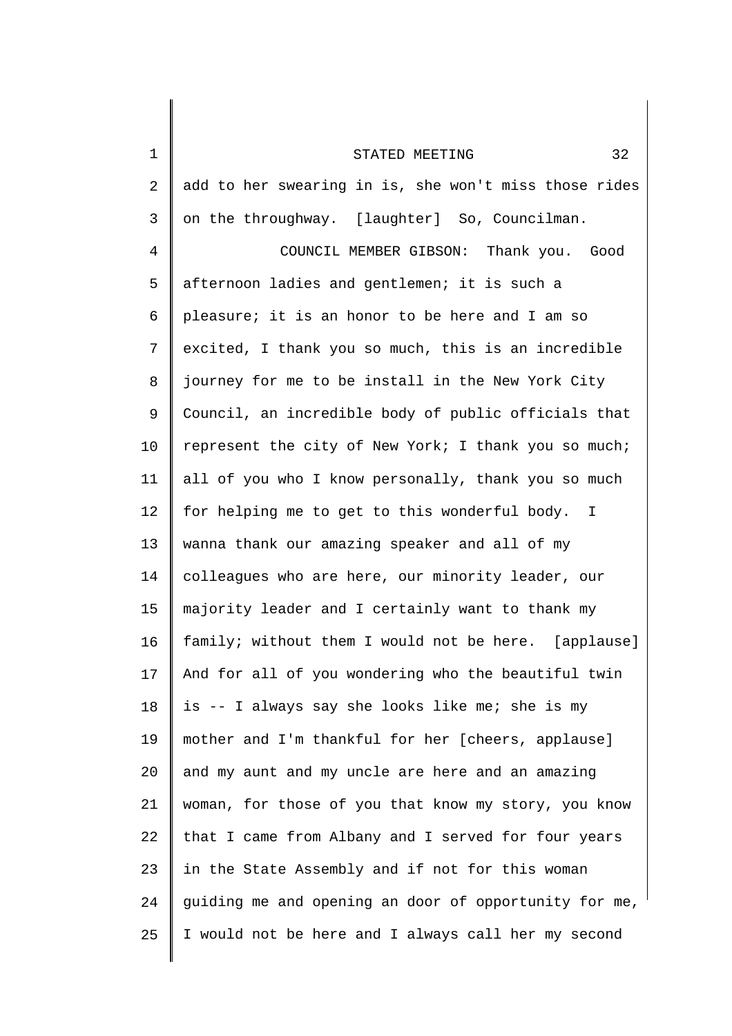add to her swearing in is, she won't miss those rides on the throughway. [laughter] So, Councilman.

COUNCIL MEMBER GIBSON: Thank you. Good afternoon ladies and gentlemen; it is such a pleasure; it is an honor to be here and I am so excited, I thank you so much, this is an incredible journey for me to be install in the New York City Council, an incredible body of public officials that represent the city of New York; I thank you so much; all of you who I know personally, thank you so much for helping me to get to this wonderful body. I wanna thank our amazing speaker and all of my colleagues who are here, our minority leader, our majority leader and I certainly want to thank my family; without them I would not be here. [applause] And for all of you wondering who the beautiful twin is -- I always say she looks like me; she is my mother and I'm thankful for her [cheers, applause] and my aunt and my uncle are here and an amazing woman, for those of you that know my story, you know that I came from Albany and I served for four years in the State Assembly and if not for this woman guiding me and opening an door of opportunity for me, I would not be here and I always call her my second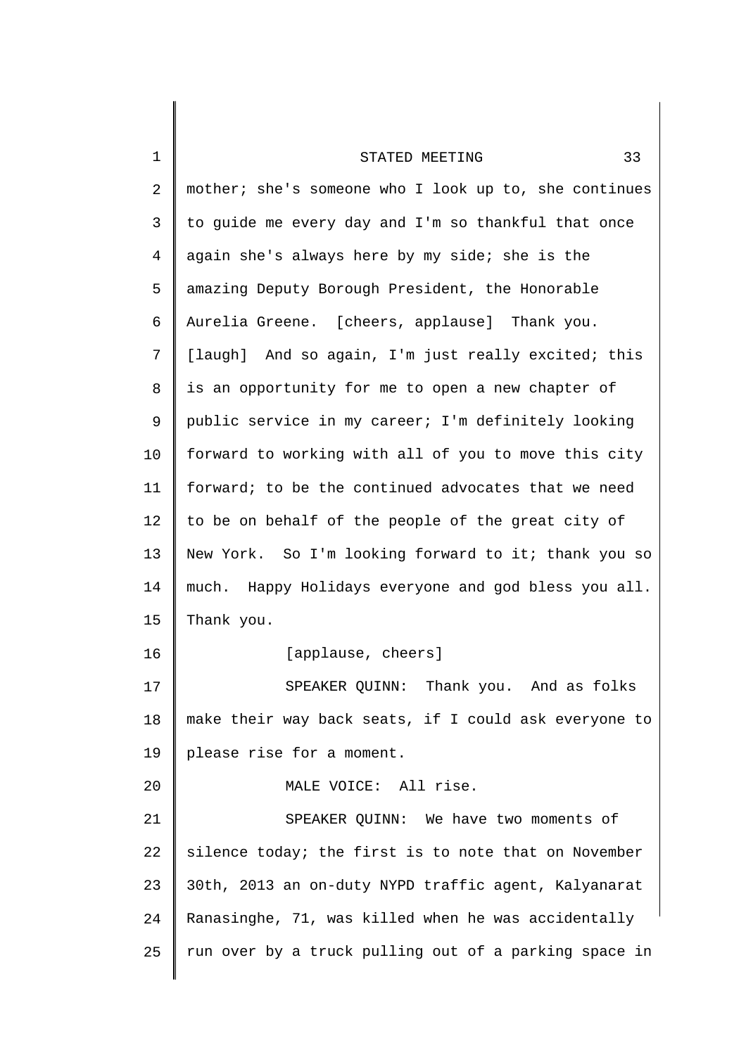mother; she's someone who I look up to, she continues to guide me every day and I'm so thankful that once again she's always here by my side; she is the amazing Deputy Borough President, the Honorable Aurelia Greene. [cheers, applause] Thank you. [laugh] And so again, I'm just really excited; this is an opportunity for me to open a new chapter of public service in my career; I'm definitely looking forward to working with all of you to move this city forward; to be the continued advocates that we need to be on behalf of the people of the great city of New York. So I'm looking forward to it; thank you so much. Happy Holidays everyone and god bless you all. Thank you.

[applause, cheers]

SPEAKER QUINN: Thank you. And as folks make their way back seats, if I could ask everyone to please rise for a moment.

MALE VOICE: All rise.

SPEAKER QUINN: We have two moments of silence today; the first is to note that on November 30th, 2013 an on-duty NYPD traffic agent, Kalyanarat Ranasinghe, 71, was killed when he was accidentally run over by a truck pulling out of a parking space in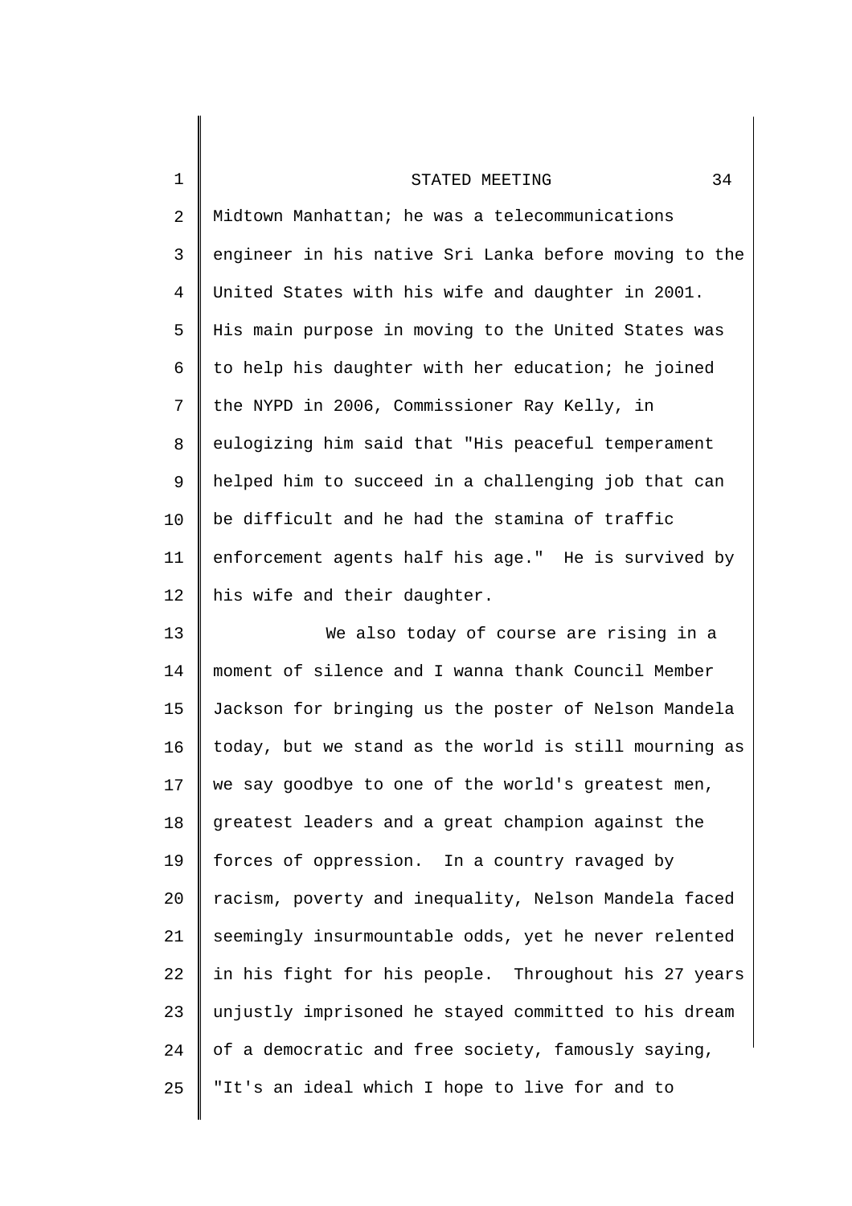Midtown Manhattan; he was a telecommunications engineer in his native Sri Lanka before moving to the United States with his wife and daughter in 2001. His main purpose in moving to the United States was to help his daughter with her education; he joined the NYPD in 2006, Commissioner Ray Kelly, in eulogizing him said that "His peaceful temperament helped him to succeed in a challenging job that can be difficult and he had the stamina of traffic enforcement agents half his age." He is survived by his wife and their daughter.

We also today of course are rising in a moment of silence and I wanna thank Council Member Jackson for bringing us the poster of Nelson Mandela today, but we stand as the world is still mourning as we say goodbye to one of the world's greatest men, greatest leaders and a great champion against the forces of oppression. In a country ravaged by racism, poverty and inequality, Nelson Mandela faced seemingly insurmountable odds, yet he never relented in his fight for his people. Throughout his 27 years unjustly imprisoned he stayed committed to his dream of a democratic and free society, famously saying, "It's an ideal which I hope to live for and to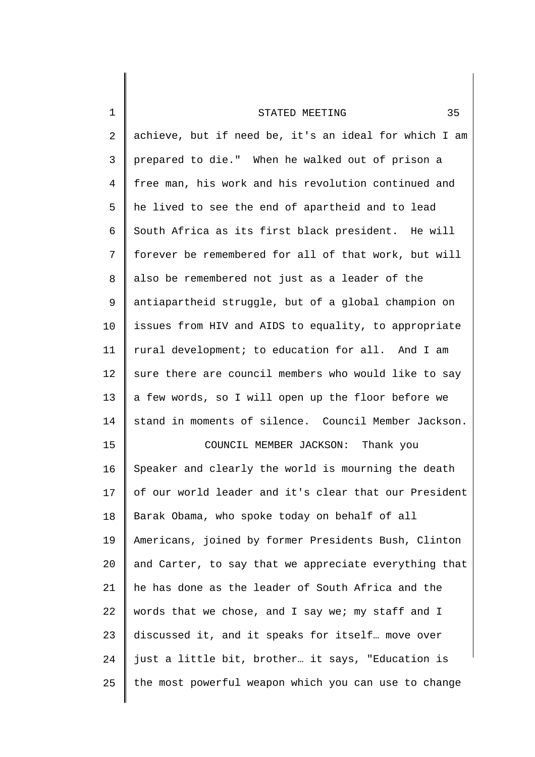achieve, but if need be, it's an ideal for which I am prepared to die." When he walked out of prison a free man, his work and his revolution continued and he lived to see the end of apartheid and to lead South Africa as its first black president. He will forever be remembered for all of that work, but will also be remembered not just as a leader of the antiapartheid struggle, but of a global champion on issues from HIV and AIDS to equality, to appropriate rural development; to education for all. And I am sure there are council members who would like to say a few words, so I will open up the floor before we stand in moments of silence. Council Member Jackson.

COUNCIL MEMBER JACKSON: Thank you Speaker and clearly the world is mourning the death of our world leader and it's clear that our President Barak Obama, who spoke today on behalf of all Americans, joined by former Presidents Bush, Clinton and Carter, to say that we appreciate everything that he has done as the leader of South Africa and the words that we chose, and I say we; my staff and I discussed it, and it speaks for itself… move over just a little bit, brother… it says, "Education is the most powerful weapon which you can use to change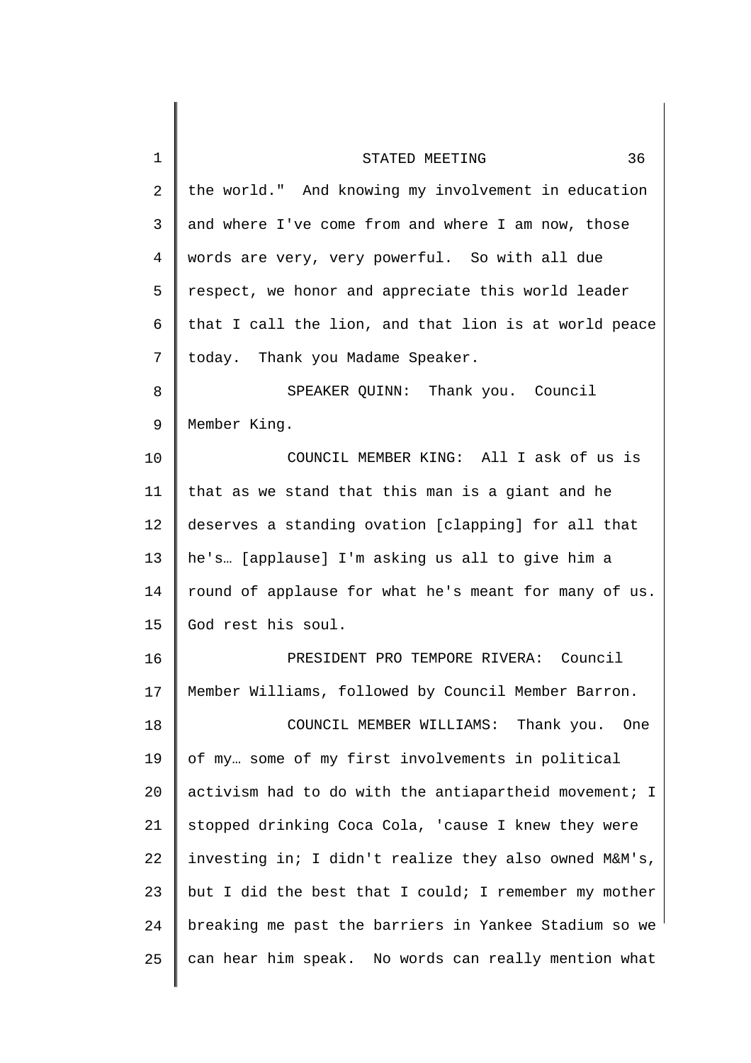the world." And knowing my involvement in education and where I've come from and where I am now, those words are very, very powerful. So with all due respect, we honor and appreciate this world leader that I call the lion, and that lion is at world peace today. Thank you Madame Speaker.

SPEAKER QUINN: Thank you. Council Member King.

COUNCIL MEMBER KING: All I ask of us is that as we stand that this man is a giant and he deserves a standing ovation [clapping] for all that he's… [applause] I'm asking us all to give him a round of applause for what he's meant for many of us. God rest his soul.

PRESIDENT PRO TEMPORE RIVERA: Council Member Williams, followed by Council Member Barron.

COUNCIL MEMBER WILLIAMS: Thank you. One of my… some of my first involvements in political activism had to do with the antiapartheid movement; I stopped drinking Coca Cola, 'cause I knew they were investing in; I didn't realize they also owned M&M's, but I did the best that I could; I remember my mother breaking me past the barriers in Yankee Stadium so we can hear him speak. No words can really mention what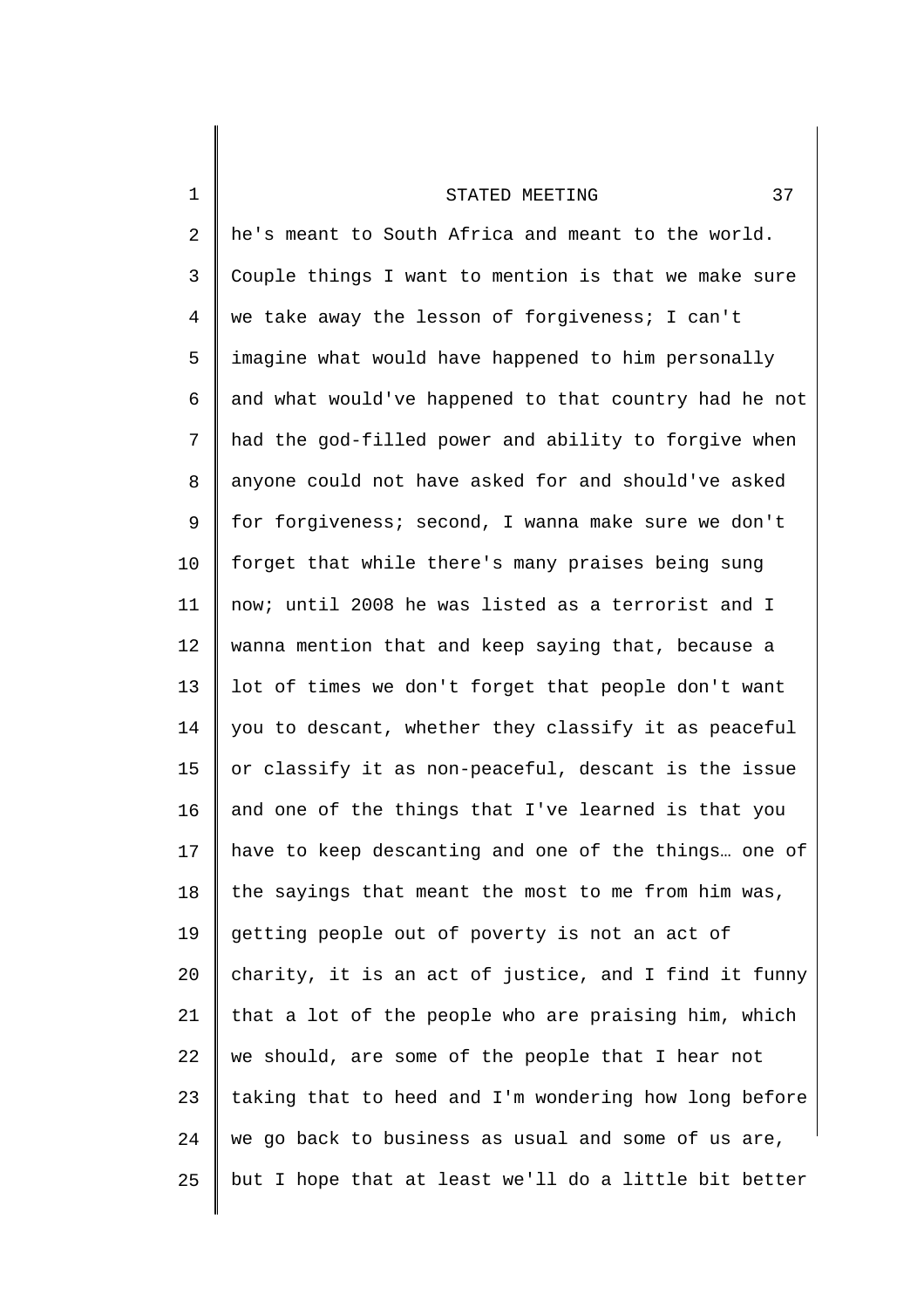he's meant to South Africa and meant to the world. Couple things I want to mention is that we make sure we take away the lesson of forgiveness; I can't imagine what would have happened to him personally and what would've happened to that country had he not had the god-filled power and ability to forgive when anyone could not have asked for and should've asked for forgiveness; second, I wanna make sure we don't forget that while there's many praises being sung now; until 2008 he was listed as a terrorist and I wanna mention that and keep saying that, because a lot of times we don't forget that people don't want you to descant, whether they classify it as peaceful or classify it as non-peaceful, descant is the issue and one of the things that I've learned is that you have to keep descanting and one of the things… one of the sayings that meant the most to me from him was, getting people out of poverty is not an act of charity, it is an act of justice, and I find it funny that a lot of the people who are praising him, which we should, are some of the people that I hear not taking that to heed and I'm wondering how long before we go back to business as usual and some of us are, but I hope that at least we'll do a little bit better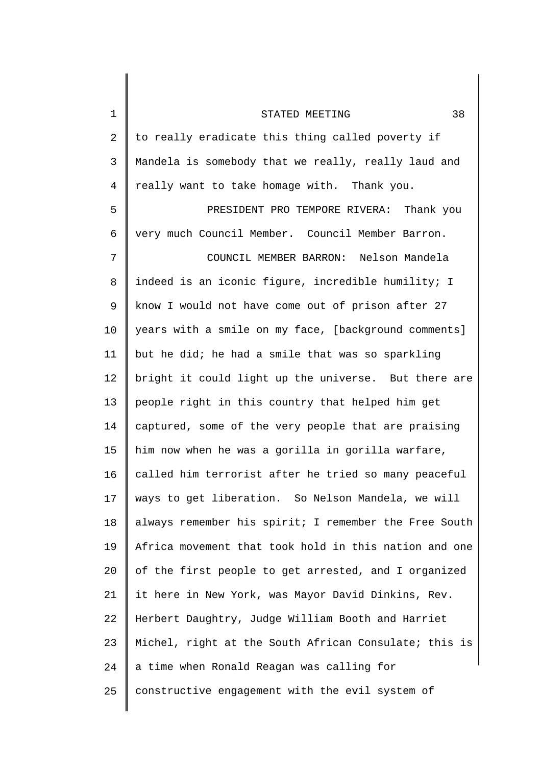to really eradicate this thing called poverty if Mandela is somebody that we really, really laud and really want to take homage with. Thank you.

PRESIDENT PRO TEMPORE RIVERA: Thank you very much Council Member. Council Member Barron.

COUNCIL MEMBER BARRON: Nelson Mandela indeed is an iconic figure, incredible humility; I know I would not have come out of prison after 27 years with a smile on my face, [background comments] but he did; he had a smile that was so sparkling bright it could light up the universe. But there are people right in this country that helped him get captured, some of the very people that are praising him now when he was a gorilla in gorilla warfare, called him terrorist after he tried so many peaceful ways to get liberation. So Nelson Mandela, we will always remember his spirit; I remember the Free South Africa movement that took hold in this nation and one of the first people to get arrested, and I organized it here in New York, was Mayor David Dinkins, Rev. Herbert Daughtry, Judge William Booth and Harriet Michel, right at the South African Consulate; this is a time when Ronald Reagan was calling for constructive engagement with the evil system of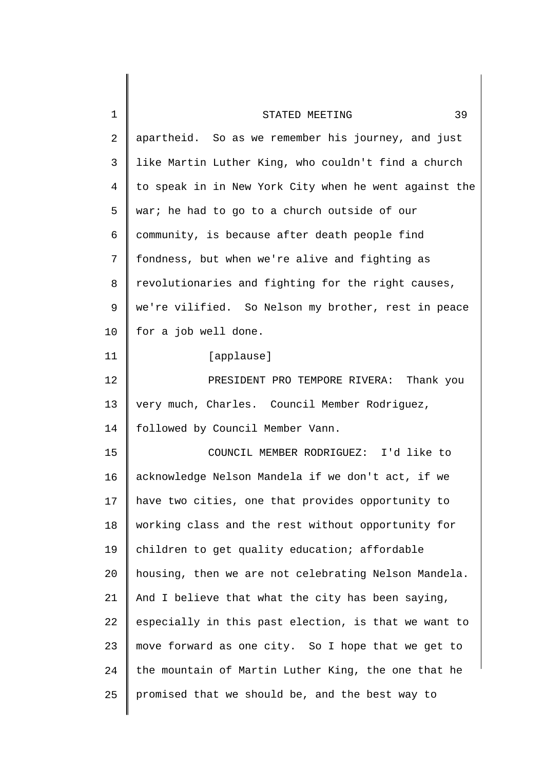apartheid. So as we remember his journey, and just like Martin Luther King, who couldn't find a church to speak in in New York City when he went against the war; he had to go to a church outside of our community, is because after death people find fondness, but when we're alive and fighting as revolutionaries and fighting for the right causes, we're vilified. So Nelson my brother, rest in peace for a job well done.

[applause]

PRESIDENT PRO TEMPORE RIVERA: Thank you very much, Charles. Council Member Rodriguez, followed by Council Member Vann.

COUNCIL MEMBER RODRIGUEZ: I'd like to acknowledge Nelson Mandela if we don't act, if we have two cities, one that provides opportunity to working class and the rest without opportunity for children to get quality education; affordable housing, then we are not celebrating Nelson Mandela. And I believe that what the city has been saying, especially in this past election, is that we want to move forward as one city. So I hope that we get to the mountain of Martin Luther King, the one that he promised that we should be, and the best way to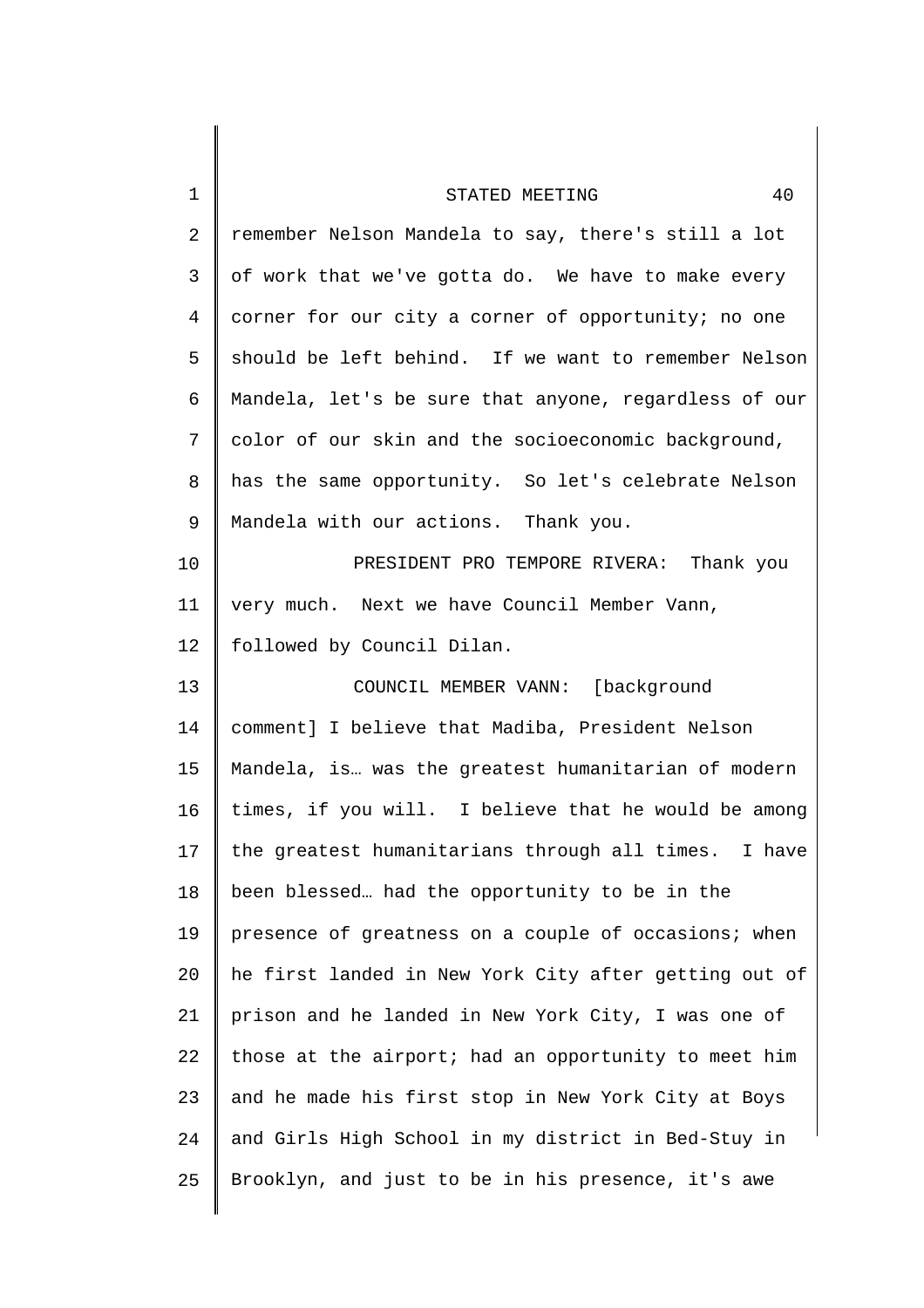remember Nelson Mandela to say, there's still a lot of work that we've gotta do. We have to make every corner for our city a corner of opportunity; no one should be left behind. If we want to remember Nelson Mandela, let's be sure that anyone, regardless of our color of our skin and the socioeconomic background, has the same opportunity. So let's celebrate Nelson Mandela with our actions. Thank you.

PRESIDENT PRO TEMPORE RIVERA: Thank you very much. Next we have Council Member Vann, followed by Council Dilan.

COUNCIL MEMBER VANN: [background comment] I believe that Madiba, President Nelson Mandela, is… was the greatest humanitarian of modern times, if you will. I believe that he would be among the greatest humanitarians through all times. I have been blessed… had the opportunity to be in the presence of greatness on a couple of occasions; when he first landed in New York City after getting out of prison and he landed in New York City, I was one of those at the airport; had an opportunity to meet him and he made his first stop in New York City at Boys and Girls High School in my district in Bed-Stuy in Brooklyn, and just to be in his presence, it's awe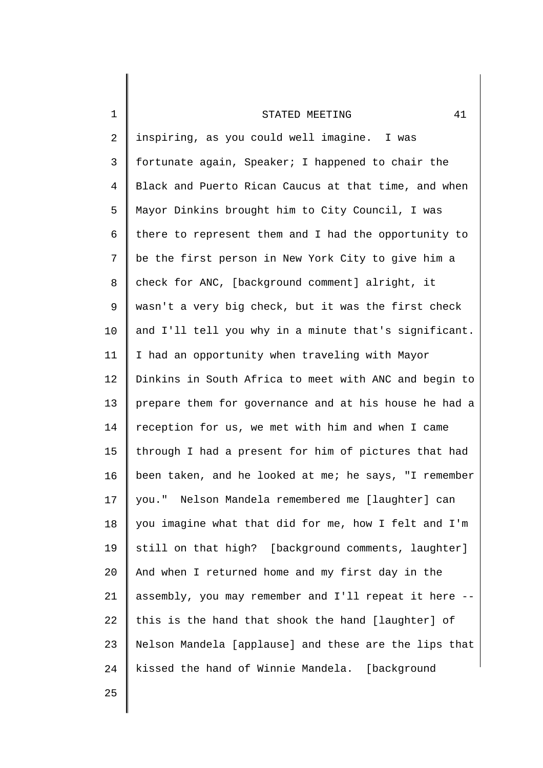inspiring, as you could well imagine. I was fortunate again, Speaker; I happened to chair the Black and Puerto Rican Caucus at that time, and when Mayor Dinkins brought him to City Council, I was there to represent them and I had the opportunity to be the first person in New York City to give him a check for ANC, [background comment] alright, it wasn't a very big check, but it was the first check and I'll tell you why in a minute that's significant. I had an opportunity when traveling with Mayor Dinkins in South Africa to meet with ANC and begin to prepare them for governance and at his house he had a reception for us, we met with him and when I came through I had a present for him of pictures that had been taken, and he looked at me; he says, "I remember you." Nelson Mandela remembered me [laughter] can you imagine what that did for me, how I felt and I'm still on that high? [background comments, laughter] And when I returned home and my first day in the assembly, you may remember and I'll repeat it here -- this is the hand that shook the hand [laughter] of Nelson Mandela [applause] and these are the lips that kissed the hand of Winnie Mandela. [background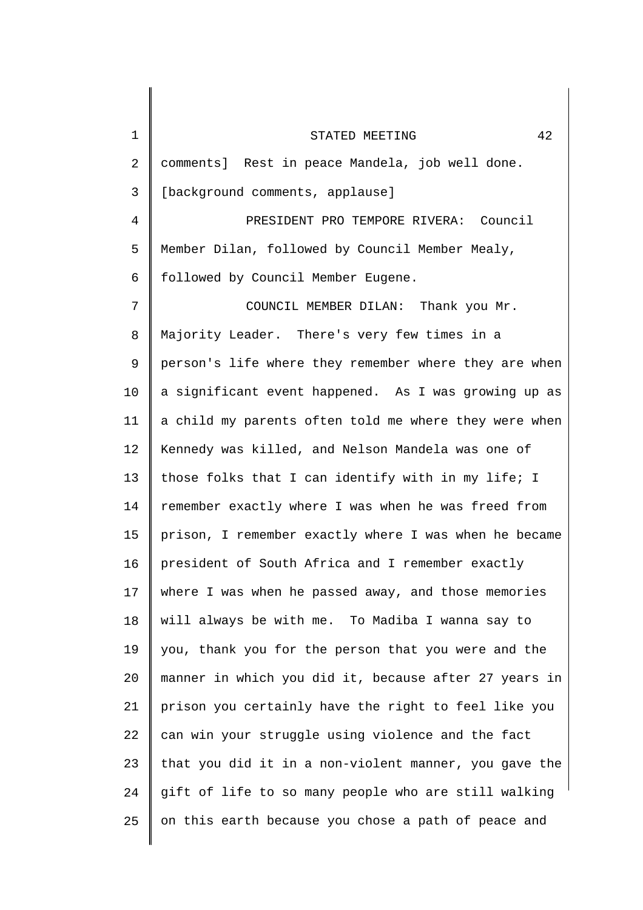comments] Rest in peace Mandela, job well done.
[background comments, applause]

PRESIDENT PRO TEMPORE RIVERA: Council Member Dilan, followed by Council Member Mealy, followed by Council Member Eugene.

COUNCIL MEMBER DILAN: Thank you Mr. Majority Leader. There's very few times in a person's life where they remember where they are when a significant event happened. As I was growing up as a child my parents often told me where they were when Kennedy was killed, and Nelson Mandela was one of those folks that I can identify with in my life; I remember exactly where I was when he was freed from prison, I remember exactly where I was when he became president of South Africa and I remember exactly where I was when he passed away, and those memories will always be with me. To Madiba I wanna say to you, thank you for the person that you were and the manner in which you did it, because after 27 years in prison you certainly have the right to feel like you can win your struggle using violence and the fact that you did it in a non-violent manner, you gave the gift of life to so many people who are still walking on this earth because you chose a path of peace and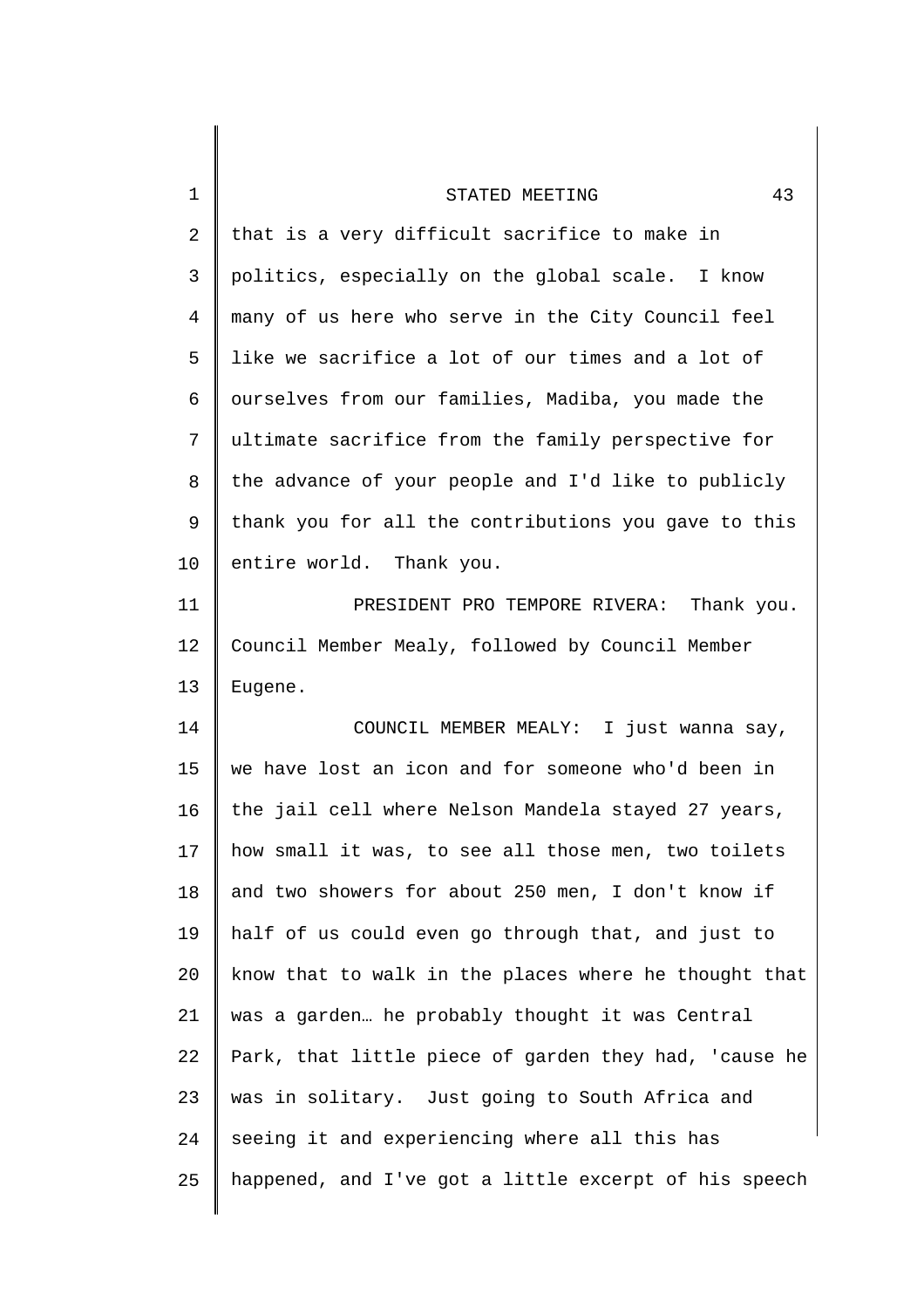that is a very difficult sacrifice to make in politics, especially on the global scale. I know many of us here who serve in the City Council feel like we sacrifice a lot of our times and a lot of ourselves from our families, Madiba, you made the ultimate sacrifice from the family perspective for the advance of your people and I'd like to publicly thank you for all the contributions you gave to this entire world. Thank you.

PRESIDENT PRO TEMPORE RIVERA: Thank you. Council Member Mealy, followed by Council Member Eugene.

COUNCIL MEMBER MEALY: I just wanna say, we have lost an icon and for someone who'd been in the jail cell where Nelson Mandela stayed 27 years, how small it was, to see all those men, two toilets and two showers for about 250 men, I don't know if half of us could even go through that, and just to know that to walk in the places where he thought that was a garden… he probably thought it was Central Park, that little piece of garden they had, 'cause he was in solitary. Just going to South Africa and seeing it and experiencing where all this has happened, and I've got a little excerpt of his speech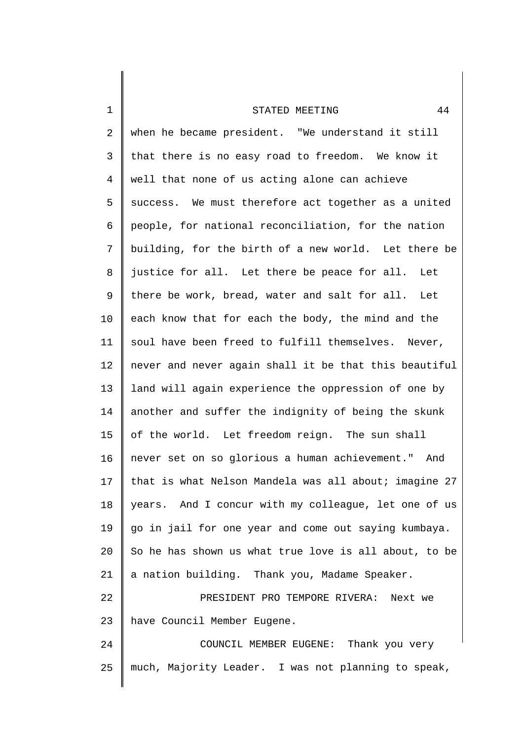when he became president. "We understand it still that there is no easy road to freedom. We know it well that none of us acting alone can achieve success. We must therefore act together as a united people, for national reconciliation, for the nation building, for the birth of a new world. Let there be justice for all. Let there be peace for all. Let there be work, bread, water and salt for all. Let each know that for each the body, the mind and the soul have been freed to fulfill themselves. Never, never and never again shall it be that this beautiful land will again experience the oppression of one by another and suffer the indignity of being the skunk of the world. Let freedom reign. The sun shall never set on so glorious a human achievement." And that is what Nelson Mandela was all about; imagine 27 years. And I concur with my colleague, let one of us go in jail for one year and come out saying kumbaya. So he has shown us what true love is all about, to be a nation building. Thank you, Madame Speaker.

PRESIDENT PRO TEMPORE RIVERA: Next we have Council Member Eugene.

COUNCIL MEMBER EUGENE: Thank you very much, Majority Leader. I was not planning to speak,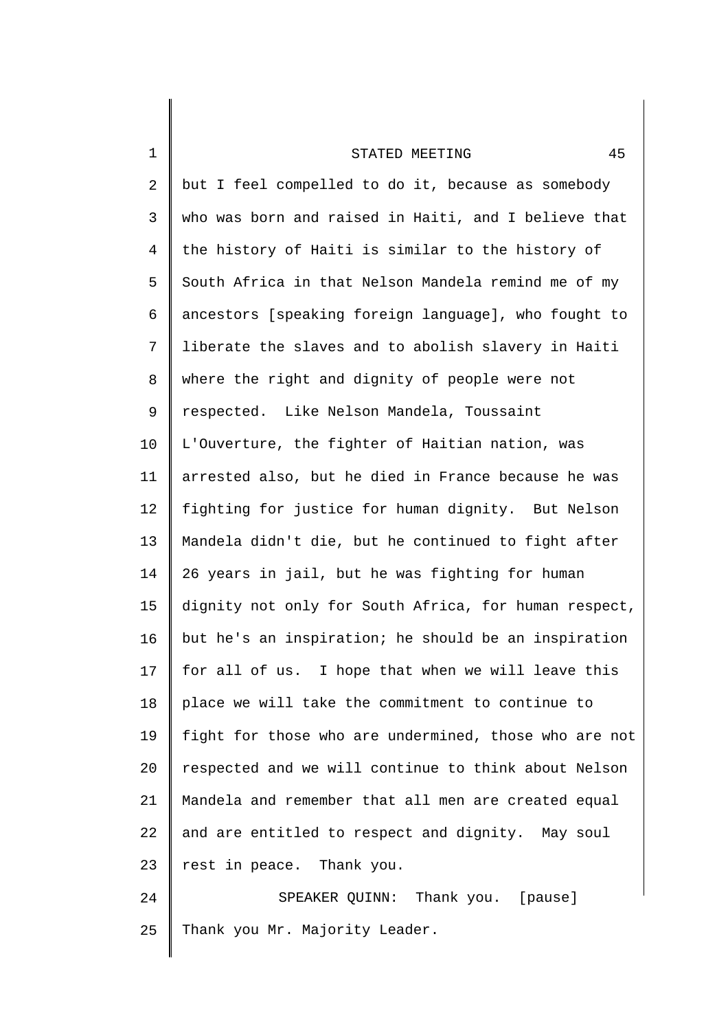but I feel compelled to do it, because as somebody who was born and raised in Haiti, and I believe that the history of Haiti is similar to the history of South Africa in that Nelson Mandela remind me of my ancestors [speaking foreign language], who fought to liberate the slaves and to abolish slavery in Haiti where the right and dignity of people were not respected. Like Nelson Mandela, Toussaint L'Ouverture, the fighter of Haitian nation, was arrested also, but he died in France because he was fighting for justice for human dignity. But Nelson Mandela didn't die, but he continued to fight after 26 years in jail, but he was fighting for human dignity not only for South Africa, for human respect, but he's an inspiration; he should be an inspiration for all of us. I hope that when we will leave this place we will take the commitment to continue to fight for those who are undermined, those who are not respected and we will continue to think about Nelson Mandela and remember that all men are created equal and are entitled to respect and dignity. May soul rest in peace. Thank you.

SPEAKER QUINN: Thank you. [pause] Thank you Mr. Majority Leader.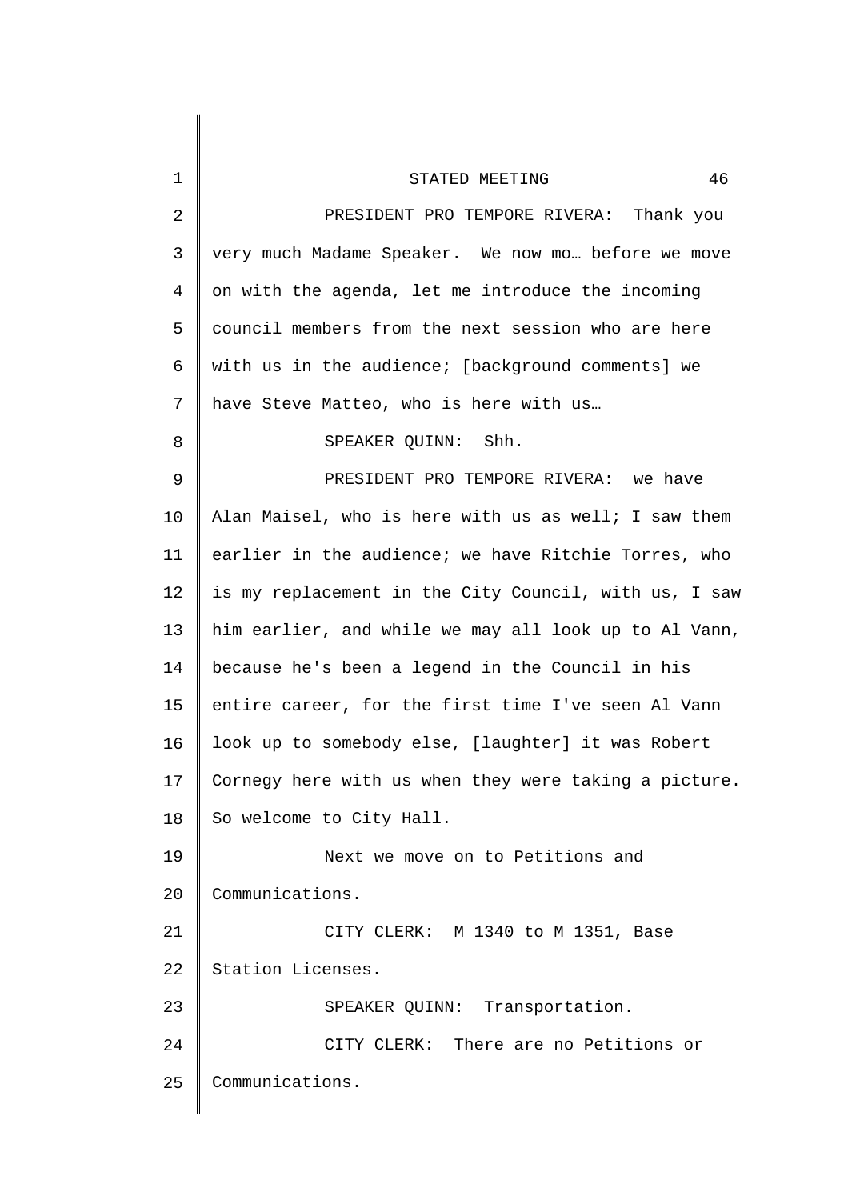PRESIDENT PRO TEMPORE RIVERA: Thank you very much Madame Speaker. We now mo… before we move on with the agenda, let me introduce the incoming council members from the next session who are here with us in the audience; [background comments] we have Steve Matteo, who is here with us…

SPEAKER QUINN: Shh.

PRESIDENT PRO TEMPORE RIVERA: we have Alan Maisel, who is here with us as well; I saw them earlier in the audience; we have Ritchie Torres, who is my replacement in the City Council, with us, I saw him earlier, and while we may all look up to Al Vann, because he's been a legend in the Council in his entire career, for the first time I've seen Al Vann look up to somebody else, [laughter] it was Robert Cornegy here with us when they were taking a picture. So welcome to City Hall.

Next we move on to Petitions and Communications.

CITY CLERK: M 1340 to M 1351, Base Station Licenses.

SPEAKER QUINN: Transportation.

CITY CLERK: There are no Petitions or Communications.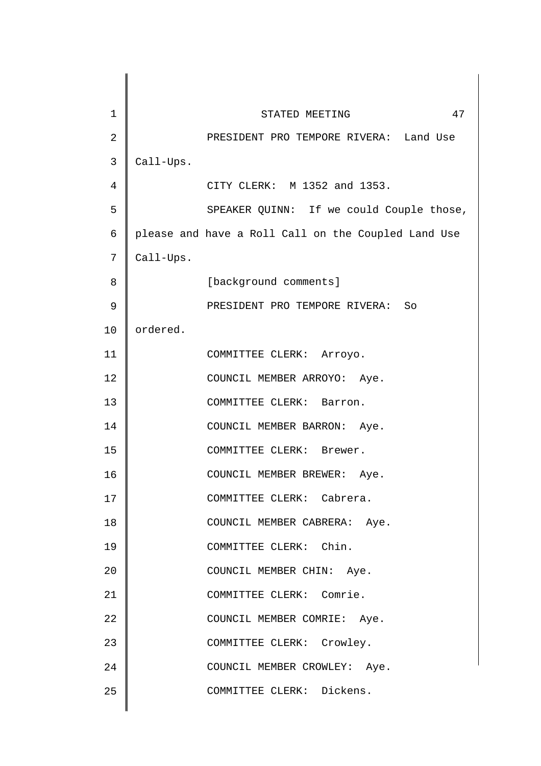PRESIDENT PRO TEMPORE RIVERA: Land Use Call-Ups.

CITY CLERK: M 1352 and 1353.

SPEAKER QUINN: If we could Couple those, please and have a Roll Call on the Coupled Land Use Call-Ups.

[background comments]

PRESIDENT PRO TEMPORE RIVERA: So ordered.

COMMITTEE CLERK: Arroyo.

COUNCIL MEMBER ARROYO: Aye.

COMMITTEE CLERK: Barron.

COUNCIL MEMBER BARRON: Aye.

COMMITTEE CLERK: Brewer.

COUNCIL MEMBER BREWER: Aye.

COMMITTEE CLERK: Cabrera.

COUNCIL MEMBER CABRERA: Aye.

COMMITTEE CLERK: Chin.

COUNCIL MEMBER CHIN: Aye.

COMMITTEE CLERK: Comrie.

COUNCIL MEMBER COMRIE: Aye.

COMMITTEE CLERK: Crowley.

COUNCIL MEMBER CROWLEY: Aye.

COMMITTEE CLERK: Dickens.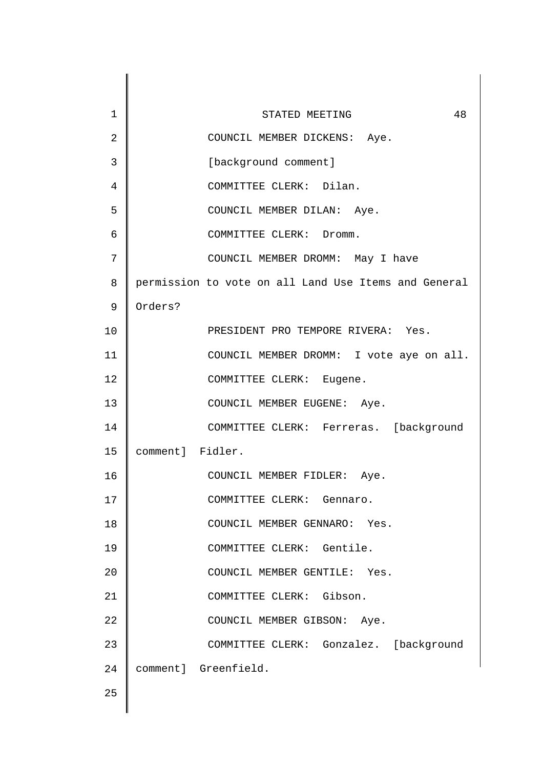COUNCIL MEMBER DICKENS: Aye.

[background comment]

COMMITTEE CLERK: Dilan.

COUNCIL MEMBER DILAN: Aye.

COMMITTEE CLERK: Dromm.

COUNCIL MEMBER DROMM: May I have permission to vote on all Land Use Items and General Orders?

PRESIDENT PRO TEMPORE RIVERA: Yes.

COUNCIL MEMBER DROMM: I vote aye on all.

COMMITTEE CLERK: Eugene.

COUNCIL MEMBER EUGENE: Aye.

COMMITTEE CLERK: Ferreras. [background comment] Fidler.

COUNCIL MEMBER FIDLER: Aye.

COMMITTEE CLERK: Gennaro.

COUNCIL MEMBER GENNARO: Yes.

COMMITTEE CLERK: Gentile.

COUNCIL MEMBER GENTILE: Yes.

COMMITTEE CLERK: Gibson.

COUNCIL MEMBER GIBSON: Aye.

COMMITTEE CLERK: Gonzalez. [background comment] Greenfield.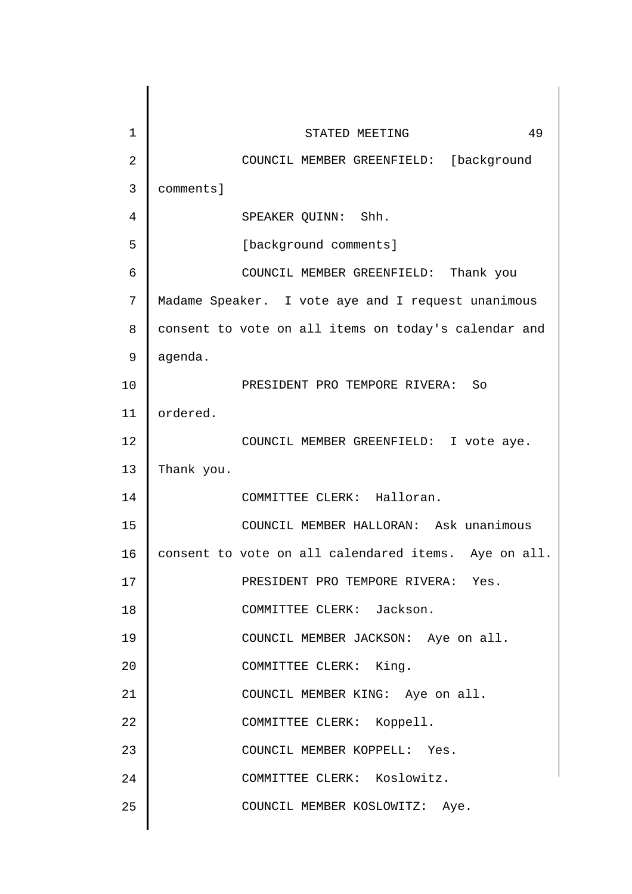COUNCIL MEMBER GREENFIELD: [background comments]

SPEAKER QUINN: Shh.

[background comments]

COUNCIL MEMBER GREENFIELD: Thank you Madame Speaker. I vote aye and I request unanimous consent to vote on all items on today's calendar and agenda.

PRESIDENT PRO TEMPORE RIVERA: So ordered.

COUNCIL MEMBER GREENFIELD: I vote aye. Thank you.

COMMITTEE CLERK: Halloran.

COUNCIL MEMBER HALLORAN: Ask unanimous consent to vote on all calendared items. Aye on all.

PRESIDENT PRO TEMPORE RIVERA: Yes.

COMMITTEE CLERK: Jackson.

COUNCIL MEMBER JACKSON: Aye on all.

COMMITTEE CLERK: King.

COUNCIL MEMBER KING: Aye on all.

COMMITTEE CLERK: Koppell.

COUNCIL MEMBER KOPPELL: Yes.

COMMITTEE CLERK: Koslowitz.

COUNCIL MEMBER KOSLOWITZ: Aye.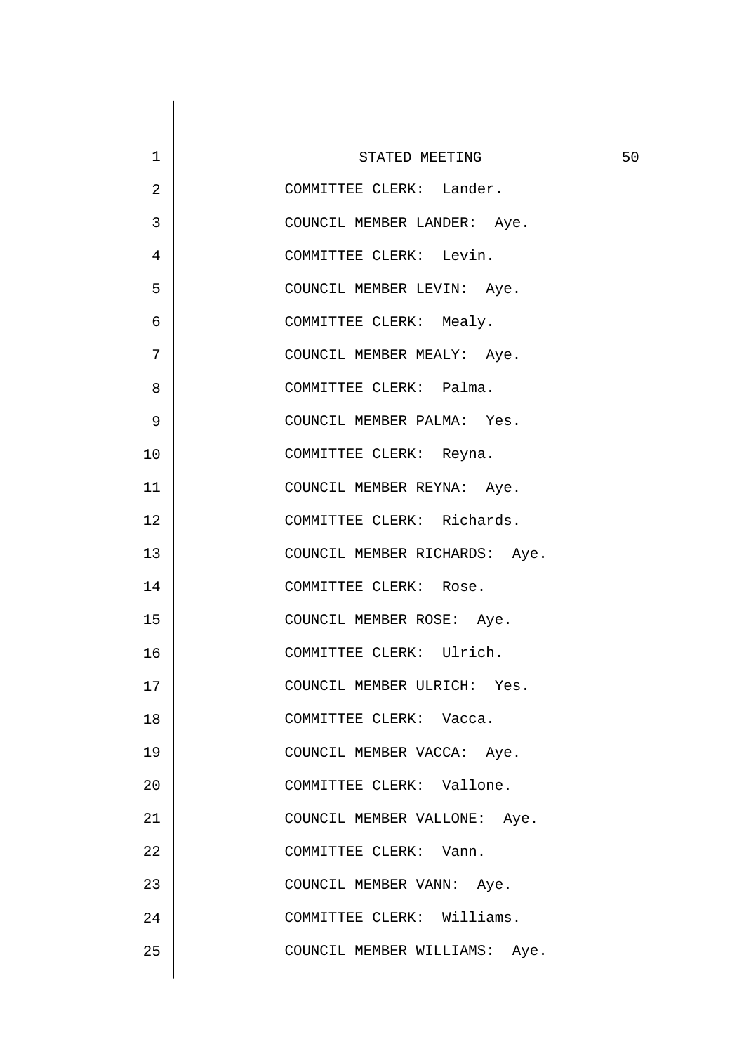COMMITTEE CLERK: Lander.

COUNCIL MEMBER LANDER: Aye.

COMMITTEE CLERK: Levin.

COUNCIL MEMBER LEVIN: Aye.

COMMITTEE CLERK: Mealy.

COUNCIL MEMBER MEALY: Aye.

COMMITTEE CLERK: Palma.

COUNCIL MEMBER PALMA: Yes.

COMMITTEE CLERK: Reyna.

COUNCIL MEMBER REYNA: Aye.

COMMITTEE CLERK: Richards.

COUNCIL MEMBER RICHARDS: Aye.

COMMITTEE CLERK: Rose.

COUNCIL MEMBER ROSE: Aye.

COMMITTEE CLERK: Ulrich.

COUNCIL MEMBER ULRICH: Yes.

COMMITTEE CLERK: Vacca.

COUNCIL MEMBER VACCA: Aye.

COMMITTEE CLERK: Vallone.

COUNCIL MEMBER VALLONE: Aye.

COMMITTEE CLERK: Vann.

COUNCIL MEMBER VANN: Aye.

COMMITTEE CLERK: Williams.

COUNCIL MEMBER WILLIAMS: Aye.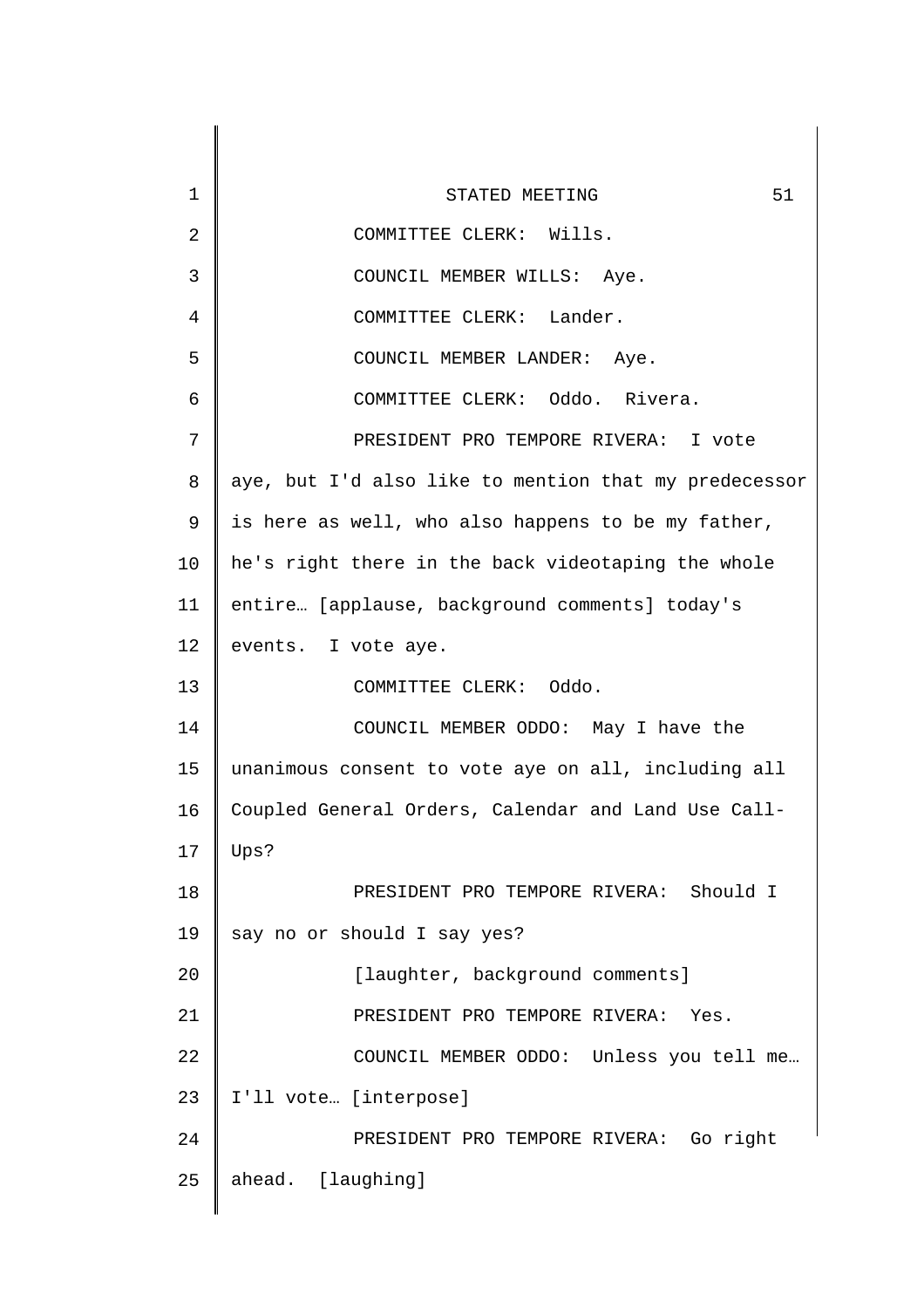COMMITTEE CLERK: Wills.

COUNCIL MEMBER WILLS: Aye.

COMMITTEE CLERK: Lander.

COUNCIL MEMBER LANDER: Aye.

COMMITTEE CLERK: Oddo. Rivera.

PRESIDENT PRO TEMPORE RIVERA: I vote aye, but I'd also like to mention that my predecessor is here as well, who also happens to be my father, he's right there in the back videotaping the whole entire… [applause, background comments] today's events. I vote aye.

COMMITTEE CLERK: Oddo.

COUNCIL MEMBER ODDO: May I have the unanimous consent to vote aye on all, including all Coupled General Orders, Calendar and Land Use Call-Ups?

PRESIDENT PRO TEMPORE RIVERA: Should I say no or should I say yes?

[laughter, background comments]

PRESIDENT PRO TEMPORE RIVERA: Yes.

COUNCIL MEMBER ODDO: Unless you tell me… I'll vote… [interpose]

PRESIDENT PRO TEMPORE RIVERA: Go right ahead. [laughing]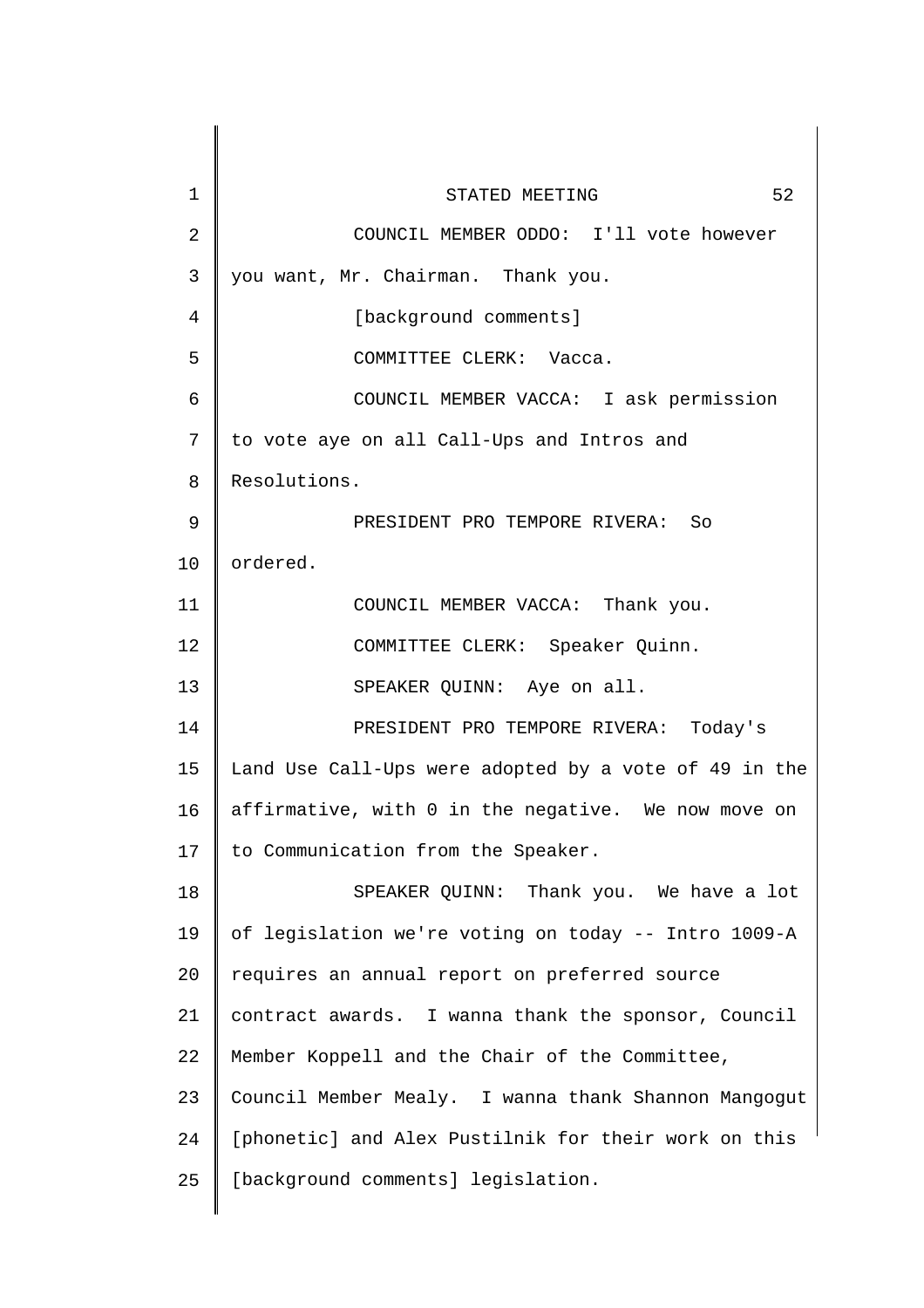COUNCIL MEMBER ODDO: I'll vote however you want, Mr. Chairman. Thank you.

[background comments]

COMMITTEE CLERK: Vacca.

COUNCIL MEMBER VACCA: I ask permission to vote aye on all Call-Ups and Intros and Resolutions.

PRESIDENT PRO TEMPORE RIVERA: So ordered.

COUNCIL MEMBER VACCA: Thank you.

COMMITTEE CLERK: Speaker Quinn.

SPEAKER QUINN: Aye on all.

PRESIDENT PRO TEMPORE RIVERA: Today's Land Use Call-Ups were adopted by a vote of 49 in the affirmative, with 0 in the negative. We now move on to Communication from the Speaker.

SPEAKER QUINN: Thank you. We have a lot of legislation we're voting on today -- Intro 1009-A requires an annual report on preferred source contract awards. I wanna thank the sponsor, Council Member Koppell and the Chair of the Committee, Council Member Mealy. I wanna thank Shannon Mangogut [phonetic] and Alex Pustilnik for their work on this [background comments] legislation.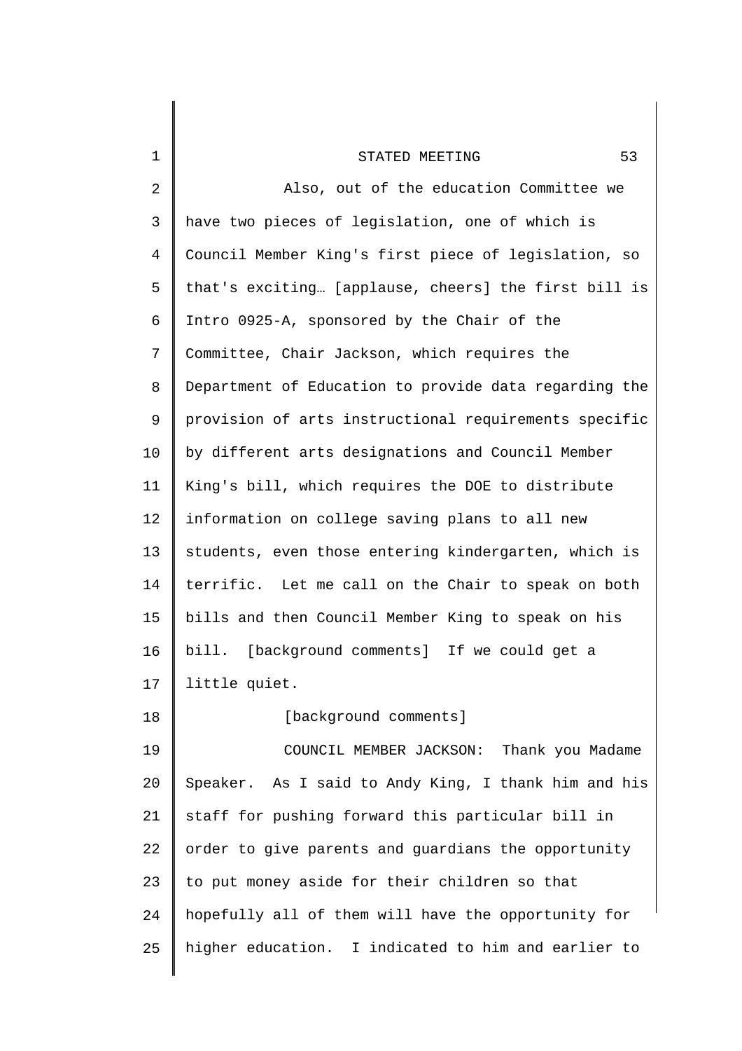Also, out of the education Committee we have two pieces of legislation, one of which is Council Member King's first piece of legislation, so that's exciting… [applause, cheers] the first bill is Intro 0925-A, sponsored by the Chair of the Committee, Chair Jackson, which requires the Department of Education to provide data regarding the provision of arts instructional requirements specific by different arts designations and Council Member King's bill, which requires the DOE to distribute information on college saving plans to all new students, even those entering kindergarten, which is terrific. Let me call on the Chair to speak on both bills and then Council Member King to speak on his bill. [background comments] If we could get a little quiet.

[background comments]

COUNCIL MEMBER JACKSON: Thank you Madame Speaker. As I said to Andy King, I thank him and his staff for pushing forward this particular bill in order to give parents and guardians the opportunity to put money aside for their children so that hopefully all of them will have the opportunity for higher education. I indicated to him and earlier to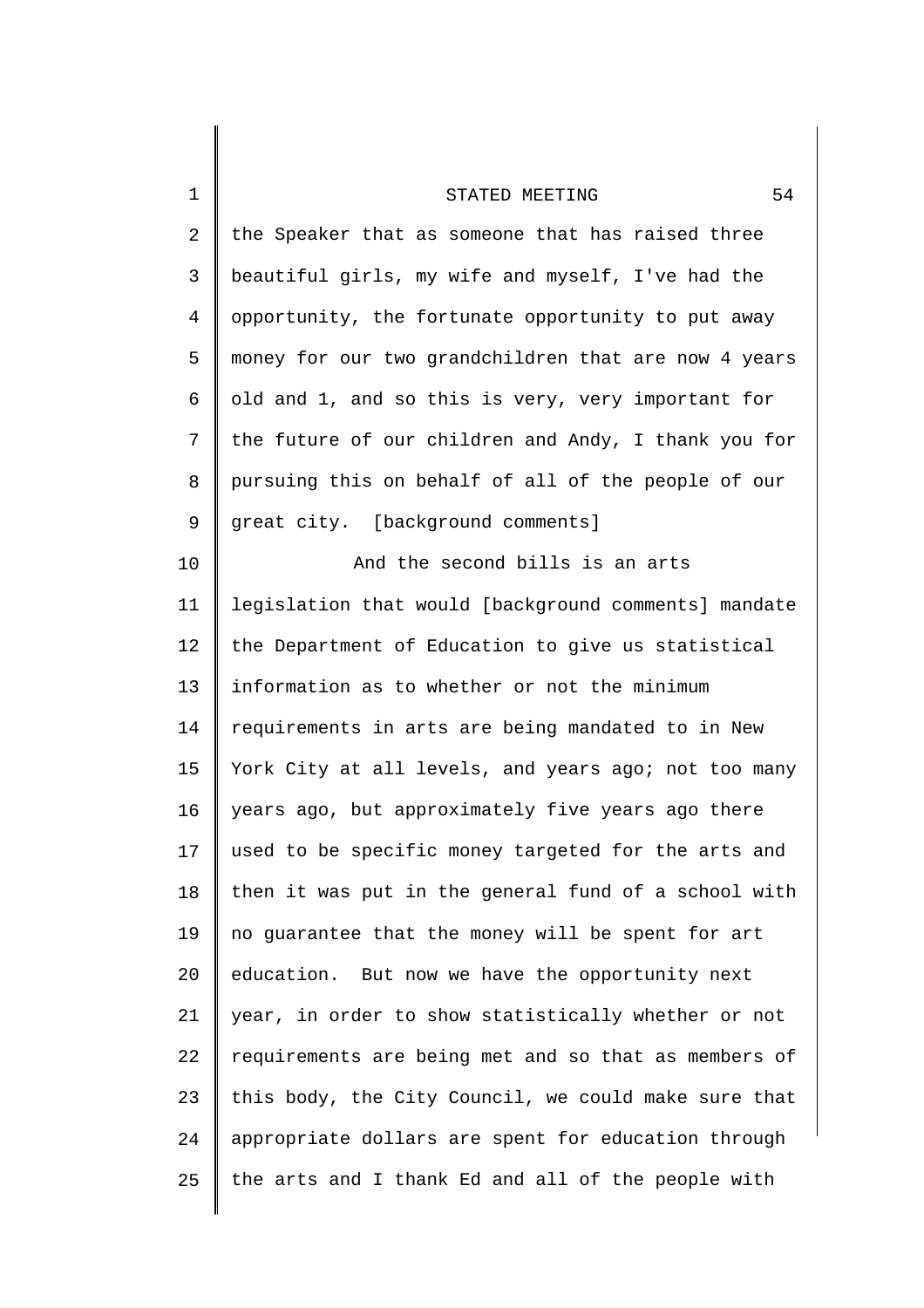the Speaker that as someone that has raised three beautiful girls, my wife and myself, I've had the opportunity, the fortunate opportunity to put away money for our two grandchildren that are now 4 years old and 1, and so this is very, very important for the future of our children and Andy, I thank you for pursuing this on behalf of all of the people of our great city. [background comments]

And the second bills is an arts legislation that would [background comments] mandate the Department of Education to give us statistical information as to whether or not the minimum requirements in arts are being mandated to in New York City at all levels, and years ago; not too many years ago, but approximately five years ago there used to be specific money targeted for the arts and then it was put in the general fund of a school with no guarantee that the money will be spent for art education. But now we have the opportunity next year, in order to show statistically whether or not requirements are being met and so that as members of this body, the City Council, we could make sure that appropriate dollars are spent for education through the arts and I thank Ed and all of the people with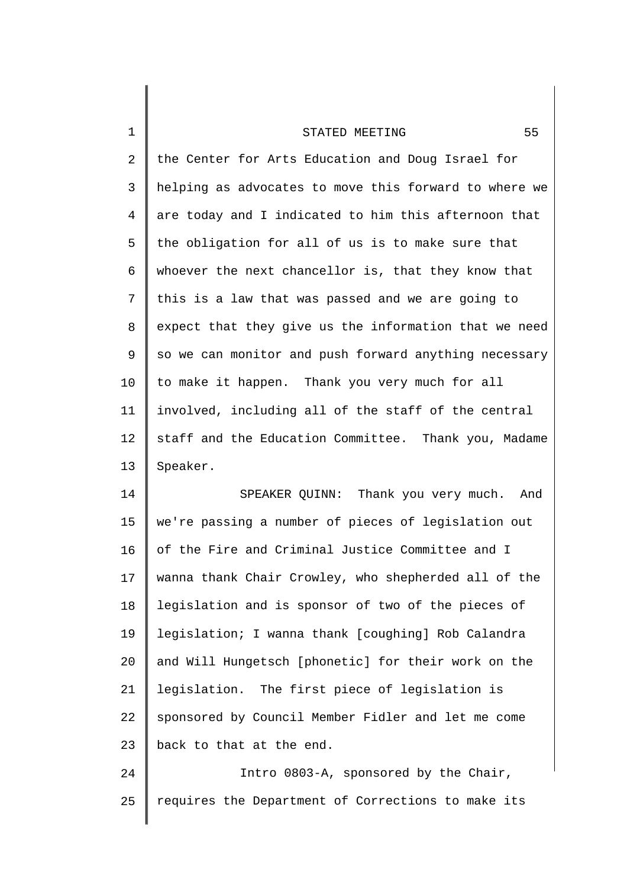the Center for Arts Education and Doug Israel for helping as advocates to move this forward to where we are today and I indicated to him this afternoon that the obligation for all of us is to make sure that whoever the next chancellor is, that they know that this is a law that was passed and we are going to expect that they give us the information that we need so we can monitor and push forward anything necessary to make it happen. Thank you very much for all involved, including all of the staff of the central staff and the Education Committee. Thank you, Madame Speaker.

SPEAKER QUINN: Thank you very much. And we're passing a number of pieces of legislation out of the Fire and Criminal Justice Committee and I wanna thank Chair Crowley, who shepherded all of the legislation and is sponsor of two of the pieces of legislation; I wanna thank [coughing] Rob Calandra and Will Hungetsch [phonetic] for their work on the legislation. The first piece of legislation is sponsored by Council Member Fidler and let me come back to that at the end.

Intro 0803-A, sponsored by the Chair, requires the Department of Corrections to make its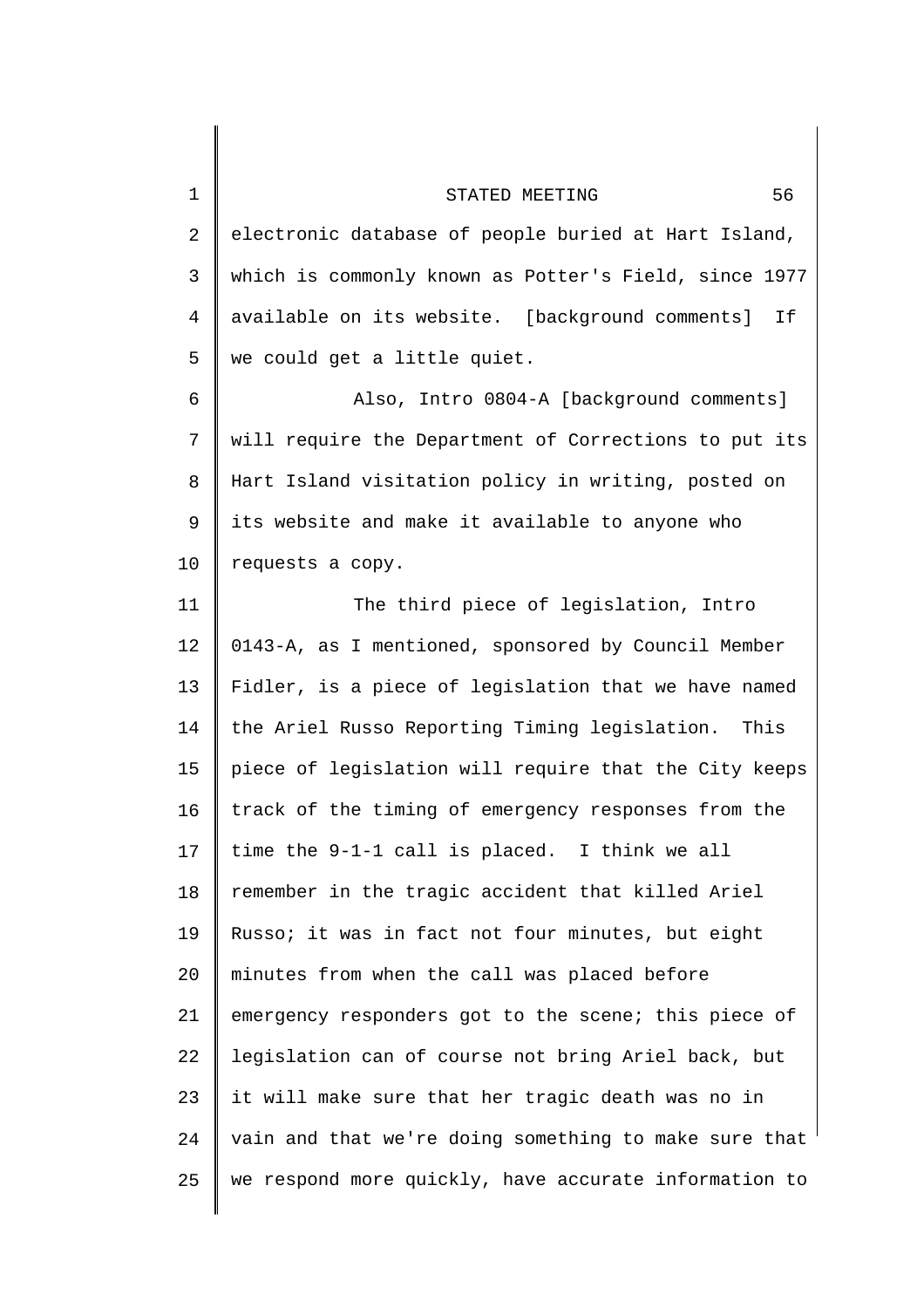electronic database of people buried at Hart Island, which is commonly known as Potter's Field, since 1977 available on its website. [background comments] If we could get a little quiet.

Also, Intro 0804-A [background comments] will require the Department of Corrections to put its Hart Island visitation policy in writing, posted on its website and make it available to anyone who requests a copy.

The third piece of legislation, Intro 0143-A, as I mentioned, sponsored by Council Member Fidler, is a piece of legislation that we have named the Ariel Russo Reporting Timing legislation. This piece of legislation will require that the City keeps track of the timing of emergency responses from the time the 9-1-1 call is placed. I think we all remember in the tragic accident that killed Ariel Russo; it was in fact not four minutes, but eight minutes from when the call was placed before emergency responders got to the scene; this piece of legislation can of course not bring Ariel back, but it will make sure that her tragic death was no in vain and that we're doing something to make sure that we respond more quickly, have accurate information to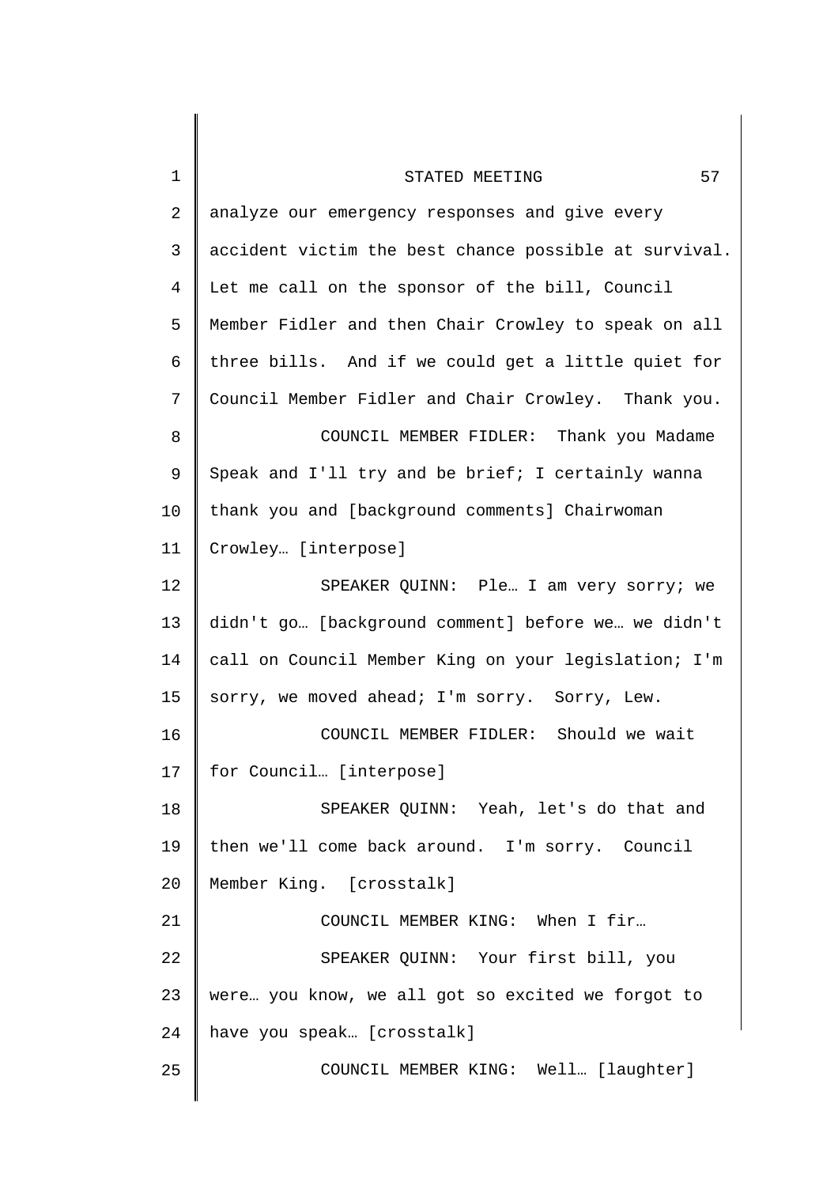analyze our emergency responses and give every accident victim the best chance possible at survival. Let me call on the sponsor of the bill, Council Member Fidler and then Chair Crowley to speak on all three bills. And if we could get a little quiet for Council Member Fidler and Chair Crowley. Thank you.

COUNCIL MEMBER FIDLER: Thank you Madame Speak and I'll try and be brief; I certainly wanna thank you and [background comments] Chairwoman Crowley… [interpose]

SPEAKER QUINN: Ple… I am very sorry; we didn't go… [background comment] before we… we didn't call on Council Member King on your legislation; I'm sorry, we moved ahead; I'm sorry. Sorry, Lew.

COUNCIL MEMBER FIDLER: Should we wait for Council… [interpose]

SPEAKER QUINN: Yeah, let's do that and then we'll come back around. I'm sorry. Council Member King. [crosstalk]

COUNCIL MEMBER KING: When I fir…

SPEAKER QUINN: Your first bill, you were… you know, we all got so excited we forgot to have you speak… [crosstalk]

COUNCIL MEMBER KING: Well… [laughter]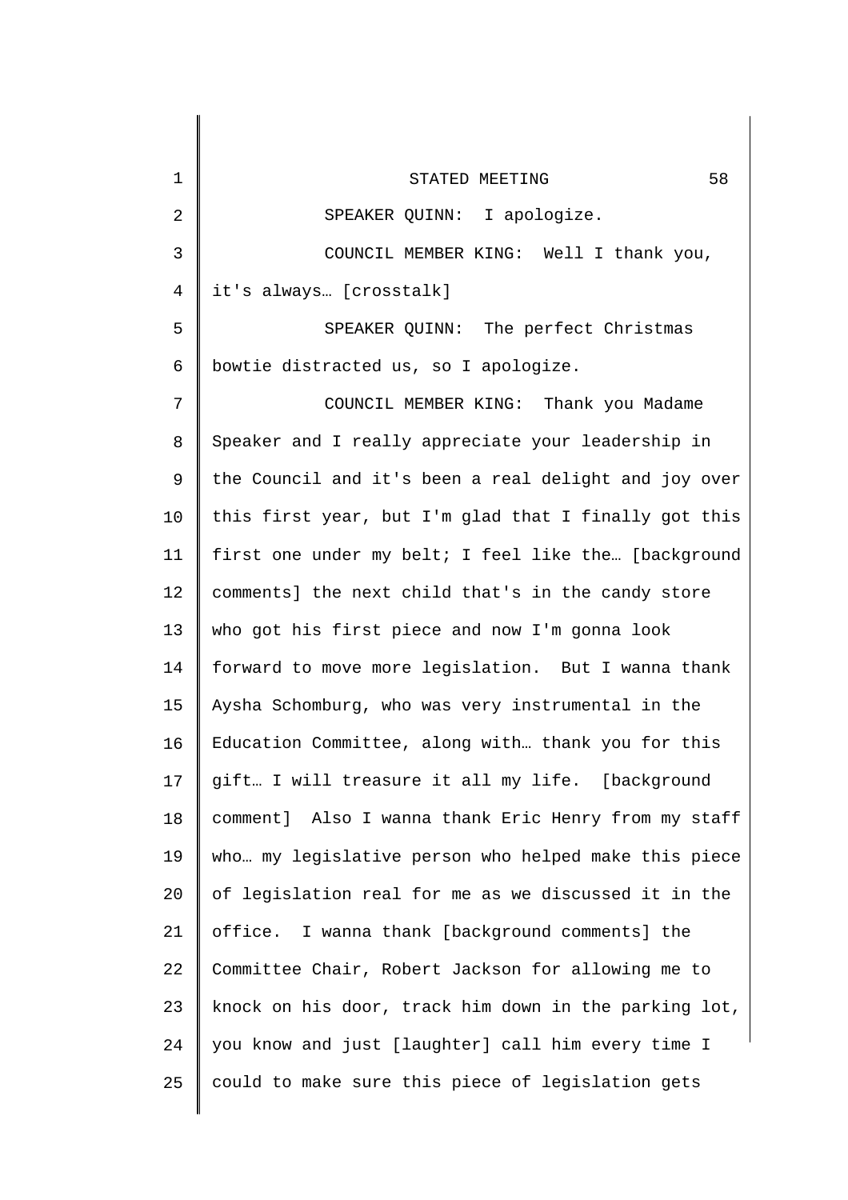SPEAKER QUINN: I apologize.

COUNCIL MEMBER KING: Well I thank you, it's always… [crosstalk]

SPEAKER QUINN: The perfect Christmas bowtie distracted us, so I apologize.

COUNCIL MEMBER KING: Thank you Madame Speaker and I really appreciate your leadership in the Council and it's been a real delight and joy over this first year, but I'm glad that I finally got this first one under my belt; I feel like the… [background comments] the next child that's in the candy store who got his first piece and now I'm gonna look forward to move more legislation. But I wanna thank Aysha Schomburg, who was very instrumental in the Education Committee, along with… thank you for this gift… I will treasure it all my life. [background comment] Also I wanna thank Eric Henry from my staff who… my legislative person who helped make this piece of legislation real for me as we discussed it in the office. I wanna thank [background comments] the Committee Chair, Robert Jackson for allowing me to knock on his door, track him down in the parking lot, you know and just [laughter] call him every time I could to make sure this piece of legislation gets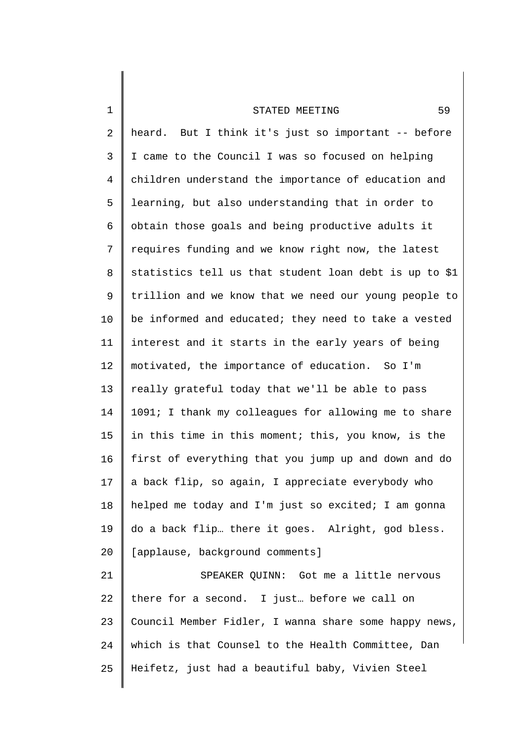heard. But I think it's just so important -- before I came to the Council I was so focused on helping children understand the importance of education and learning, but also understanding that in order to obtain those goals and being productive adults it requires funding and we know right now, the latest statistics tell us that student loan debt is up to $1 trillion and we know that we need our young people to be informed and educated; they need to take a vested interest and it starts in the early years of being motivated, the importance of education. So I'm really grateful today that we'll be able to pass 1091; I thank my colleagues for allowing me to share in this time in this moment; this, you know, is the first of everything that you jump up and down and do a back flip, so again, I appreciate everybody who helped me today and I'm just so excited; I am gonna do a back flip… there it goes. Alright, god bless. [applause, background comments]

SPEAKER QUINN: Got me a little nervous there for a second. I just… before we call on Council Member Fidler, I wanna share some happy news, which is that Counsel to the Health Committee, Dan Heifetz, just had a beautiful baby, Vivien Steel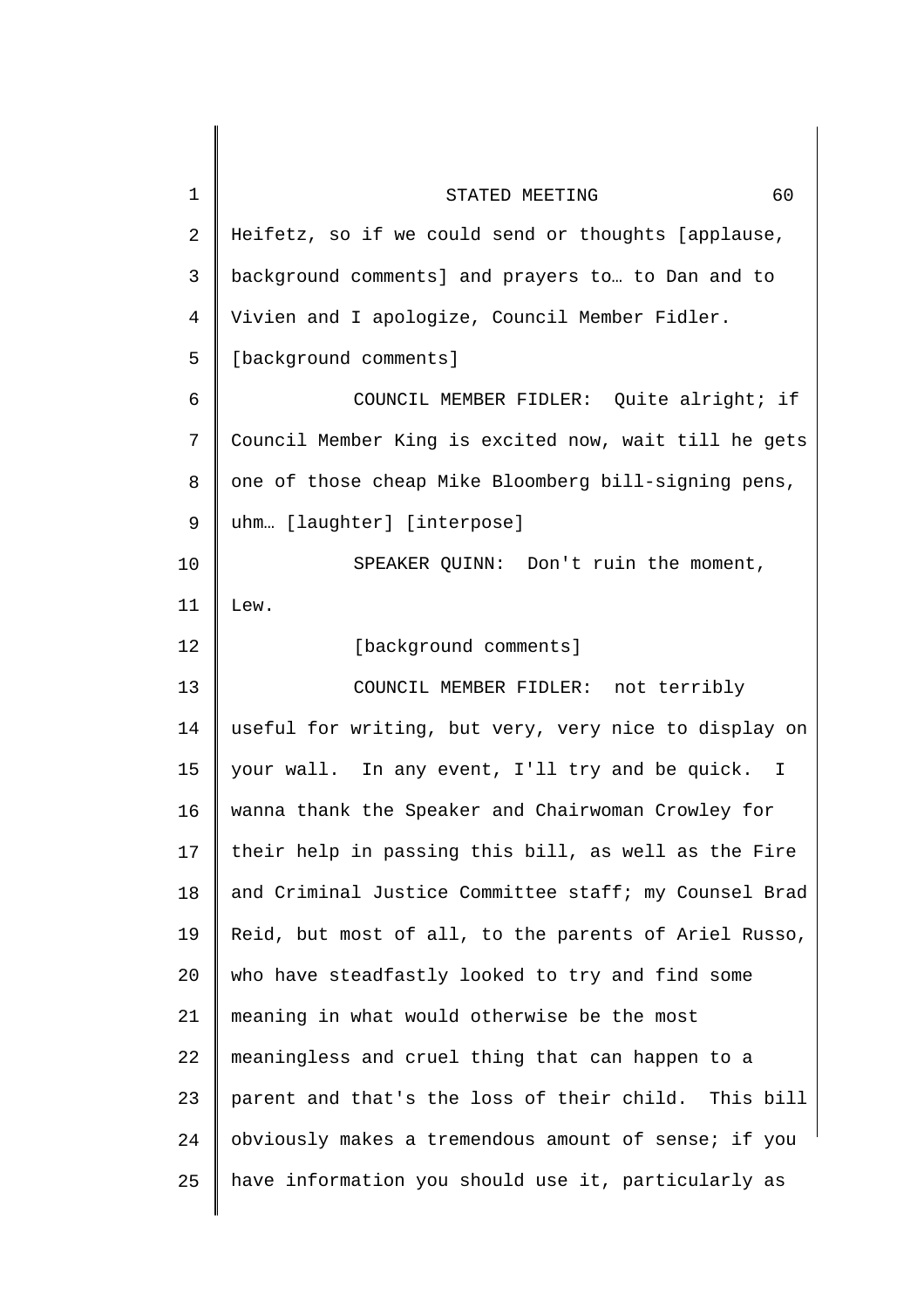Heifetz, so if we could send or thoughts [applause, background comments] and prayers to… to Dan and to Vivien and I apologize, Council Member Fidler.

[background comments]

COUNCIL MEMBER FIDLER: Quite alright; if Council Member King is excited now, wait till he gets one of those cheap Mike Bloomberg bill-signing pens, uhm… [laughter] [interpose]

SPEAKER QUINN: Don't ruin the moment, Lew.

[background comments]

COUNCIL MEMBER FIDLER: not terribly useful for writing, but very, very nice to display on your wall. In any event, I'll try and be quick. I wanna thank the Speaker and Chairwoman Crowley for their help in passing this bill, as well as the Fire and Criminal Justice Committee staff; my Counsel Brad Reid, but most of all, to the parents of Ariel Russo, who have steadfastly looked to try and find some meaning in what would otherwise be the most meaningless and cruel thing that can happen to a parent and that's the loss of their child. This bill obviously makes a tremendous amount of sense; if you have information you should use it, particularly as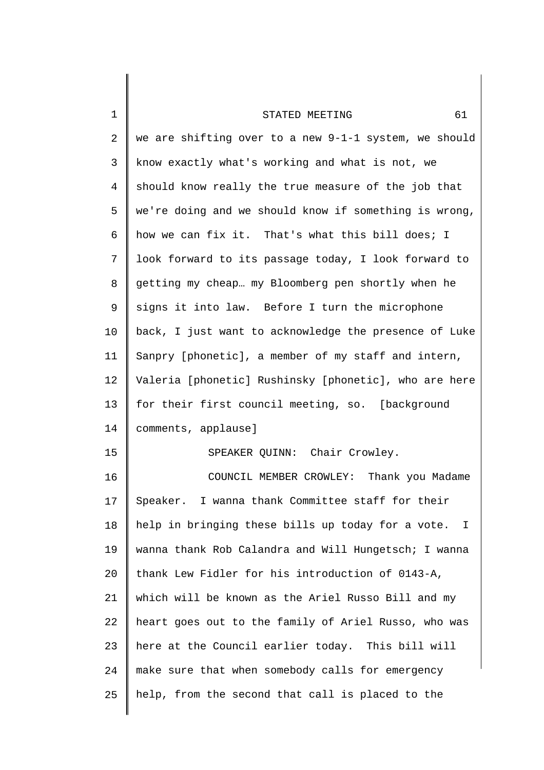we are shifting over to a new 9-1-1 system, we should know exactly what's working and what is not, we should know really the true measure of the job that we're doing and we should know if something is wrong, how we can fix it. That's what this bill does; I look forward to its passage today, I look forward to getting my cheap… my Bloomberg pen shortly when he signs it into law. Before I turn the microphone back, I just want to acknowledge the presence of Luke Sanpry [phonetic], a member of my staff and intern, Valeria [phonetic] Rushinsky [phonetic], who are here for their first council meeting, so. [background comments, applause]

SPEAKER QUINN: Chair Crowley.

COUNCIL MEMBER CROWLEY: Thank you Madame Speaker. I wanna thank Committee staff for their help in bringing these bills up today for a vote. I wanna thank Rob Calandra and Will Hungetsch; I wanna thank Lew Fidler for his introduction of 0143-A, which will be known as the Ariel Russo Bill and my heart goes out to the family of Ariel Russo, who was here at the Council earlier today. This bill will make sure that when somebody calls for emergency help, from the second that call is placed to the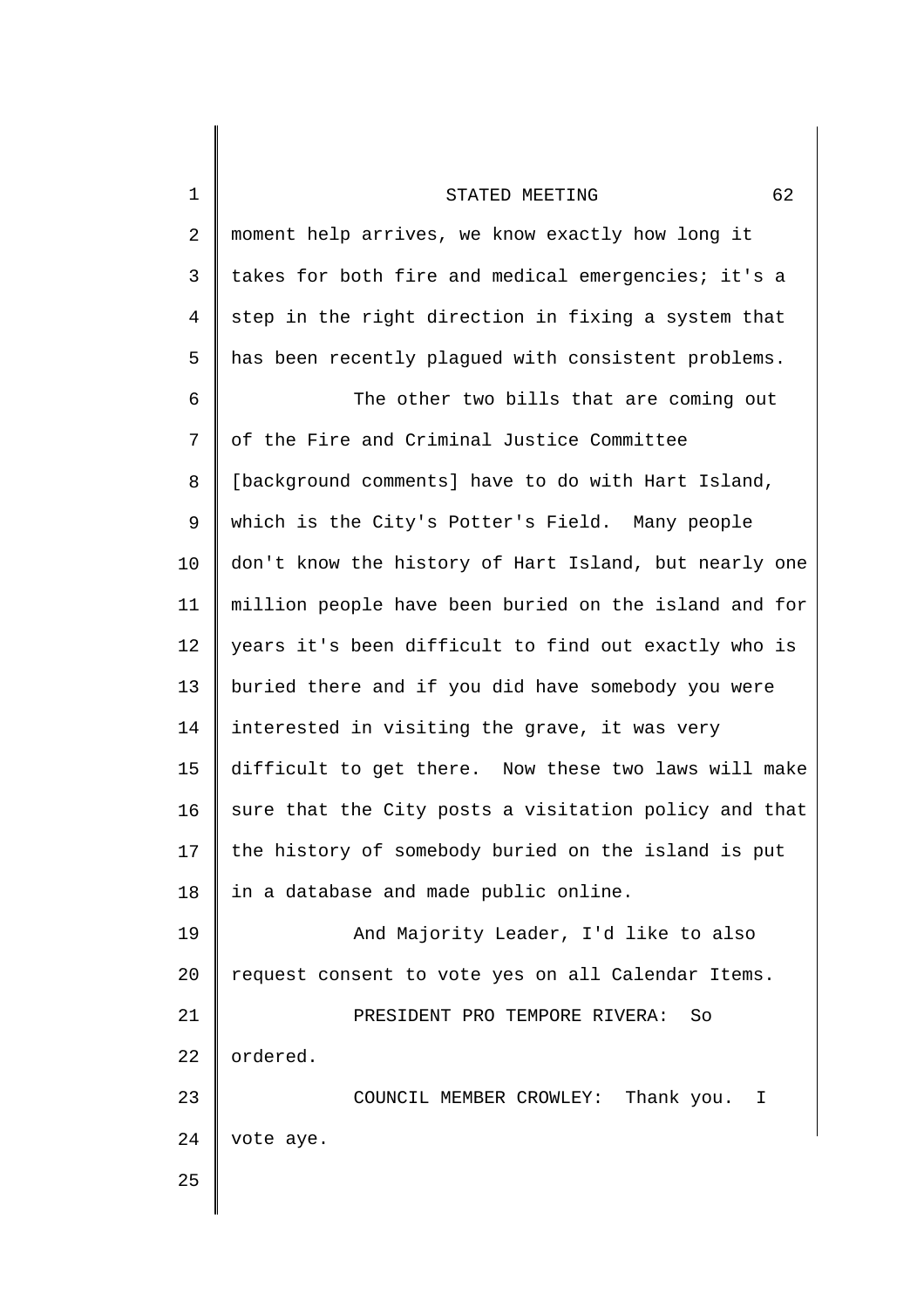moment help arrives, we know exactly how long it takes for both fire and medical emergencies; it's a step in the right direction in fixing a system that has been recently plagued with consistent problems.

The other two bills that are coming out of the Fire and Criminal Justice Committee [background comments] have to do with Hart Island, which is the City's Potter's Field. Many people don't know the history of Hart Island, but nearly one million people have been buried on the island and for years it's been difficult to find out exactly who is buried there and if you did have somebody you were interested in visiting the grave, it was very difficult to get there. Now these two laws will make sure that the City posts a visitation policy and that the history of somebody buried on the island is put in a database and made public online.

And Majority Leader, I'd like to also request consent to vote yes on all Calendar Items.

PRESIDENT PRO TEMPORE RIVERA: So ordered.

COUNCIL MEMBER CROWLEY: Thank you. I vote aye.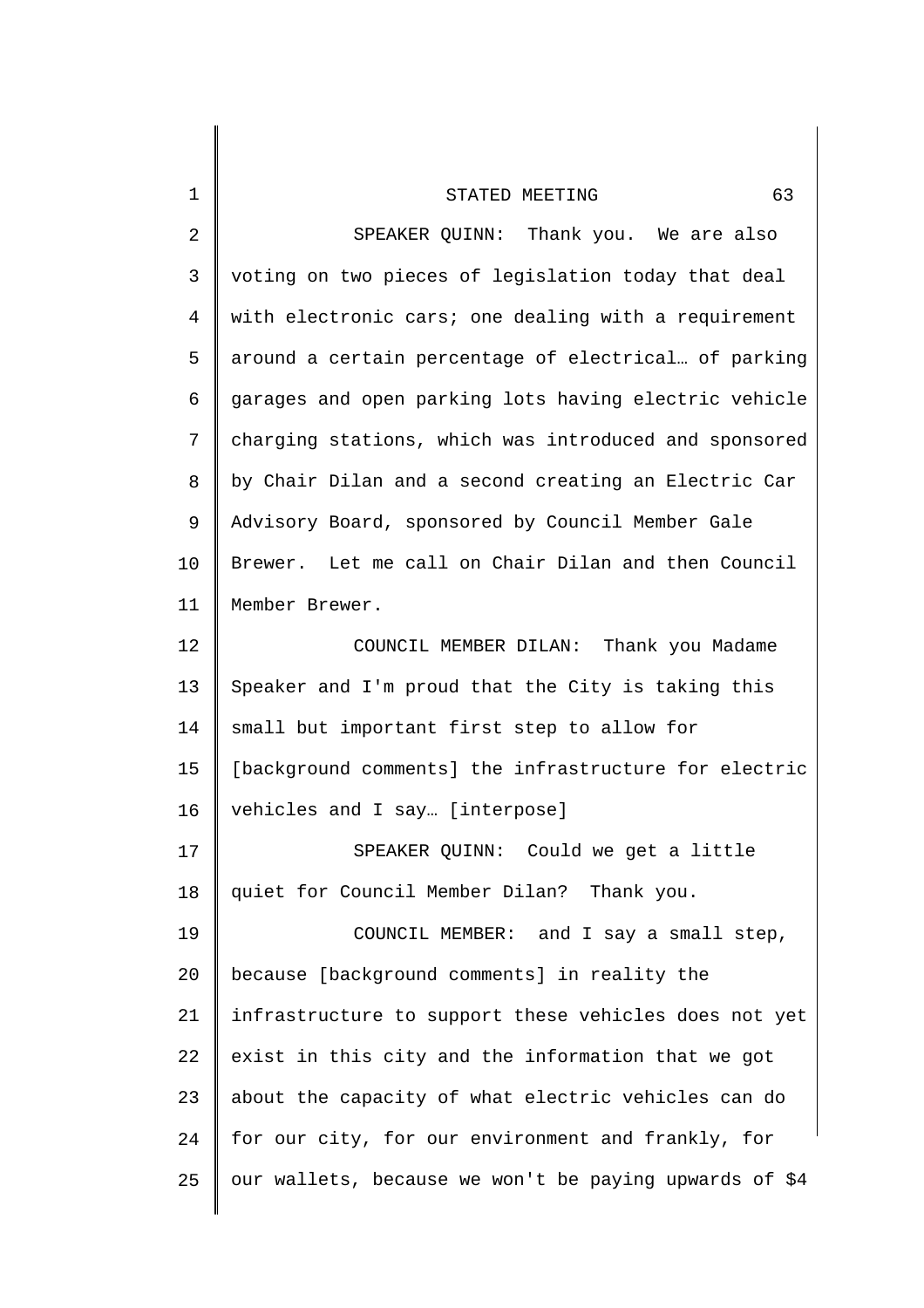SPEAKER QUINN: Thank you. We are also voting on two pieces of legislation today that deal with electronic cars; one dealing with a requirement around a certain percentage of electrical… of parking garages and open parking lots having electric vehicle charging stations, which was introduced and sponsored by Chair Dilan and a second creating an Electric Car Advisory Board, sponsored by Council Member Gale Brewer. Let me call on Chair Dilan and then Council Member Brewer.

COUNCIL MEMBER DILAN: Thank you Madame Speaker and I'm proud that the City is taking this small but important first step to allow for [background comments] the infrastructure for electric vehicles and I say… [interpose]

SPEAKER QUINN: Could we get a little quiet for Council Member Dilan? Thank you.

COUNCIL MEMBER: and I say a small step, because [background comments] in reality the infrastructure to support these vehicles does not yet exist in this city and the information that we got about the capacity of what electric vehicles can do for our city, for our environment and frankly, for our wallets, because we won't be paying upwards of $4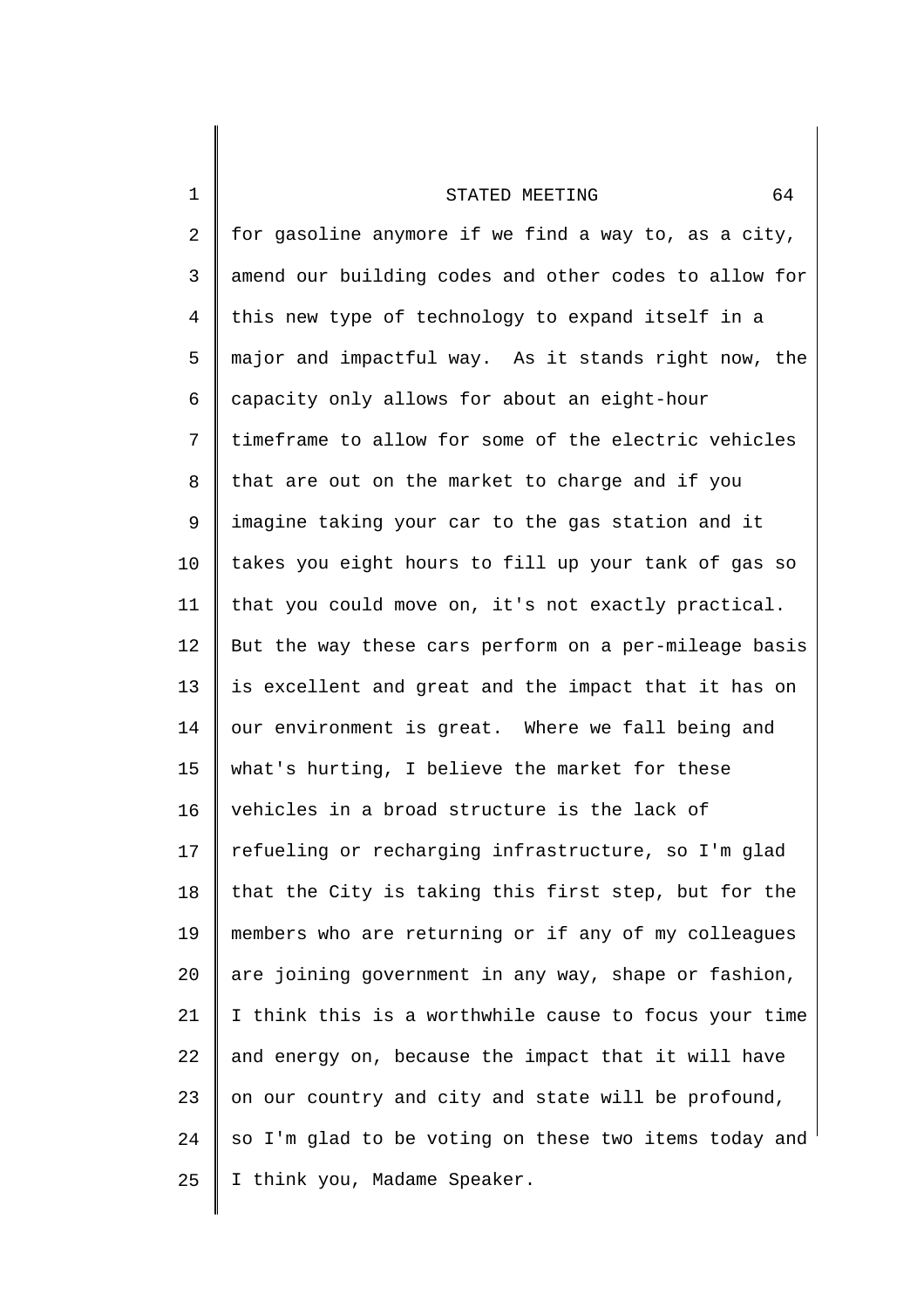for gasoline anymore if we find a way to, as a city, amend our building codes and other codes to allow for this new type of technology to expand itself in a major and impactful way. As it stands right now, the capacity only allows for about an eight-hour timeframe to allow for some of the electric vehicles that are out on the market to charge and if you imagine taking your car to the gas station and it takes you eight hours to fill up your tank of gas so that you could move on, it's not exactly practical. But the way these cars perform on a per-mileage basis is excellent and great and the impact that it has on our environment is great. Where we fall being and what's hurting, I believe the market for these vehicles in a broad structure is the lack of refueling or recharging infrastructure, so I'm glad that the City is taking this first step, but for the members who are returning or if any of my colleagues are joining government in any way, shape or fashion, I think this is a worthwhile cause to focus your time and energy on, because the impact that it will have on our country and city and state will be profound, so I'm glad to be voting on these two items today and I think you, Madame Speaker.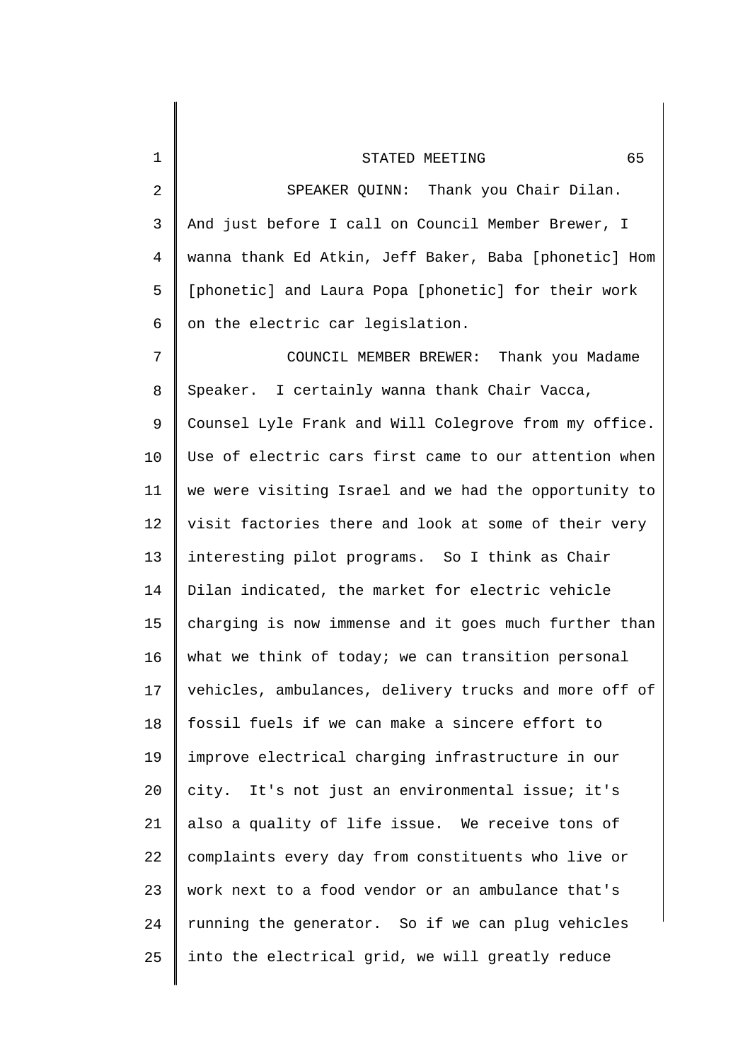SPEAKER QUINN: Thank you Chair Dilan. And just before I call on Council Member Brewer, I wanna thank Ed Atkin, Jeff Baker, Baba [phonetic] Hom [phonetic] and Laura Popa [phonetic] for their work on the electric car legislation.

COUNCIL MEMBER BREWER: Thank you Madame Speaker. I certainly wanna thank Chair Vacca, Counsel Lyle Frank and Will Colegrove from my office. Use of electric cars first came to our attention when we were visiting Israel and we had the opportunity to visit factories there and look at some of their very interesting pilot programs. So I think as Chair Dilan indicated, the market for electric vehicle charging is now immense and it goes much further than what we think of today; we can transition personal vehicles, ambulances, delivery trucks and more off of fossil fuels if we can make a sincere effort to improve electrical charging infrastructure in our city. It's not just an environmental issue; it's also a quality of life issue. We receive tons of complaints every day from constituents who live or work next to a food vendor or an ambulance that's running the generator. So if we can plug vehicles into the electrical grid, we will greatly reduce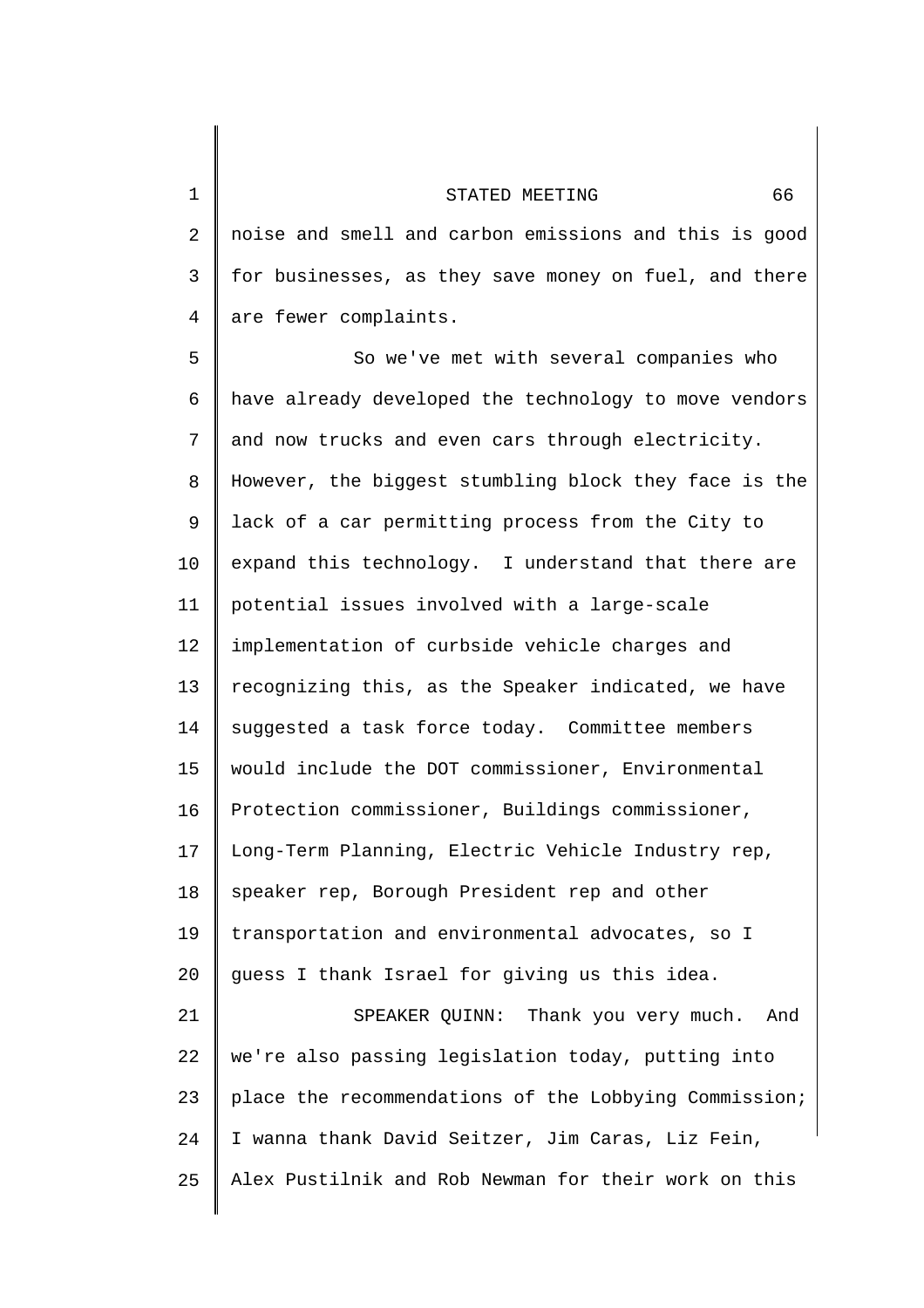noise and smell and carbon emissions and this is good for businesses, as they save money on fuel, and there are fewer complaints.

So we've met with several companies who have already developed the technology to move vendors and now trucks and even cars through electricity. However, the biggest stumbling block they face is the lack of a car permitting process from the City to expand this technology. I understand that there are potential issues involved with a large-scale implementation of curbside vehicle charges and recognizing this, as the Speaker indicated, we have suggested a task force today. Committee members would include the DOT commissioner, Environmental Protection commissioner, Buildings commissioner, Long-Term Planning, Electric Vehicle Industry rep, speaker rep, Borough President rep and other transportation and environmental advocates, so I guess I thank Israel for giving us this idea.

SPEAKER QUINN: Thank you very much. And we're also passing legislation today, putting into place the recommendations of the Lobbying Commission; I wanna thank David Seitzer, Jim Caras, Liz Fein, Alex Pustilnik and Rob Newman for their work on this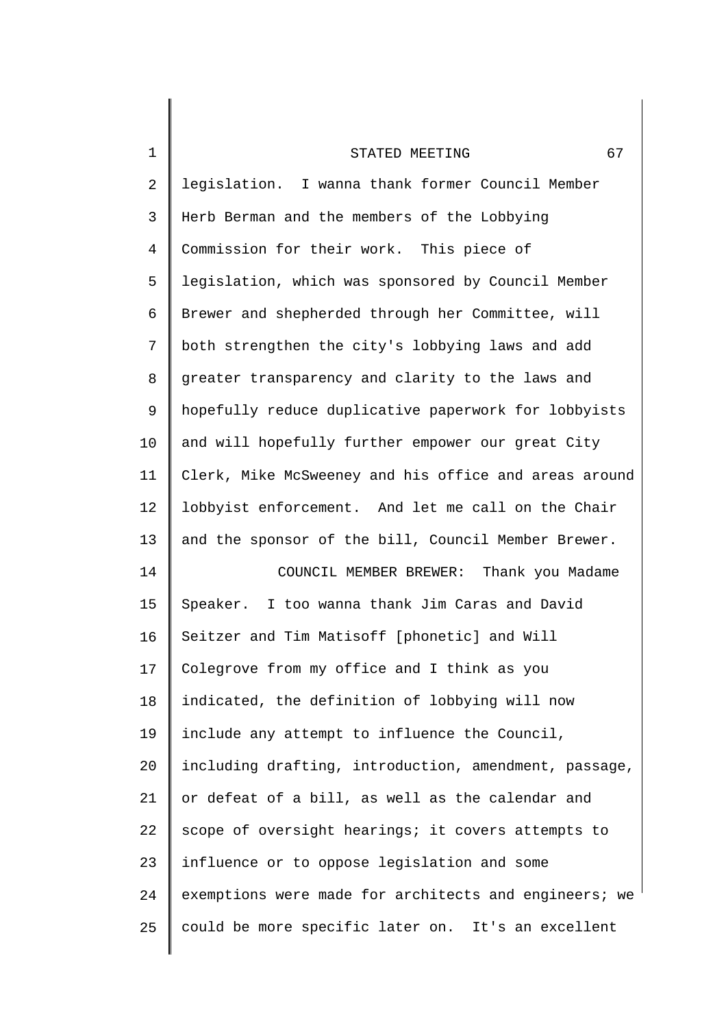legislation. I wanna thank former Council Member Herb Berman and the members of the Lobbying Commission for their work. This piece of legislation, which was sponsored by Council Member Brewer and shepherded through her Committee, will both strengthen the city's lobbying laws and add greater transparency and clarity to the laws and hopefully reduce duplicative paperwork for lobbyists and will hopefully further empower our great City Clerk, Mike McSweeney and his office and areas around lobbyist enforcement. And let me call on the Chair and the sponsor of the bill, Council Member Brewer.

COUNCIL MEMBER BREWER: Thank you Madame Speaker. I too wanna thank Jim Caras and David Seitzer and Tim Matisoff [phonetic] and Will Colegrove from my office and I think as you indicated, the definition of lobbying will now include any attempt to influence the Council, including drafting, introduction, amendment, passage, or defeat of a bill, as well as the calendar and scope of oversight hearings; it covers attempts to influence or to oppose legislation and some exemptions were made for architects and engineers; we could be more specific later on. It's an excellent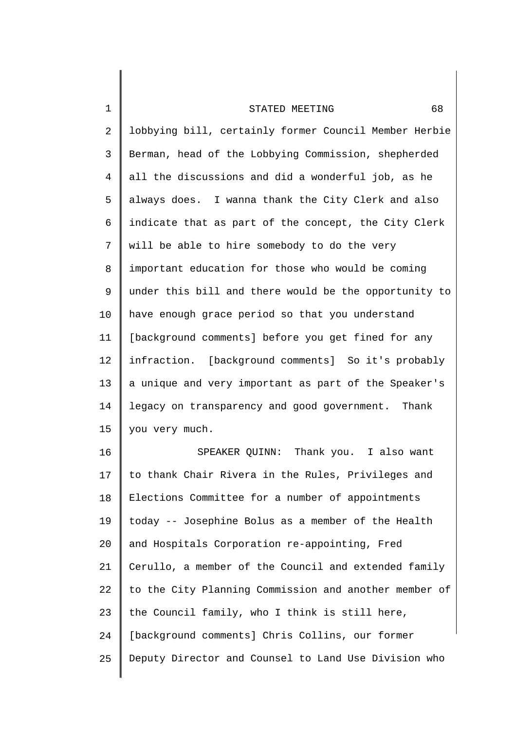lobbying bill, certainly former Council Member Herbie Berman, head of the Lobbying Commission, shepherded all the discussions and did a wonderful job, as he always does. I wanna thank the City Clerk and also indicate that as part of the concept, the City Clerk will be able to hire somebody to do the very important education for those who would be coming under this bill and there would be the opportunity to have enough grace period so that you understand [background comments] before you get fined for any infraction. [background comments] So it's probably a unique and very important as part of the Speaker's legacy on transparency and good government. Thank you very much.

SPEAKER QUINN: Thank you. I also want to thank Chair Rivera in the Rules, Privileges and Elections Committee for a number of appointments today -- Josephine Bolus as a member of the Health and Hospitals Corporation re-appointing, Fred Cerullo, a member of the Council and extended family to the City Planning Commission and another member of the Council family, who I think is still here, [background comments] Chris Collins, our former Deputy Director and Counsel to Land Use Division who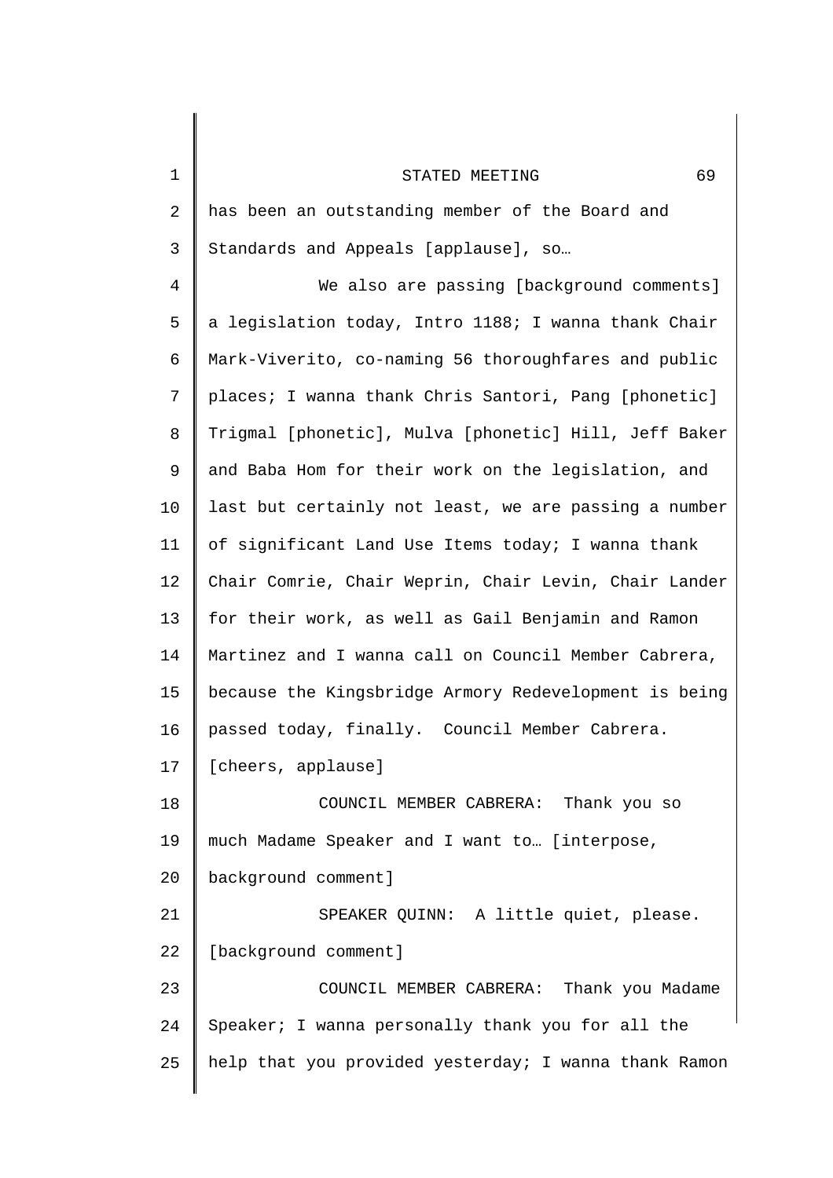has been an outstanding member of the Board and Standards and Appeals [applause], so…

We also are passing [background comments] a legislation today, Intro 1188; I wanna thank Chair Mark-Viverito, co-naming 56 thoroughfares and public places; I wanna thank Chris Santori, Pang [phonetic] Trigmal [phonetic], Mulva [phonetic] Hill, Jeff Baker and Baba Hom for their work on the legislation, and last but certainly not least, we are passing a number of significant Land Use Items today; I wanna thank Chair Comrie, Chair Weprin, Chair Levin, Chair Lander for their work, as well as Gail Benjamin and Ramon Martinez and I wanna call on Council Member Cabrera, because the Kingsbridge Armory Redevelopment is being passed today, finally. Council Member Cabrera. [cheers, applause]

COUNCIL MEMBER CABRERA: Thank you so much Madame Speaker and I want to… [interpose, background comment]

SPEAKER QUINN: A little quiet, please. [background comment]

COUNCIL MEMBER CABRERA: Thank you Madame Speaker; I wanna personally thank you for all the help that you provided yesterday; I wanna thank Ramon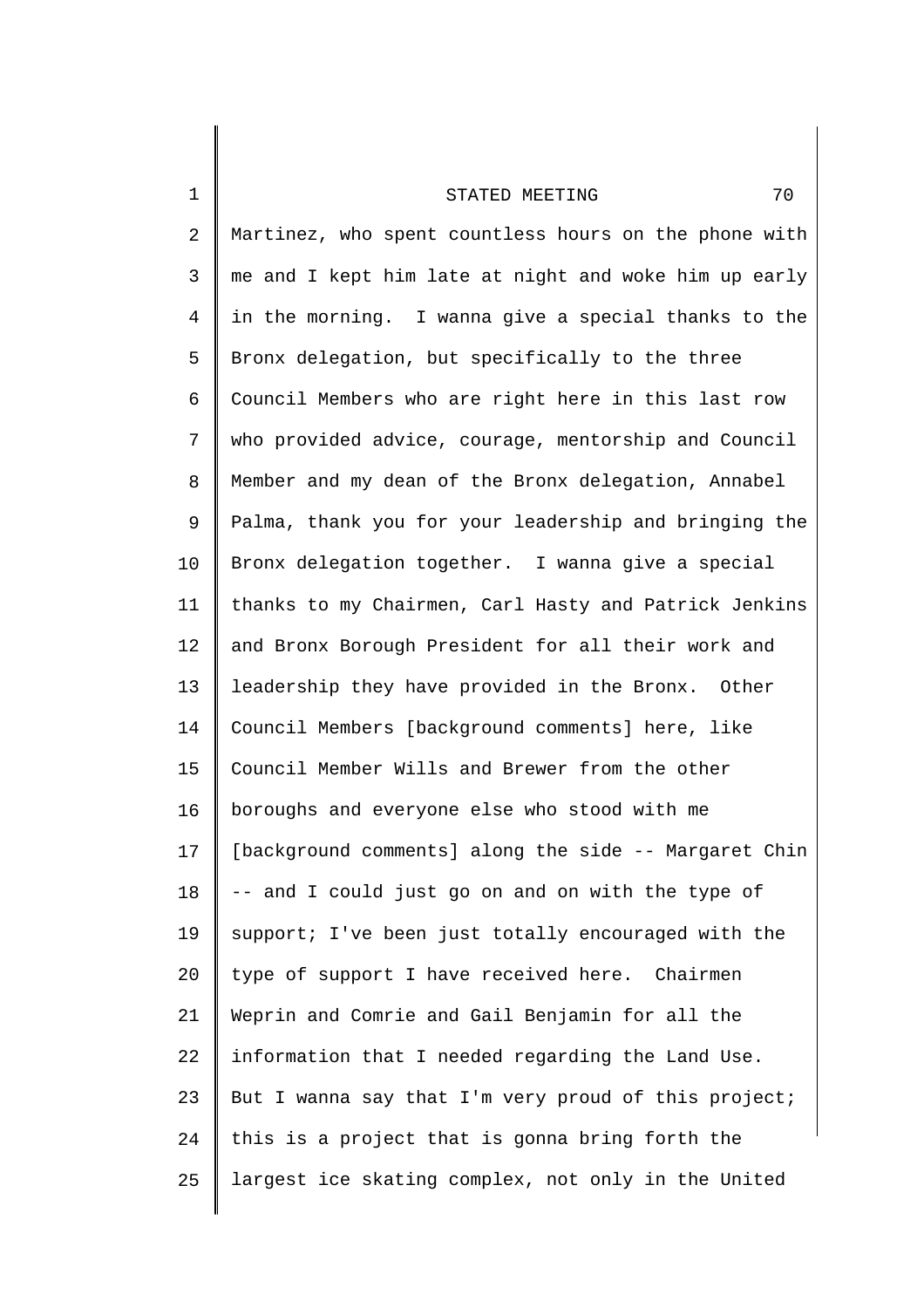Martinez, who spent countless hours on the phone with me and I kept him late at night and woke him up early in the morning. I wanna give a special thanks to the Bronx delegation, but specifically to the three Council Members who are right here in this last row who provided advice, courage, mentorship and Council Member and my dean of the Bronx delegation, Annabel Palma, thank you for your leadership and bringing the Bronx delegation together. I wanna give a special thanks to my Chairmen, Carl Hasty and Patrick Jenkins and Bronx Borough President for all their work and leadership they have provided in the Bronx. Other Council Members [background comments] here, like Council Member Wills and Brewer from the other boroughs and everyone else who stood with me [background comments] along the side -- Margaret Chin -- and I could just go on and on with the type of support; I've been just totally encouraged with the type of support I have received here. Chairmen Weprin and Comrie and Gail Benjamin for all the information that I needed regarding the Land Use. But I wanna say that I'm very proud of this project; this is a project that is gonna bring forth the largest ice skating complex, not only in the United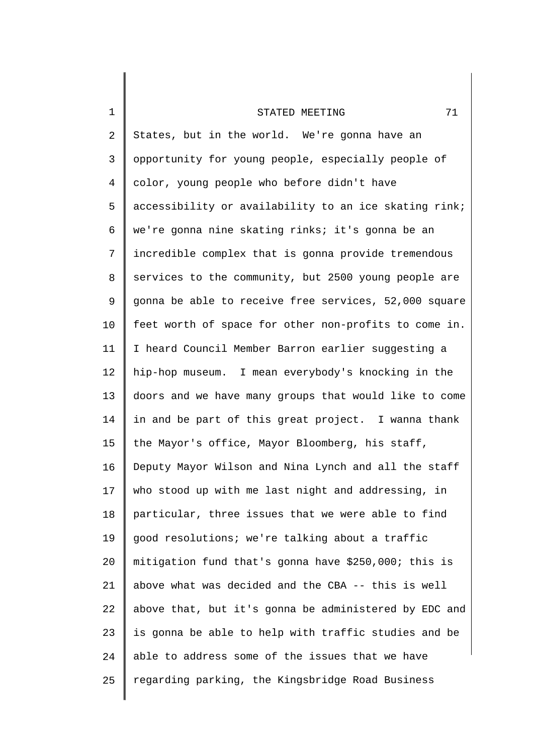States, but in the world. We're gonna have an opportunity for young people, especially people of color, young people who before didn't have accessibility or availability to an ice skating rink; we're gonna nine skating rinks; it's gonna be an incredible complex that is gonna provide tremendous services to the community, but 2500 young people are gonna be able to receive free services, 52,000 square feet worth of space for other non-profits to come in. I heard Council Member Barron earlier suggesting a hip-hop museum. I mean everybody's knocking in the doors and we have many groups that would like to come in and be part of this great project. I wanna thank the Mayor's office, Mayor Bloomberg, his staff, Deputy Mayor Wilson and Nina Lynch and all the staff who stood up with me last night and addressing, in particular, three issues that we were able to find good resolutions; we're talking about a traffic mitigation fund that's gonna have $250,000; this is above what was decided and the CBA -- this is well above that, but it's gonna be administered by EDC and is gonna be able to help with traffic studies and be able to address some of the issues that we have regarding parking, the Kingsbridge Road Business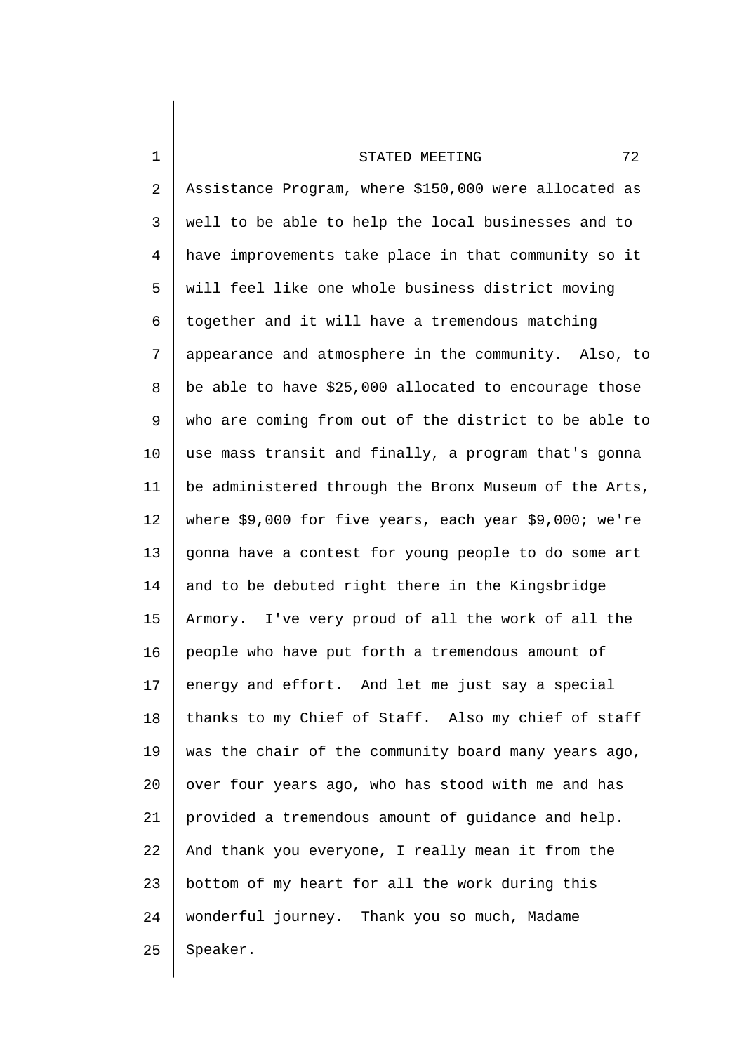Assistance Program, where $150,000 were allocated as well to be able to help the local businesses and to have improvements take place in that community so it will feel like one whole business district moving together and it will have a tremendous matching appearance and atmosphere in the community. Also, to be able to have $25,000 allocated to encourage those who are coming from out of the district to be able to use mass transit and finally, a program that's gonna be administered through the Bronx Museum of the Arts, where $9,000 for five years, each year $9,000; we're gonna have a contest for young people to do some art and to be debuted right there in the Kingsbridge Armory. I've very proud of all the work of all the people who have put forth a tremendous amount of energy and effort. And let me just say a special thanks to my Chief of Staff. Also my chief of staff was the chair of the community board many years ago, over four years ago, who has stood with me and has provided a tremendous amount of guidance and help. And thank you everyone, I really mean it from the bottom of my heart for all the work during this wonderful journey. Thank you so much, Madame Speaker.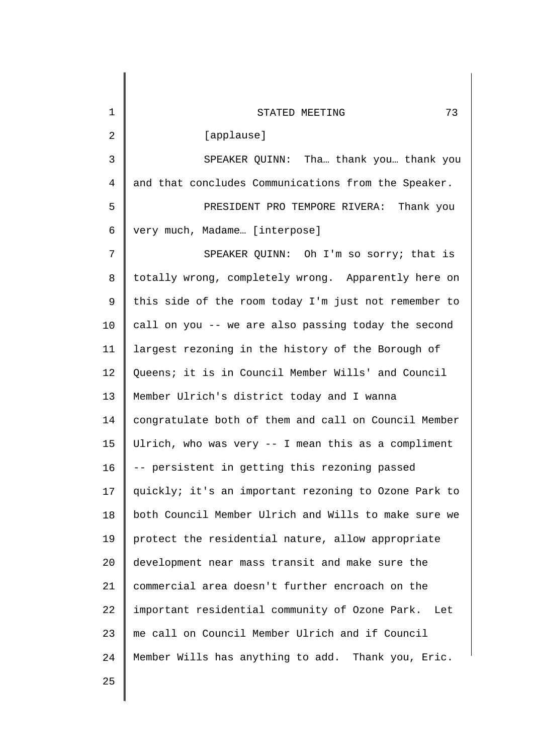[applause]

SPEAKER QUINN: Tha… thank you… thank you and that concludes Communications from the Speaker.

PRESIDENT PRO TEMPORE RIVERA: Thank you very much, Madame… [interpose]

SPEAKER QUINN: Oh I'm so sorry; that is totally wrong, completely wrong. Apparently here on this side of the room today I'm just not remember to call on you -- we are also passing today the second largest rezoning in the history of the Borough of Queens; it is in Council Member Wills' and Council Member Ulrich's district today and I wanna congratulate both of them and call on Council Member Ulrich, who was very -- I mean this as a compliment -- persistent in getting this rezoning passed quickly; it's an important rezoning to Ozone Park to both Council Member Ulrich and Wills to make sure we protect the residential nature, allow appropriate development near mass transit and make sure the commercial area doesn't further encroach on the important residential community of Ozone Park. Let me call on Council Member Ulrich and if Council Member Wills has anything to add. Thank you, Eric.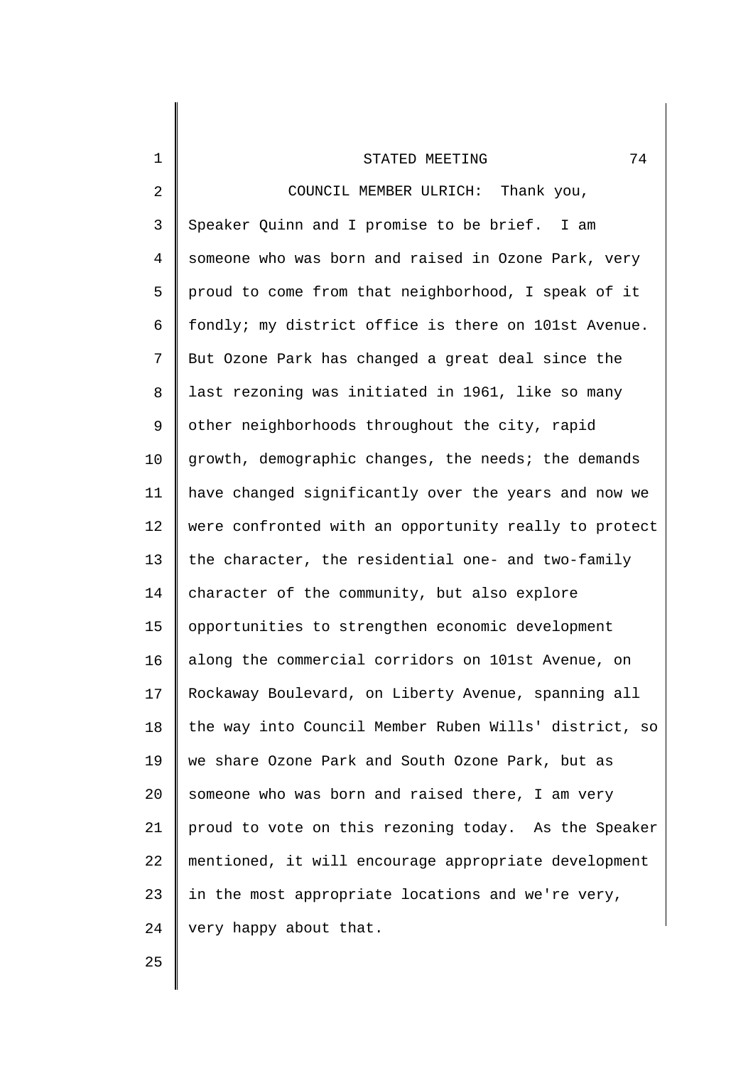COUNCIL MEMBER ULRICH: Thank you, Speaker Quinn and I promise to be brief. I am someone who was born and raised in Ozone Park, very proud to come from that neighborhood, I speak of it fondly; my district office is there on 101st Avenue. But Ozone Park has changed a great deal since the last rezoning was initiated in 1961, like so many other neighborhoods throughout the city, rapid growth, demographic changes, the needs; the demands have changed significantly over the years and now we were confronted with an opportunity really to protect the character, the residential one- and two-family character of the community, but also explore opportunities to strengthen economic development along the commercial corridors on 101st Avenue, on Rockaway Boulevard, on Liberty Avenue, spanning all the way into Council Member Ruben Wills' district, so we share Ozone Park and South Ozone Park, but as someone who was born and raised there, I am very proud to vote on this rezoning today. As the Speaker mentioned, it will encourage appropriate development in the most appropriate locations and we're very, very happy about that.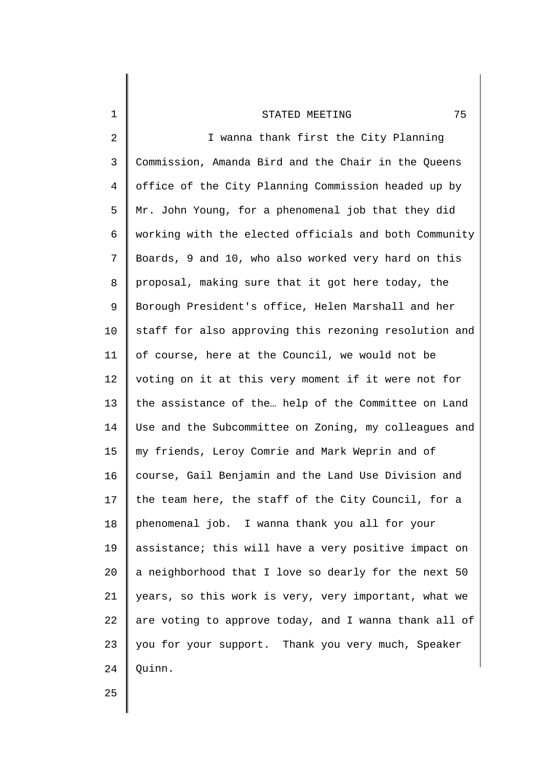I wanna thank first the City Planning Commission, Amanda Bird and the Chair in the Queens office of the City Planning Commission headed up by Mr. John Young, for a phenomenal job that they did working with the elected officials and both Community Boards, 9 and 10, who also worked very hard on this proposal, making sure that it got here today, the Borough President's office, Helen Marshall and her staff for also approving this rezoning resolution and of course, here at the Council, we would not be voting on it at this very moment if it were not for the assistance of the… help of the Committee on Land Use and the Subcommittee on Zoning, my colleagues and my friends, Leroy Comrie and Mark Weprin and of course, Gail Benjamin and the Land Use Division and the team here, the staff of the City Council, for a phenomenal job. I wanna thank you all for your assistance; this will have a very positive impact on a neighborhood that I love so dearly for the next 50 years, so this work is very, very important, what we are voting to approve today, and I wanna thank all of you for your support. Thank you very much, Speaker Quinn.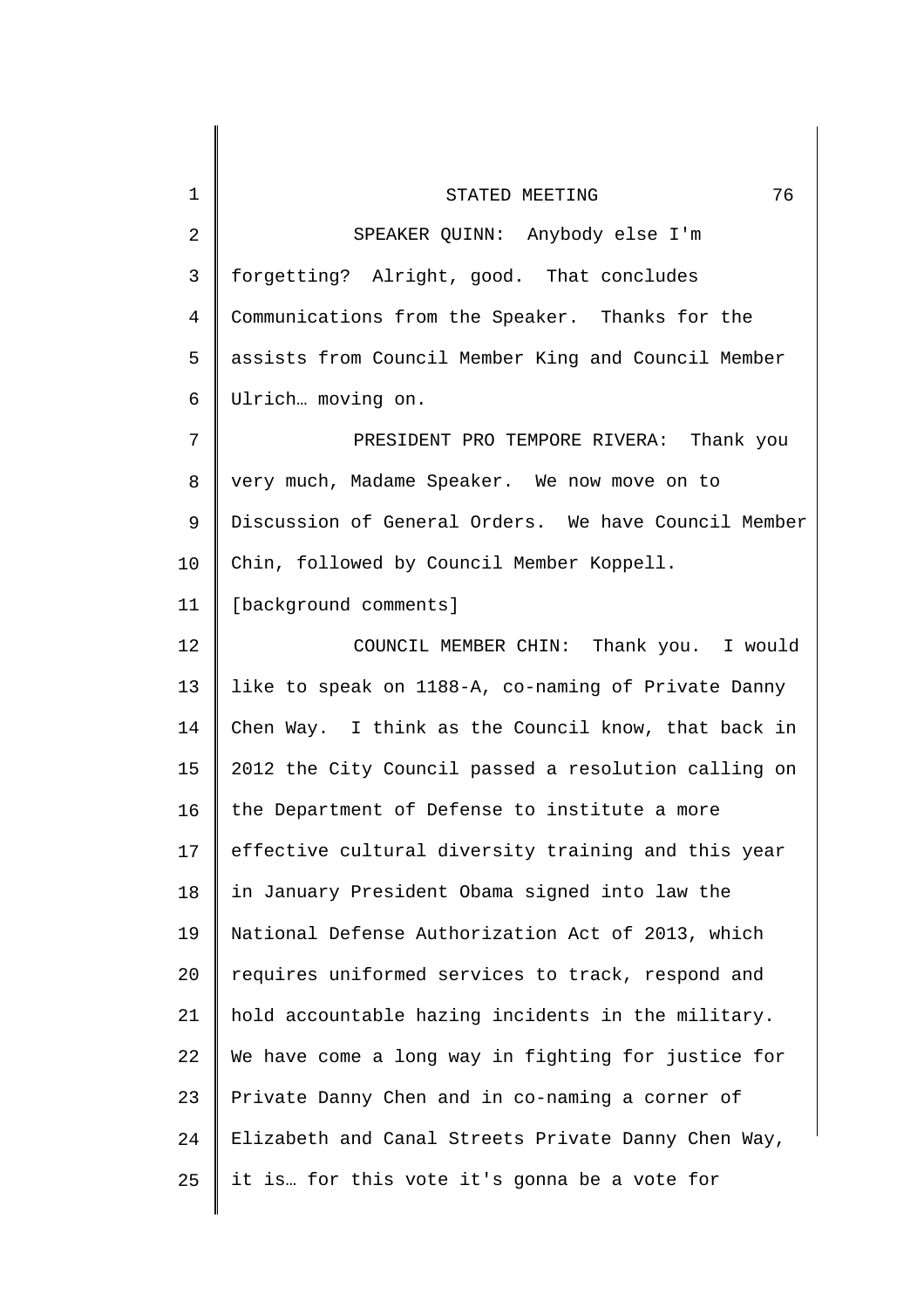SPEAKER QUINN: Anybody else I'm forgetting? Alright, good. That concludes Communications from the Speaker. Thanks for the assists from Council Member King and Council Member Ulrich… moving on.

PRESIDENT PRO TEMPORE RIVERA: Thank you very much, Madame Speaker. We now move on to Discussion of General Orders. We have Council Member Chin, followed by Council Member Koppell.

[background comments]

COUNCIL MEMBER CHIN: Thank you. I would like to speak on 1188-A, co-naming of Private Danny Chen Way. I think as the Council know, that back in 2012 the City Council passed a resolution calling on the Department of Defense to institute a more effective cultural diversity training and this year in January President Obama signed into law the National Defense Authorization Act of 2013, which requires uniformed services to track, respond and hold accountable hazing incidents in the military. We have come a long way in fighting for justice for Private Danny Chen and in co-naming a corner of Elizabeth and Canal Streets Private Danny Chen Way, it is… for this vote it's gonna be a vote for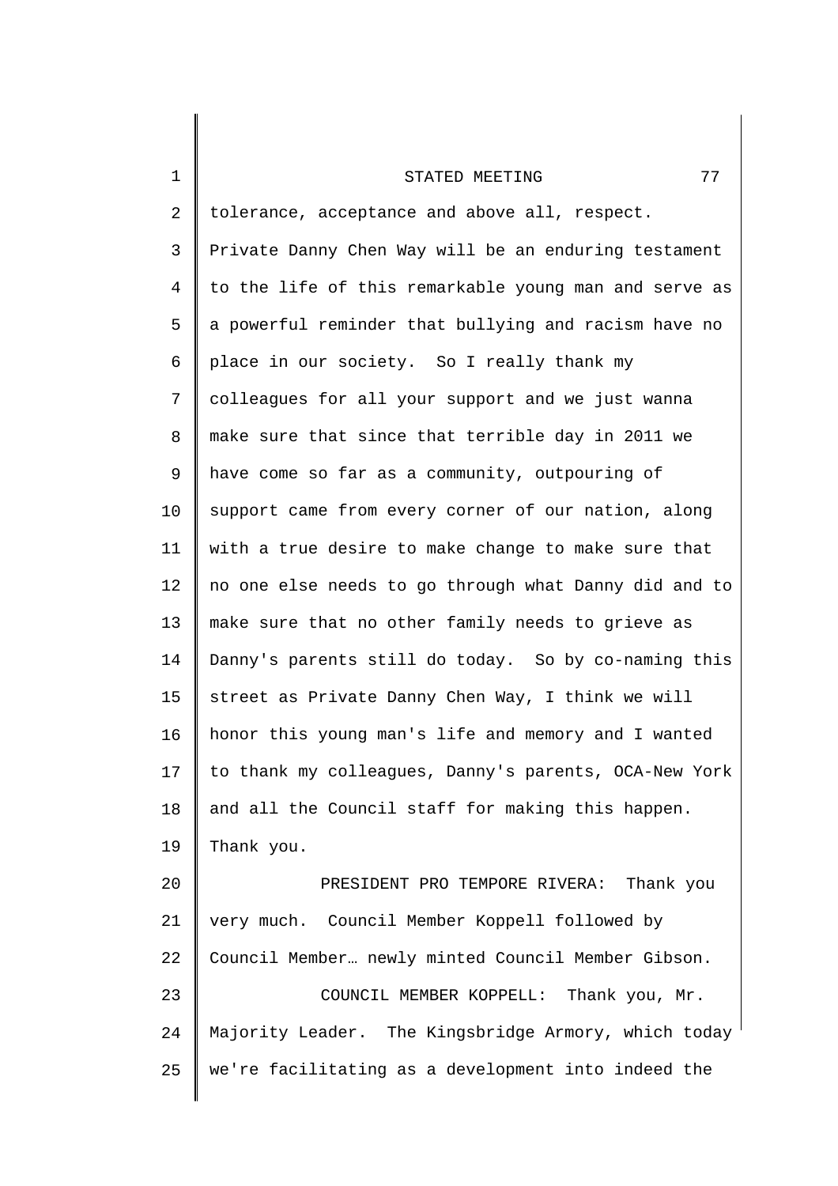tolerance, acceptance and above all, respect. Private Danny Chen Way will be an enduring testament to the life of this remarkable young man and serve as a powerful reminder that bullying and racism have no place in our society. So I really thank my colleagues for all your support and we just wanna make sure that since that terrible day in 2011 we have come so far as a community, outpouring of support came from every corner of our nation, along with a true desire to make change to make sure that no one else needs to go through what Danny did and to make sure that no other family needs to grieve as Danny's parents still do today. So by co-naming this street as Private Danny Chen Way, I think we will honor this young man's life and memory and I wanted to thank my colleagues, Danny's parents, OCA-New York and all the Council staff for making this happen. Thank you.

PRESIDENT PRO TEMPORE RIVERA: Thank you very much. Council Member Koppell followed by Council Member… newly minted Council Member Gibson.

COUNCIL MEMBER KOPPELL: Thank you, Mr. Majority Leader. The Kingsbridge Armory, which today we're facilitating as a development into indeed the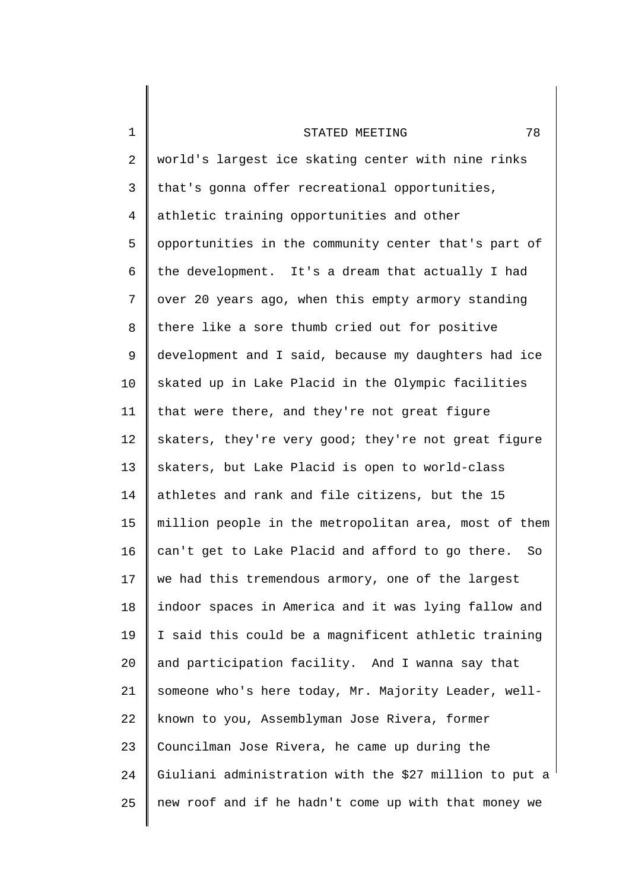world's largest ice skating center with nine rinks that's gonna offer recreational opportunities, athletic training opportunities and other opportunities in the community center that's part of the development. It's a dream that actually I had over 20 years ago, when this empty armory standing there like a sore thumb cried out for positive development and I said, because my daughters had ice skated up in Lake Placid in the Olympic facilities that were there, and they're not great figure skaters, they're very good; they're not great figure skaters, but Lake Placid is open to world-class athletes and rank and file citizens, but the 15 million people in the metropolitan area, most of them can't get to Lake Placid and afford to go there. So we had this tremendous armory, one of the largest indoor spaces in America and it was lying fallow and I said this could be a magnificent athletic training and participation facility. And I wanna say that someone who's here today, Mr. Majority Leader, well-known to you, Assemblyman Jose Rivera, former Councilman Jose Rivera, he came up during the Giuliani administration with the $27 million to put a new roof and if he hadn't come up with that money we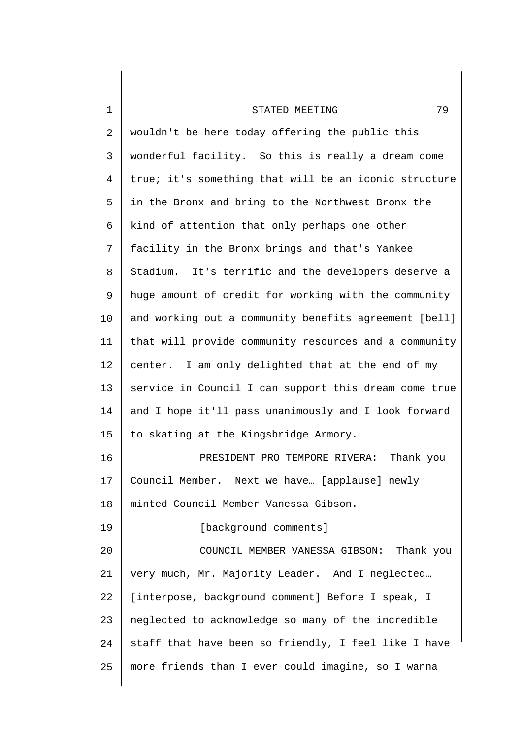wouldn't be here today offering the public this wonderful facility. So this is really a dream come true; it's something that will be an iconic structure in the Bronx and bring to the Northwest Bronx the kind of attention that only perhaps one other facility in the Bronx brings and that's Yankee Stadium. It's terrific and the developers deserve a huge amount of credit for working with the community and working out a community benefits agreement [bell] that will provide community resources and a community center. I am only delighted that at the end of my service in Council I can support this dream come true and I hope it'll pass unanimously and I look forward to skating at the Kingsbridge Armory.

PRESIDENT PRO TEMPORE RIVERA: Thank you Council Member. Next we have… [applause] newly minted Council Member Vanessa Gibson.

[background comments]

COUNCIL MEMBER VANESSA GIBSON: Thank you very much, Mr. Majority Leader. And I neglected… [interpose, background comment] Before I speak, I neglected to acknowledge so many of the incredible staff that have been so friendly, I feel like I have more friends than I ever could imagine, so I wanna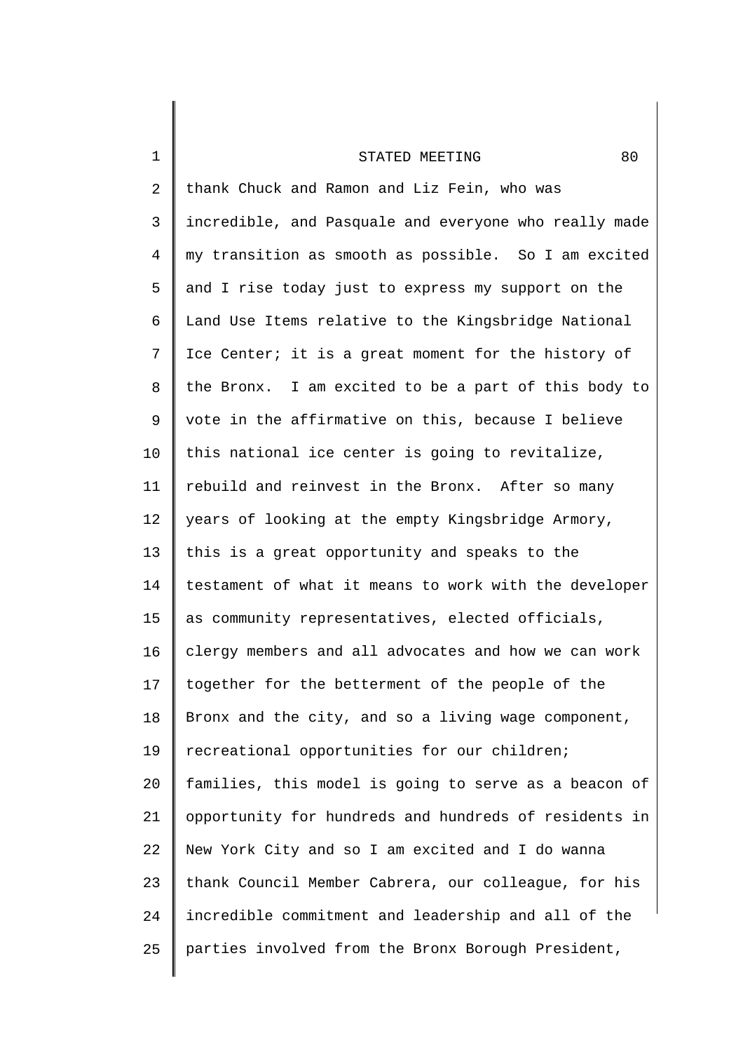thank Chuck and Ramon and Liz Fein, who was incredible, and Pasquale and everyone who really made my transition as smooth as possible. So I am excited and I rise today just to express my support on the Land Use Items relative to the Kingsbridge National Ice Center; it is a great moment for the history of the Bronx. I am excited to be a part of this body to vote in the affirmative on this, because I believe this national ice center is going to revitalize, rebuild and reinvest in the Bronx. After so many years of looking at the empty Kingsbridge Armory, this is a great opportunity and speaks to the testament of what it means to work with the developer as community representatives, elected officials, clergy members and all advocates and how we can work together for the betterment of the people of the Bronx and the city, and so a living wage component, recreational opportunities for our children; families, this model is going to serve as a beacon of opportunity for hundreds and hundreds of residents in New York City and so I am excited and I do wanna thank Council Member Cabrera, our colleague, for his incredible commitment and leadership and all of the parties involved from the Bronx Borough President,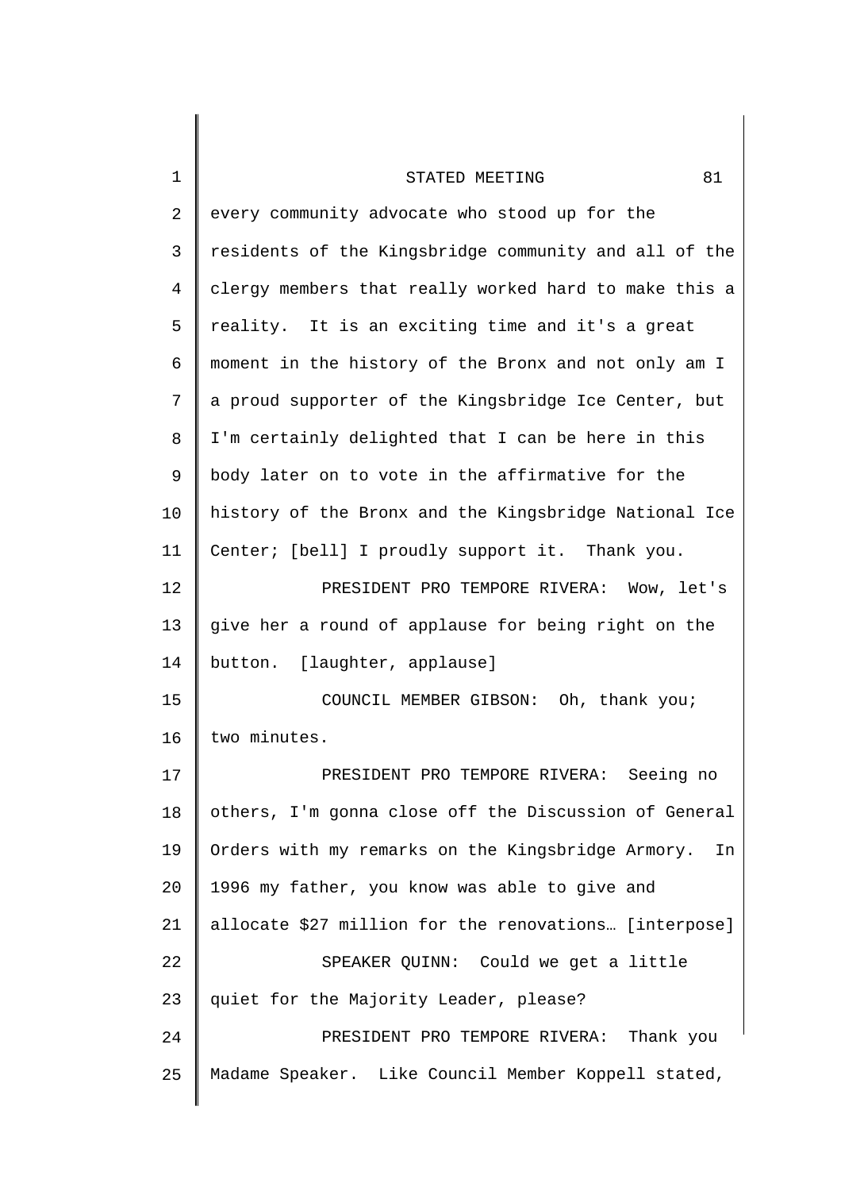every community advocate who stood up for the residents of the Kingsbridge community and all of the clergy members that really worked hard to make this a reality. It is an exciting time and it's a great moment in the history of the Bronx and not only am I a proud supporter of the Kingsbridge Ice Center, but I'm certainly delighted that I can be here in this body later on to vote in the affirmative for the history of the Bronx and the Kingsbridge National Ice Center; [bell] I proudly support it. Thank you.

PRESIDENT PRO TEMPORE RIVERA: Wow, let's give her a round of applause for being right on the button. [laughter, applause]

COUNCIL MEMBER GIBSON: Oh, thank you; two minutes.

PRESIDENT PRO TEMPORE RIVERA: Seeing no others, I'm gonna close off the Discussion of General Orders with my remarks on the Kingsbridge Armory. In 1996 my father, you know was able to give and allocate $27 million for the renovations… [interpose]

SPEAKER QUINN: Could we get a little quiet for the Majority Leader, please?

PRESIDENT PRO TEMPORE RIVERA: Thank you Madame Speaker. Like Council Member Koppell stated,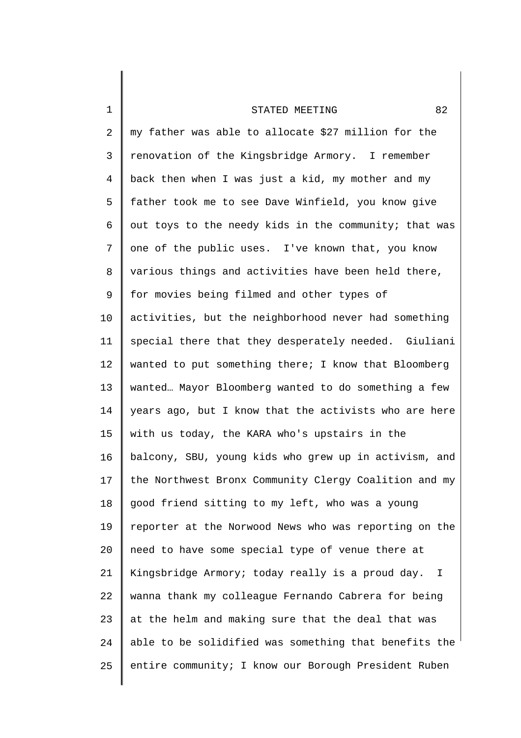my father was able to allocate $27 million for the renovation of the Kingsbridge Armory. I remember back then when I was just a kid, my mother and my father took me to see Dave Winfield, you know give out toys to the needy kids in the community; that was one of the public uses. I've known that, you know various things and activities have been held there, for movies being filmed and other types of activities, but the neighborhood never had something special there that they desperately needed. Giuliani wanted to put something there; I know that Bloomberg wanted… Mayor Bloomberg wanted to do something a few years ago, but I know that the activists who are here with us today, the KARA who's upstairs in the balcony, SBU, young kids who grew up in activism, and the Northwest Bronx Community Clergy Coalition and my good friend sitting to my left, who was a young reporter at the Norwood News who was reporting on the need to have some special type of venue there at Kingsbridge Armory; today really is a proud day. I wanna thank my colleague Fernando Cabrera for being at the helm and making sure that the deal that was able to be solidified was something that benefits the entire community; I know our Borough President Ruben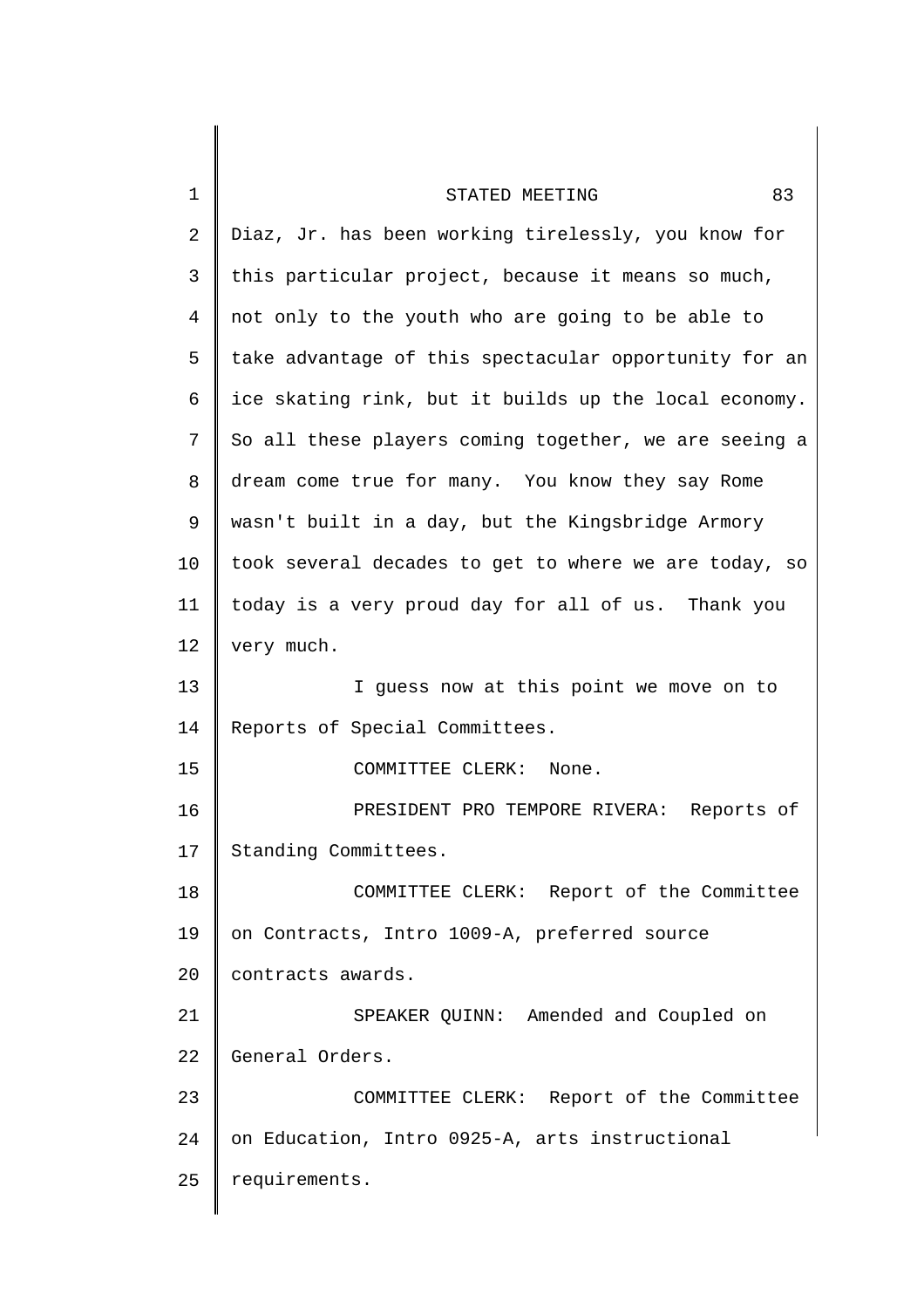Diaz, Jr. has been working tirelessly, you know for this particular project, because it means so much, not only to the youth who are going to be able to take advantage of this spectacular opportunity for an ice skating rink, but it builds up the local economy. So all these players coming together, we are seeing a dream come true for many. You know they say Rome wasn't built in a day, but the Kingsbridge Armory took several decades to get to where we are today, so today is a very proud day for all of us. Thank you very much.

I guess now at this point we move on to Reports of Special Committees.

COMMITTEE CLERK: None.

PRESIDENT PRO TEMPORE RIVERA: Reports of Standing Committees.

COMMITTEE CLERK: Report of the Committee on Contracts, Intro 1009-A, preferred source contracts awards.

SPEAKER QUINN: Amended and Coupled on General Orders.

COMMITTEE CLERK: Report of the Committee on Education, Intro 0925-A, arts instructional requirements.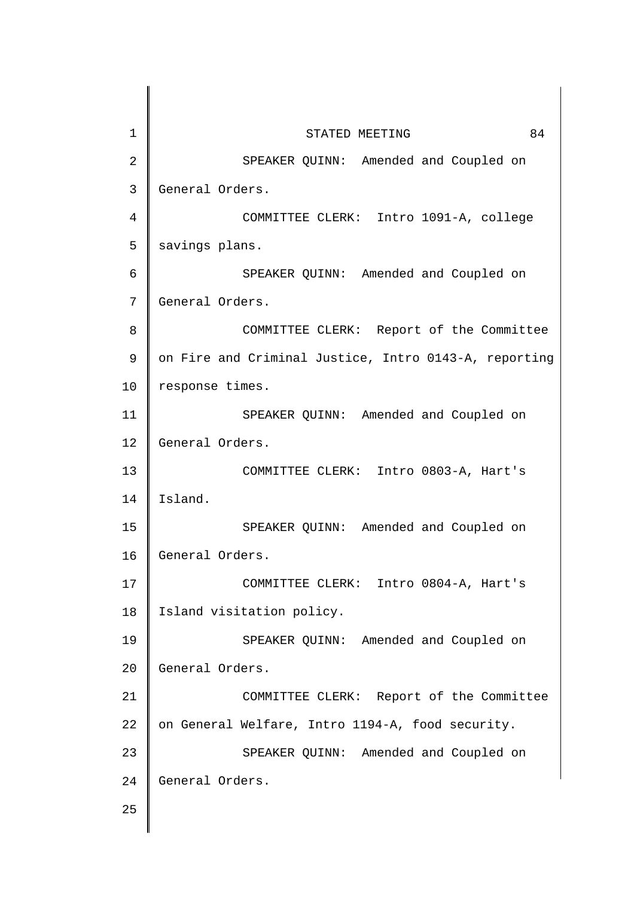SPEAKER QUINN: Amended and Coupled on General Orders.

COMMITTEE CLERK: Intro 1091-A, college savings plans.

SPEAKER QUINN: Amended and Coupled on General Orders.

COMMITTEE CLERK: Report of the Committee on Fire and Criminal Justice, Intro 0143-A, reporting response times.

SPEAKER QUINN: Amended and Coupled on General Orders.

COMMITTEE CLERK: Intro 0803-A, Hart's Island.

SPEAKER QUINN: Amended and Coupled on General Orders.

COMMITTEE CLERK: Intro 0804-A, Hart's Island visitation policy.

SPEAKER QUINN: Amended and Coupled on General Orders.

COMMITTEE CLERK: Report of the Committee on General Welfare, Intro 1194-A, food security.

SPEAKER QUINN: Amended and Coupled on General Orders.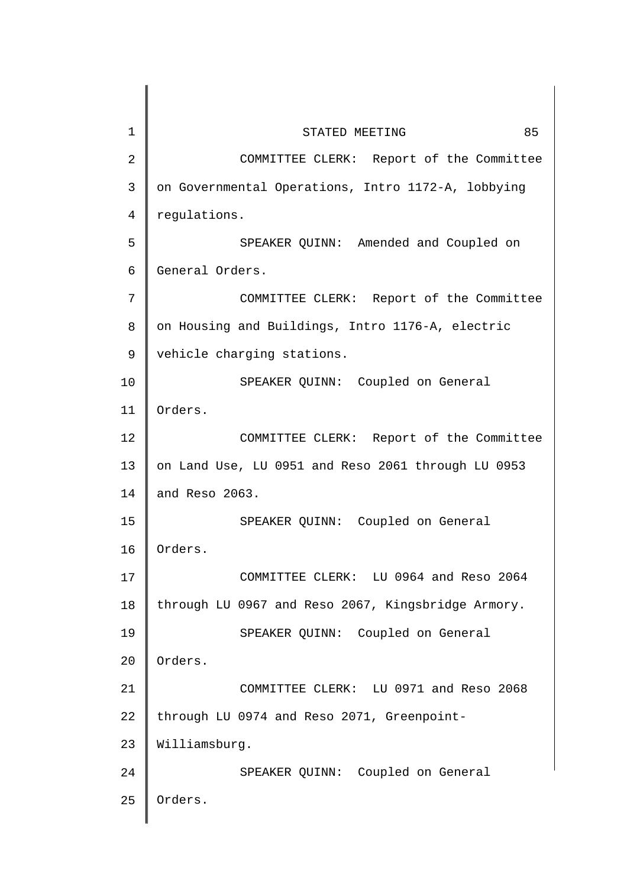COMMITTEE CLERK: Report of the Committee on Governmental Operations, Intro 1172-A, lobbying regulations.

SPEAKER QUINN: Amended and Coupled on General Orders.

COMMITTEE CLERK: Report of the Committee on Housing and Buildings, Intro 1176-A, electric vehicle charging stations.

SPEAKER QUINN: Coupled on General Orders.

COMMITTEE CLERK: Report of the Committee on Land Use, LU 0951 and Reso 2061 through LU 0953 and Reso 2063.

SPEAKER QUINN: Coupled on General Orders.

COMMITTEE CLERK: LU 0964 and Reso 2064 through LU 0967 and Reso 2067, Kingsbridge Armory.

SPEAKER QUINN: Coupled on General Orders.

COMMITTEE CLERK: LU 0971 and Reso 2068 through LU 0974 and Reso 2071, Greenpoint-Williamsburg.

SPEAKER QUINN: Coupled on General Orders.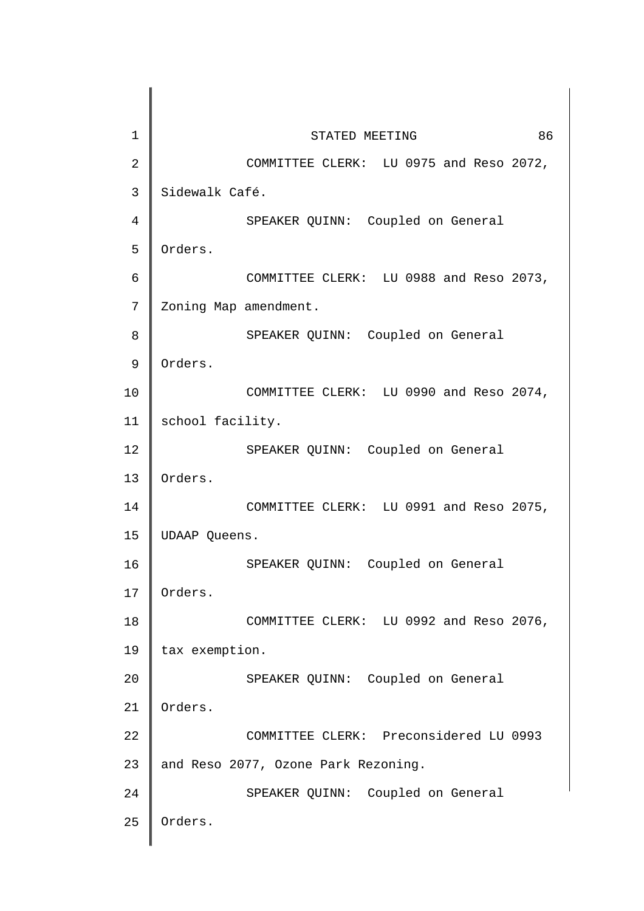COMMITTEE CLERK: LU 0975 and Reso 2072, Sidewalk Café.

SPEAKER QUINN: Coupled on General Orders.

COMMITTEE CLERK: LU 0988 and Reso 2073, Zoning Map amendment.

SPEAKER QUINN: Coupled on General Orders.

COMMITTEE CLERK: LU 0990 and Reso 2074, school facility.

SPEAKER QUINN: Coupled on General Orders.

COMMITTEE CLERK: LU 0991 and Reso 2075, UDAAP Queens.

SPEAKER QUINN: Coupled on General Orders.

COMMITTEE CLERK: LU 0992 and Reso 2076, tax exemption.

SPEAKER QUINN: Coupled on General Orders.

COMMITTEE CLERK: Preconsidered LU 0993 and Reso 2077, Ozone Park Rezoning.

SPEAKER QUINN: Coupled on General Orders.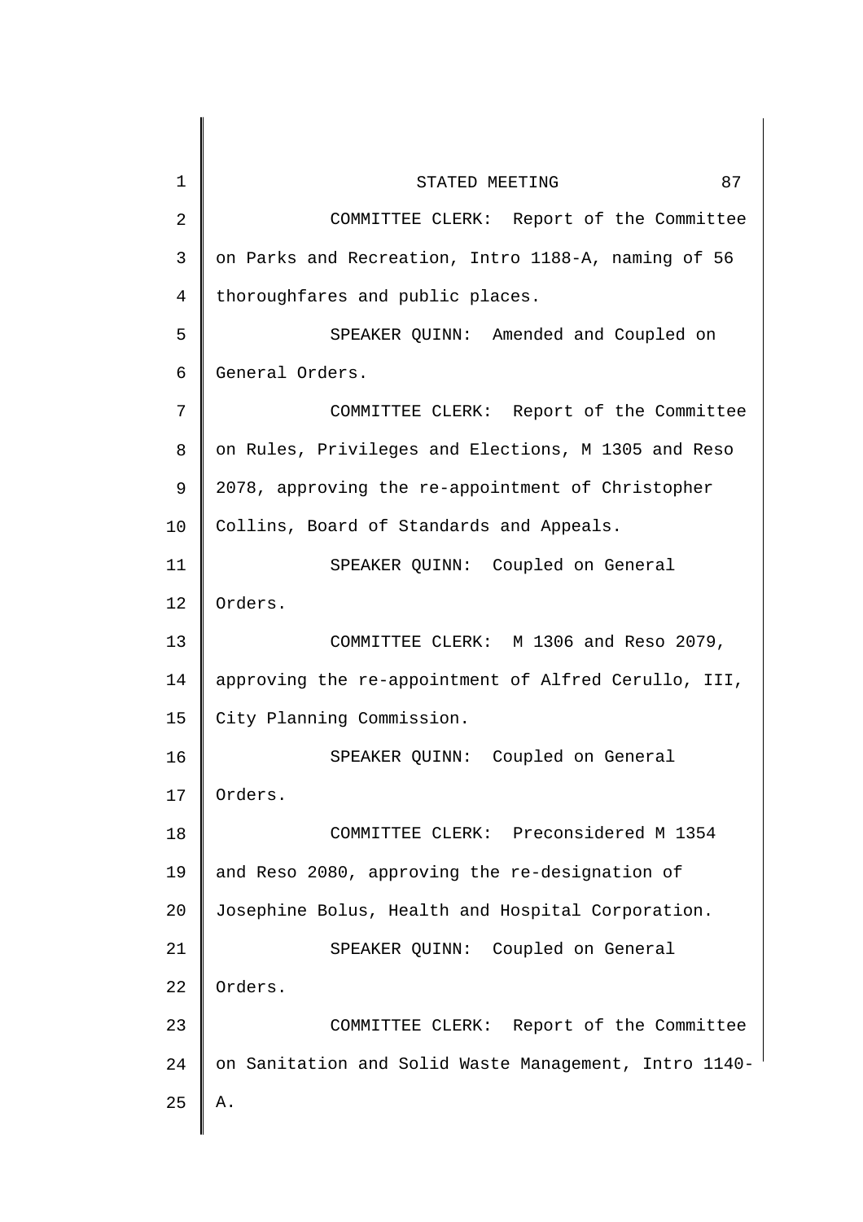COMMITTEE CLERK: Report of the Committee on Parks and Recreation, Intro 1188-A, naming of 56 thoroughfares and public places.

SPEAKER QUINN: Amended and Coupled on General Orders.

COMMITTEE CLERK: Report of the Committee on Rules, Privileges and Elections, M 1305 and Reso 2078, approving the re-appointment of Christopher Collins, Board of Standards and Appeals.

SPEAKER QUINN: Coupled on General Orders.

COMMITTEE CLERK: M 1306 and Reso 2079, approving the re-appointment of Alfred Cerullo, III, City Planning Commission.

SPEAKER QUINN: Coupled on General Orders.

COMMITTEE CLERK: Preconsidered M 1354 and Reso 2080, approving the re-designation of Josephine Bolus, Health and Hospital Corporation.

SPEAKER QUINN: Coupled on General Orders.

COMMITTEE CLERK: Report of the Committee on Sanitation and Solid Waste Management, Intro 1140-A.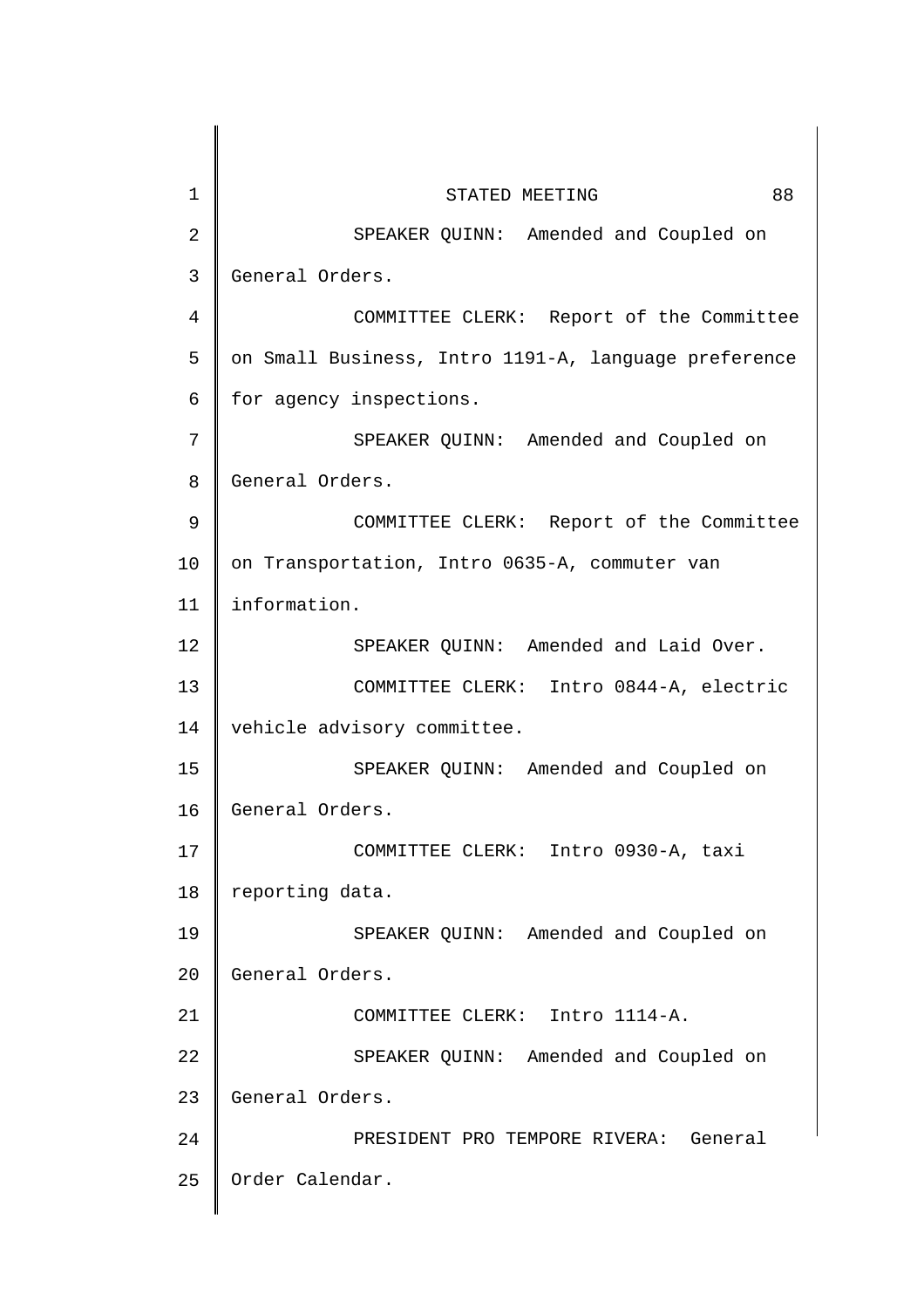SPEAKER QUINN: Amended and Coupled on General Orders.

COMMITTEE CLERK: Report of the Committee on Small Business, Intro 1191-A, language preference for agency inspections.

SPEAKER QUINN: Amended and Coupled on General Orders.

COMMITTEE CLERK: Report of the Committee on Transportation, Intro 0635-A, commuter van information.

SPEAKER QUINN: Amended and Laid Over.

COMMITTEE CLERK: Intro 0844-A, electric vehicle advisory committee.

SPEAKER QUINN: Amended and Coupled on General Orders.

COMMITTEE CLERK: Intro 0930-A, taxi reporting data.

SPEAKER QUINN: Amended and Coupled on General Orders.

COMMITTEE CLERK: Intro 1114-A.

SPEAKER QUINN: Amended and Coupled on General Orders.

PRESIDENT PRO TEMPORE RIVERA: General Order Calendar.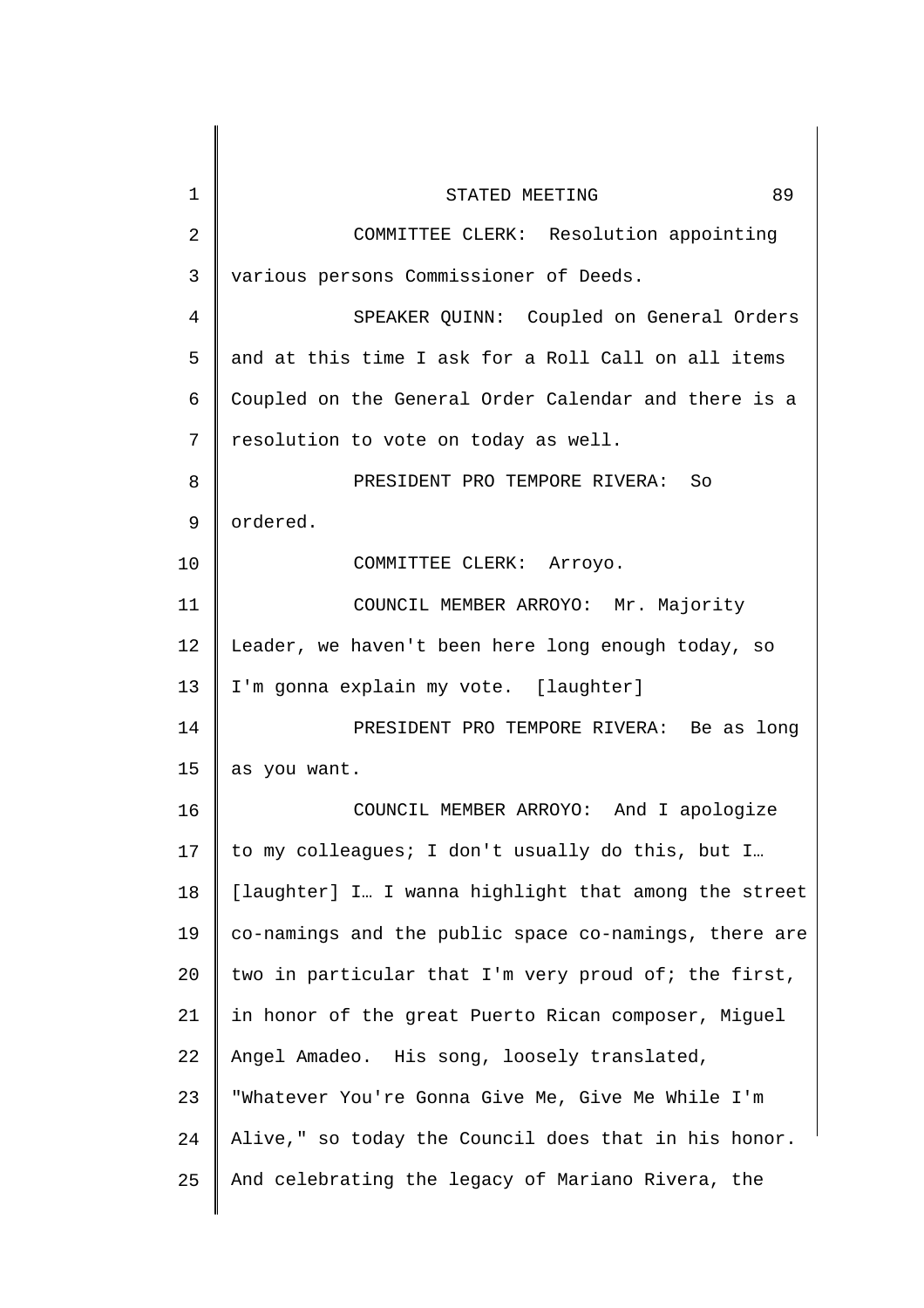COMMITTEE CLERK: Resolution appointing various persons Commissioner of Deeds.

SPEAKER QUINN: Coupled on General Orders and at this time I ask for a Roll Call on all items Coupled on the General Order Calendar and there is a resolution to vote on today as well.

PRESIDENT PRO TEMPORE RIVERA: So ordered.

COMMITTEE CLERK: Arroyo.

COUNCIL MEMBER ARROYO: Mr. Majority Leader, we haven't been here long enough today, so I'm gonna explain my vote. [laughter]

PRESIDENT PRO TEMPORE RIVERA: Be as long as you want.

COUNCIL MEMBER ARROYO: And I apologize to my colleagues; I don't usually do this, but I… [laughter] I… I wanna highlight that among the street co-namings and the public space co-namings, there are two in particular that I'm very proud of; the first, in honor of the great Puerto Rican composer, Miguel Angel Amadeo. His song, loosely translated, "Whatever You're Gonna Give Me, Give Me While I'm Alive," so today the Council does that in his honor. And celebrating the legacy of Mariano Rivera, the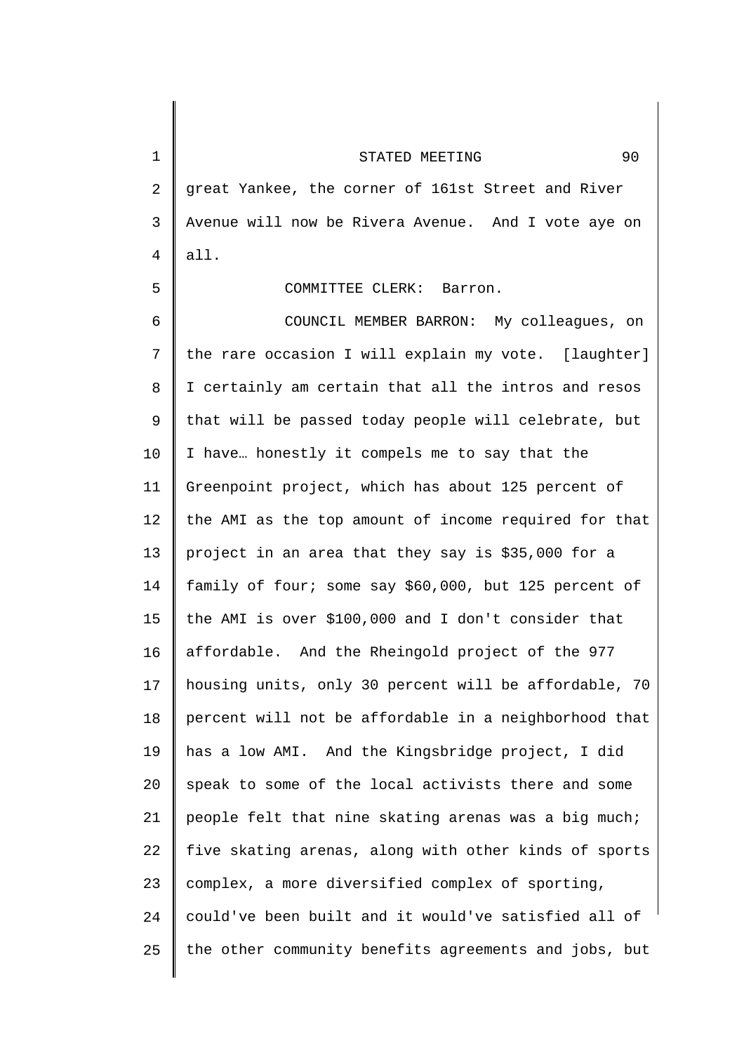great Yankee, the corner of 161st Street and River Avenue will now be Rivera Avenue. And I vote aye on all.

COMMITTEE CLERK: Barron.

COUNCIL MEMBER BARRON: My colleagues, on the rare occasion I will explain my vote. [laughter] I certainly am certain that all the intros and resos that will be passed today people will celebrate, but I have… honestly it compels me to say that the Greenpoint project, which has about 125 percent of the AMI as the top amount of income required for that project in an area that they say is $35,000 for a family of four; some say $60,000, but 125 percent of the AMI is over $100,000 and I don't consider that affordable. And the Rheingold project of the 977 housing units, only 30 percent will be affordable, 70 percent will not be affordable in a neighborhood that has a low AMI. And the Kingsbridge project, I did speak to some of the local activists there and some people felt that nine skating arenas was a big much; five skating arenas, along with other kinds of sports complex, a more diversified complex of sporting, could've been built and it would've satisfied all of the other community benefits agreements and jobs, but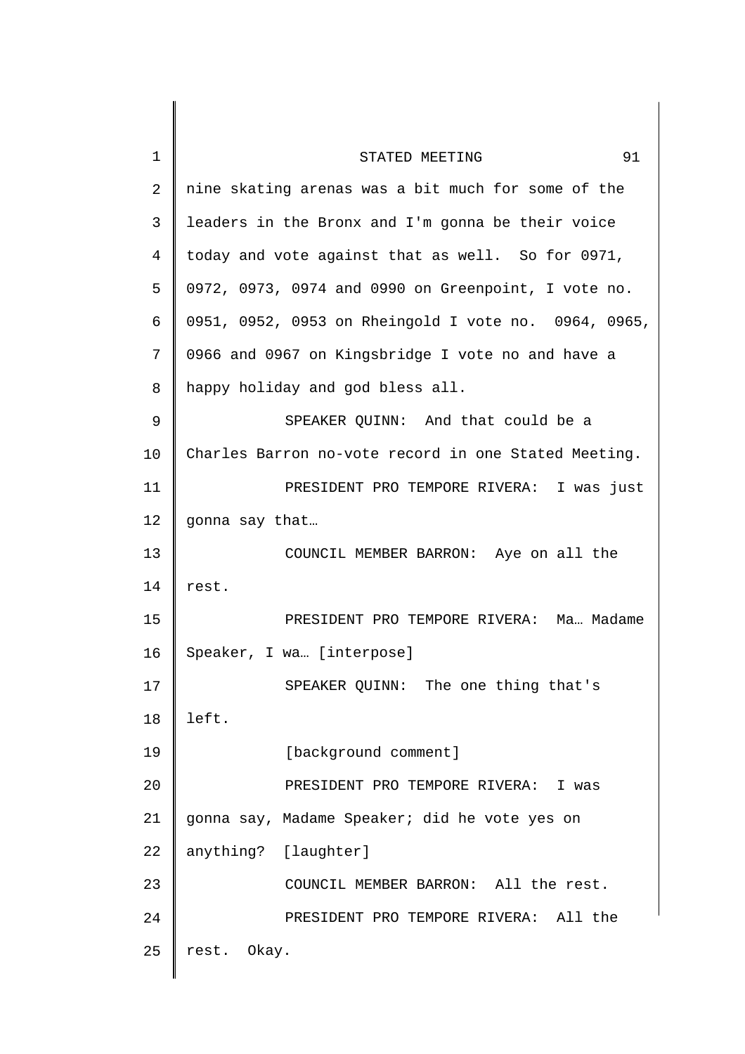nine skating arenas was a bit much for some of the leaders in the Bronx and I'm gonna be their voice today and vote against that as well. So for 0971, 0972, 0973, 0974 and 0990 on Greenpoint, I vote no. 0951, 0952, 0953 on Rheingold I vote no. 0964, 0965, 0966 and 0967 on Kingsbridge I vote no and have a happy holiday and god bless all.

SPEAKER QUINN: And that could be a Charles Barron no-vote record in one Stated Meeting.

PRESIDENT PRO TEMPORE RIVERA: I was just gonna say that…

COUNCIL MEMBER BARRON: Aye on all the rest.

PRESIDENT PRO TEMPORE RIVERA: Ma… Madame Speaker, I wa… [interpose]

SPEAKER QUINN: The one thing that's left.

[background comment]

PRESIDENT PRO TEMPORE RIVERA: I was gonna say, Madame Speaker; did he vote yes on anything? [laughter]

COUNCIL MEMBER BARRON: All the rest.

PRESIDENT PRO TEMPORE RIVERA: All the rest. Okay.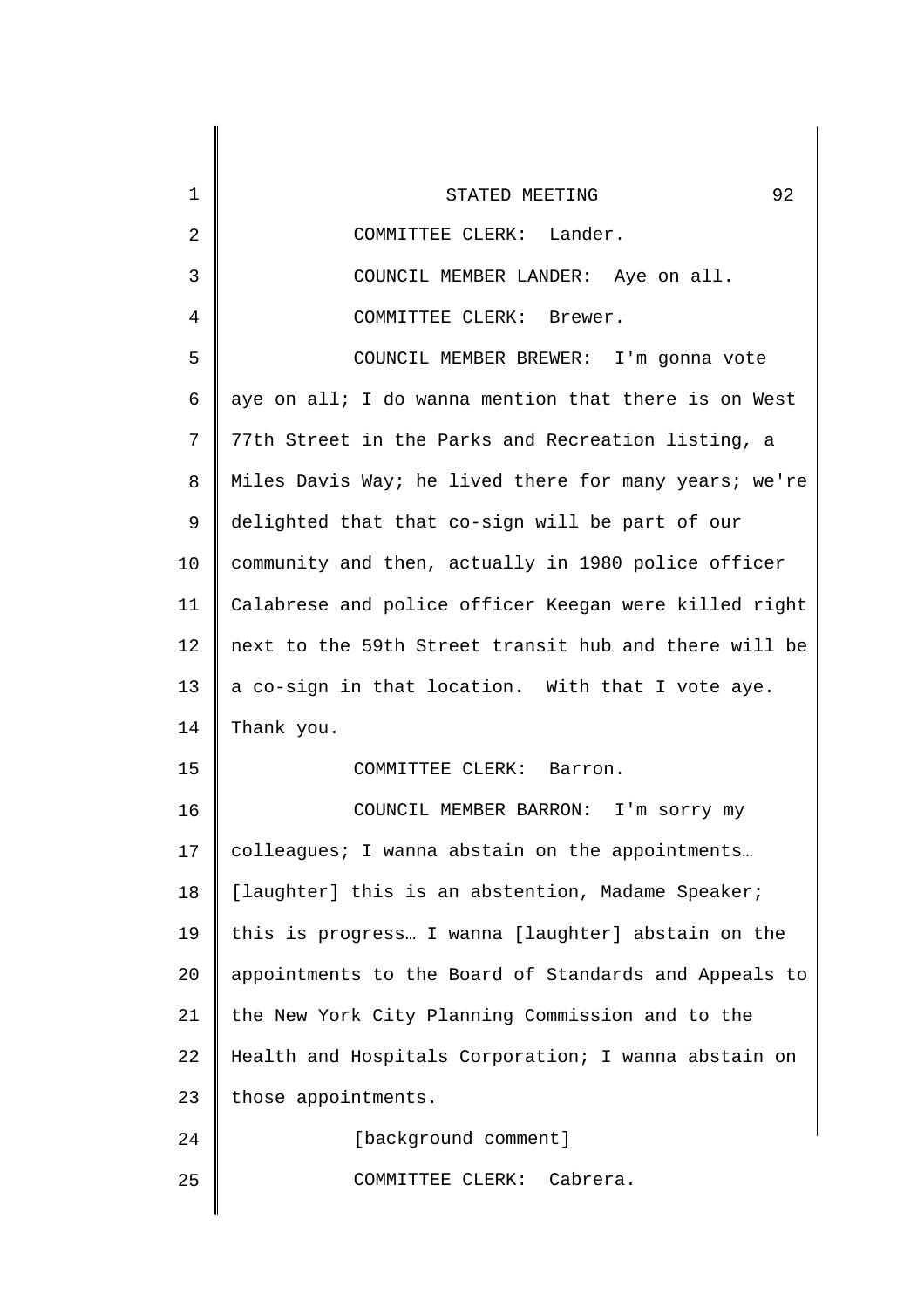COMMITTEE CLERK: Lander.

COUNCIL MEMBER LANDER: Aye on all.

COMMITTEE CLERK: Brewer.

COUNCIL MEMBER BREWER: I'm gonna vote aye on all; I do wanna mention that there is on West 77th Street in the Parks and Recreation listing, a Miles Davis Way; he lived there for many years; we're delighted that that co-sign will be part of our community and then, actually in 1980 police officer Calabrese and police officer Keegan were killed right next to the 59th Street transit hub and there will be a co-sign in that location. With that I vote aye. Thank you.

COMMITTEE CLERK: Barron.

COUNCIL MEMBER BARRON: I'm sorry my colleagues; I wanna abstain on the appointments… [laughter] this is an abstention, Madame Speaker; this is progress… I wanna [laughter] abstain on the appointments to the Board of Standards and Appeals to the New York City Planning Commission and to the Health and Hospitals Corporation; I wanna abstain on those appointments.

[background comment]

COMMITTEE CLERK: Cabrera.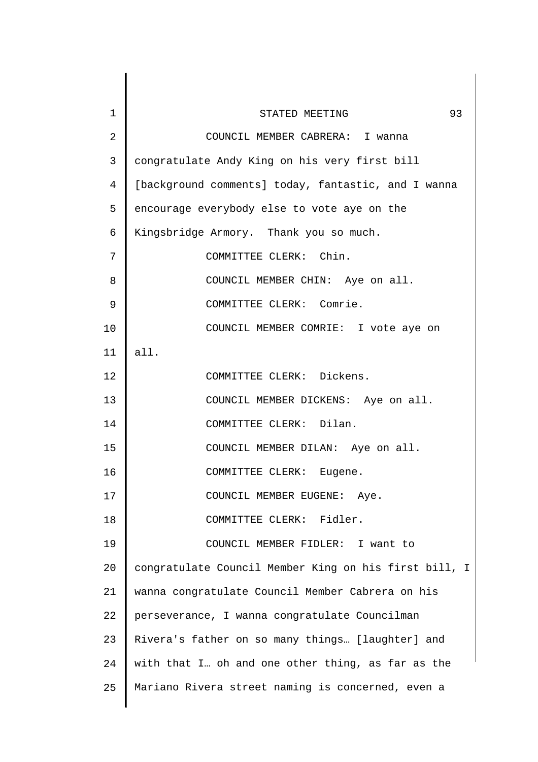COUNCIL MEMBER CABRERA: I wanna congratulate Andy King on his very first bill [background comments] today, fantastic, and I wanna encourage everybody else to vote aye on the Kingsbridge Armory. Thank you so much.

COMMITTEE CLERK: Chin.

COUNCIL MEMBER CHIN: Aye on all.

COMMITTEE CLERK: Comrie.

COUNCIL MEMBER COMRIE: I vote aye on all.

COMMITTEE CLERK: Dickens.

COUNCIL MEMBER DICKENS: Aye on all.

COMMITTEE CLERK: Dilan.

COUNCIL MEMBER DILAN: Aye on all.

COMMITTEE CLERK: Eugene.

COUNCIL MEMBER EUGENE: Aye.

COMMITTEE CLERK: Fidler.

COUNCIL MEMBER FIDLER: I want to congratulate Council Member King on his first bill, I wanna congratulate Council Member Cabrera on his perseverance, I wanna congratulate Councilman Rivera's father on so many things… [laughter] and with that I… oh and one other thing, as far as the Mariano Rivera street naming is concerned, even a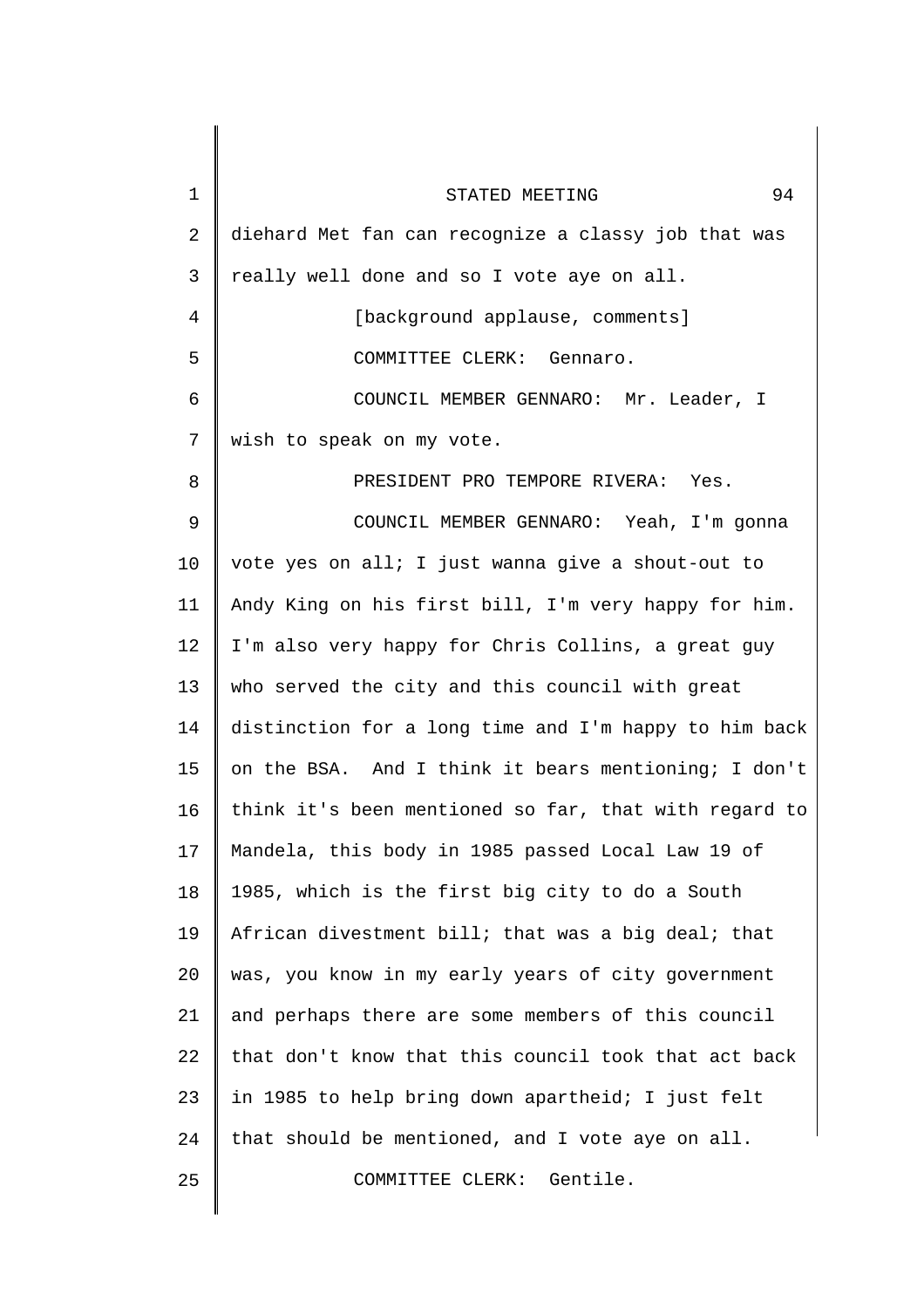diehard Met fan can recognize a classy job that was really well done and so I vote aye on all.

[background applause, comments]

COMMITTEE CLERK: Gennaro.

COUNCIL MEMBER GENNARO: Mr. Leader, I wish to speak on my vote.

PRESIDENT PRO TEMPORE RIVERA: Yes.

COUNCIL MEMBER GENNARO: Yeah, I'm gonna vote yes on all; I just wanna give a shout-out to Andy King on his first bill, I'm very happy for him. I'm also very happy for Chris Collins, a great guy who served the city and this council with great distinction for a long time and I'm happy to him back on the BSA. And I think it bears mentioning; I don't think it's been mentioned so far, that with regard to Mandela, this body in 1985 passed Local Law 19 of 1985, which is the first big city to do a South African divestment bill; that was a big deal; that was, you know in my early years of city government and perhaps there are some members of this council that don't know that this council took that act back in 1985 to help bring down apartheid; I just felt that should be mentioned, and I vote aye on all.

COMMITTEE CLERK: Gentile.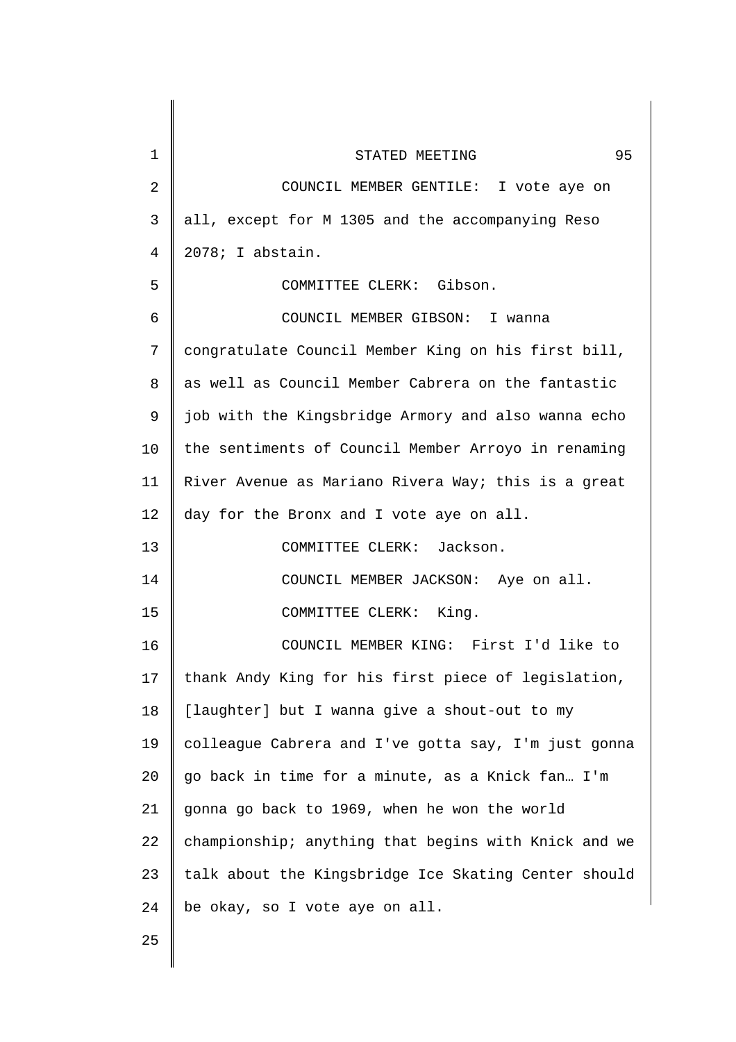COUNCIL MEMBER GENTILE: I vote aye on all, except for M 1305 and the accompanying Reso 2078; I abstain.

COMMITTEE CLERK: Gibson.

COUNCIL MEMBER GIBSON: I wanna congratulate Council Member King on his first bill, as well as Council Member Cabrera on the fantastic job with the Kingsbridge Armory and also wanna echo the sentiments of Council Member Arroyo in renaming River Avenue as Mariano Rivera Way; this is a great day for the Bronx and I vote aye on all.

COMMITTEE CLERK: Jackson.

COUNCIL MEMBER JACKSON: Aye on all.

COMMITTEE CLERK: King.

COUNCIL MEMBER KING: First I'd like to thank Andy King for his first piece of legislation, [laughter] but I wanna give a shout-out to my colleague Cabrera and I've gotta say, I'm just gonna go back in time for a minute, as a Knick fan… I'm gonna go back to 1969, when he won the world championship; anything that begins with Knick and we talk about the Kingsbridge Ice Skating Center should be okay, so I vote aye on all.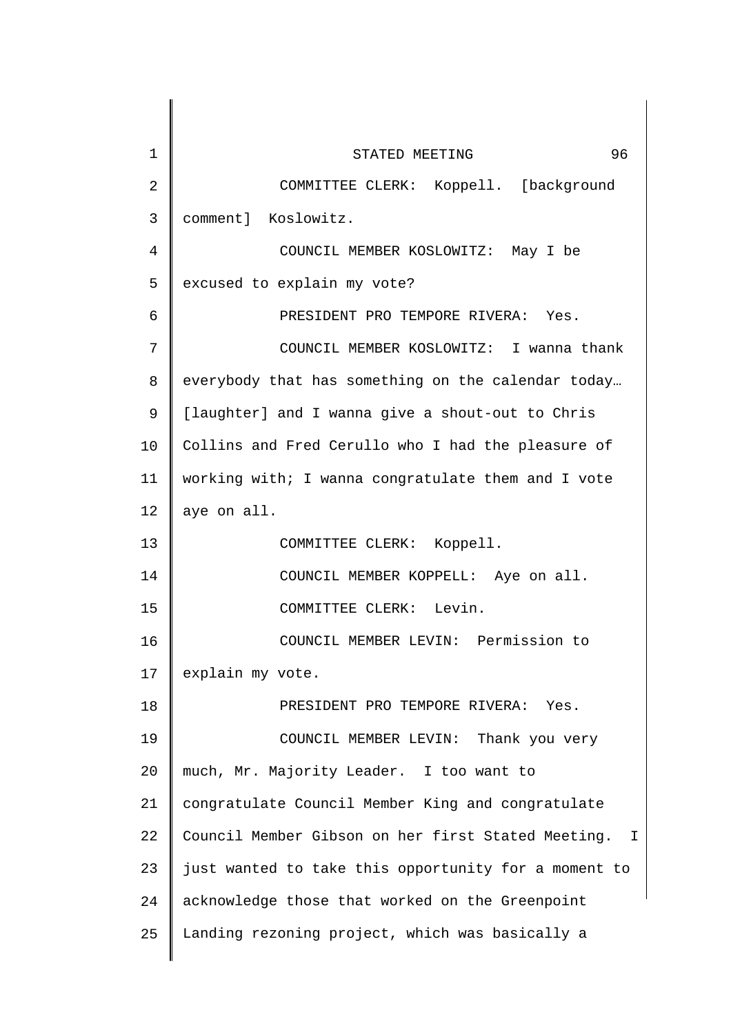COMMITTEE CLERK: Koppell. [background comment] Koslowitz.

COUNCIL MEMBER KOSLOWITZ: May I be excused to explain my vote?

PRESIDENT PRO TEMPORE RIVERA: Yes.

COUNCIL MEMBER KOSLOWITZ: I wanna thank everybody that has something on the calendar today… [laughter] and I wanna give a shout-out to Chris Collins and Fred Cerullo who I had the pleasure of working with; I wanna congratulate them and I vote aye on all.

COMMITTEE CLERK: Koppell.

COUNCIL MEMBER KOPPELL: Aye on all.

COMMITTEE CLERK: Levin.

COUNCIL MEMBER LEVIN: Permission to explain my vote.

PRESIDENT PRO TEMPORE RIVERA: Yes.

COUNCIL MEMBER LEVIN: Thank you very much, Mr. Majority Leader. I too want to congratulate Council Member King and congratulate Council Member Gibson on her first Stated Meeting. I just wanted to take this opportunity for a moment to acknowledge those that worked on the Greenpoint Landing rezoning project, which was basically a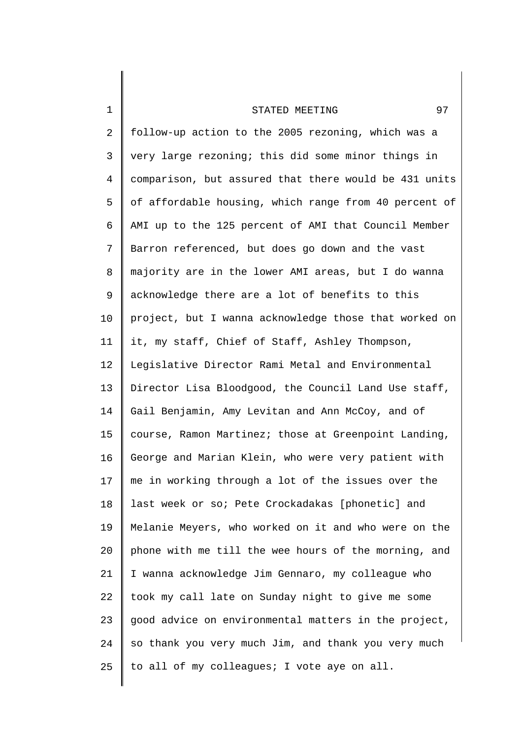follow-up action to the 2005 rezoning, which was a very large rezoning; this did some minor things in comparison, but assured that there would be 431 units of affordable housing, which range from 40 percent of AMI up to the 125 percent of AMI that Council Member Barron referenced, but does go down and the vast majority are in the lower AMI areas, but I do wanna acknowledge there are a lot of benefits to this project, but I wanna acknowledge those that worked on it, my staff, Chief of Staff, Ashley Thompson, Legislative Director Rami Metal and Environmental Director Lisa Bloodgood, the Council Land Use staff, Gail Benjamin, Amy Levitan and Ann McCoy, and of course, Ramon Martinez; those at Greenpoint Landing, George and Marian Klein, who were very patient with me in working through a lot of the issues over the last week or so; Pete Crockadakas [phonetic] and Melanie Meyers, who worked on it and who were on the phone with me till the wee hours of the morning, and I wanna acknowledge Jim Gennaro, my colleague who took my call late on Sunday night to give me some good advice on environmental matters in the project, so thank you very much Jim, and thank you very much to all of my colleagues; I vote aye on all.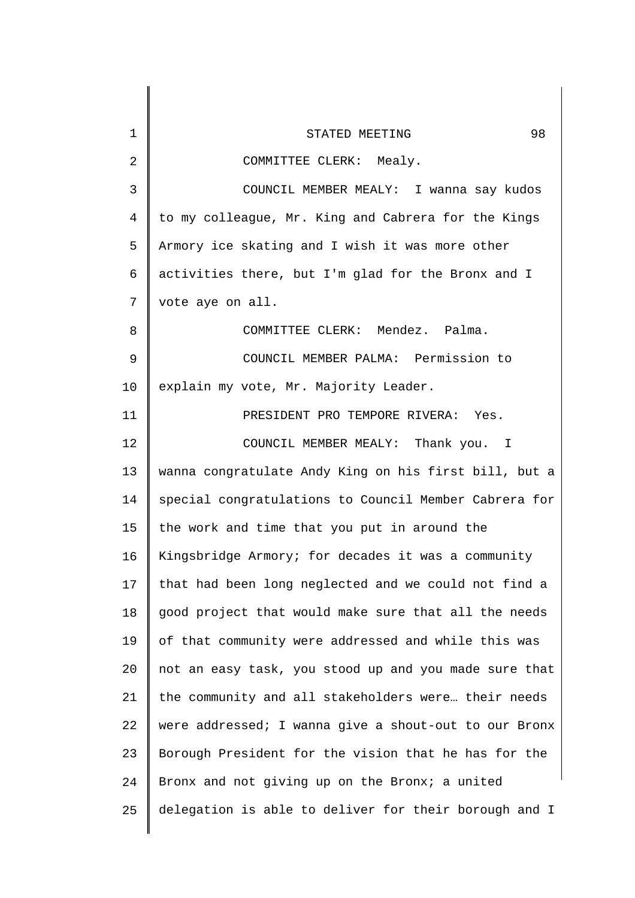COMMITTEE CLERK: Mealy.

COUNCIL MEMBER MEALY: I wanna say kudos to my colleague, Mr. King and Cabrera for the Kings Armory ice skating and I wish it was more other activities there, but I'm glad for the Bronx and I vote aye on all.

COMMITTEE CLERK: Mendez. Palma.

COUNCIL MEMBER PALMA: Permission to explain my vote, Mr. Majority Leader.

PRESIDENT PRO TEMPORE RIVERA: Yes.

COUNCIL MEMBER MEALY: Thank you. I wanna congratulate Andy King on his first bill, but a special congratulations to Council Member Cabrera for the work and time that you put in around the Kingsbridge Armory; for decades it was a community that had been long neglected and we could not find a good project that would make sure that all the needs of that community were addressed and while this was not an easy task, you stood up and you made sure that the community and all stakeholders were… their needs were addressed; I wanna give a shout-out to our Bronx Borough President for the vision that he has for the Bronx and not giving up on the Bronx; a united delegation is able to deliver for their borough and I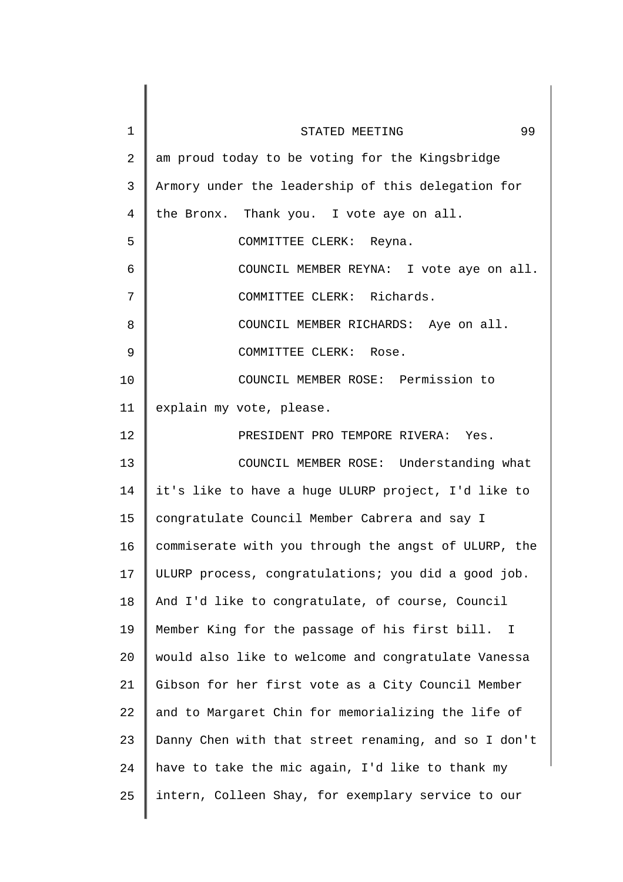am proud today to be voting for the Kingsbridge Armory under the leadership of this delegation for the Bronx. Thank you. I vote aye on all.

COMMITTEE CLERK: Reyna.

COUNCIL MEMBER REYNA: I vote aye on all.

COMMITTEE CLERK: Richards.

COUNCIL MEMBER RICHARDS: Aye on all.

COMMITTEE CLERK: Rose.

COUNCIL MEMBER ROSE: Permission to explain my vote, please.

PRESIDENT PRO TEMPORE RIVERA: Yes.

COUNCIL MEMBER ROSE: Understanding what it's like to have a huge ULURP project, I'd like to congratulate Council Member Cabrera and say I commiserate with you through the angst of ULURP, the ULURP process, congratulations; you did a good job. And I'd like to congratulate, of course, Council Member King for the passage of his first bill. I would also like to welcome and congratulate Vanessa Gibson for her first vote as a City Council Member and to Margaret Chin for memorializing the life of Danny Chen with that street renaming, and so I don't have to take the mic again, I'd like to thank my intern, Colleen Shay, for exemplary service to our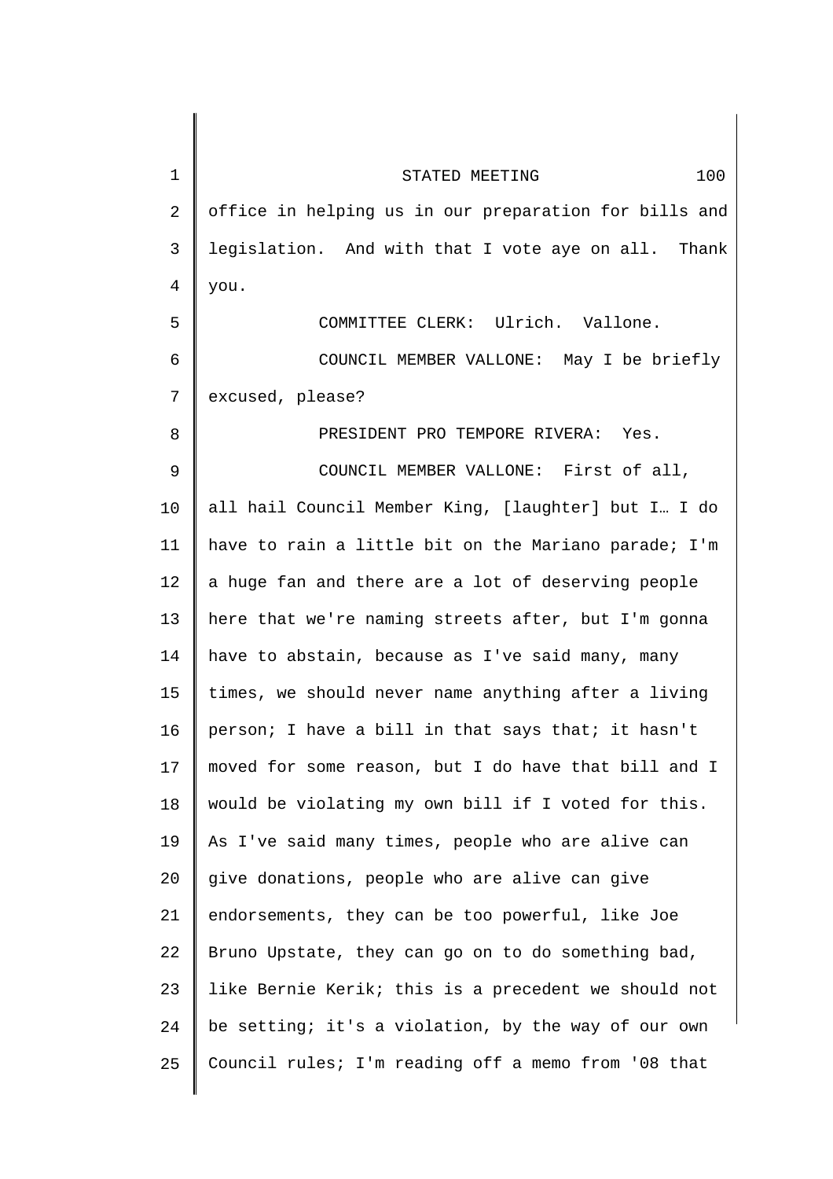office in helping us in our preparation for bills and legislation. And with that I vote aye on all. Thank you.

COMMITTEE CLERK: Ulrich. Vallone.

COUNCIL MEMBER VALLONE: May I be briefly excused, please?

PRESIDENT PRO TEMPORE RIVERA: Yes.

COUNCIL MEMBER VALLONE: First of all, all hail Council Member King, [laughter] but I… I do have to rain a little bit on the Mariano parade; I'm a huge fan and there are a lot of deserving people here that we're naming streets after, but I'm gonna have to abstain, because as I've said many, many times, we should never name anything after a living person; I have a bill in that says that; it hasn't moved for some reason, but I do have that bill and I would be violating my own bill if I voted for this. As I've said many times, people who are alive can give donations, people who are alive can give endorsements, they can be too powerful, like Joe Bruno Upstate, they can go on to do something bad, like Bernie Kerik; this is a precedent we should not be setting; it's a violation, by the way of our own Council rules; I'm reading off a memo from '08 that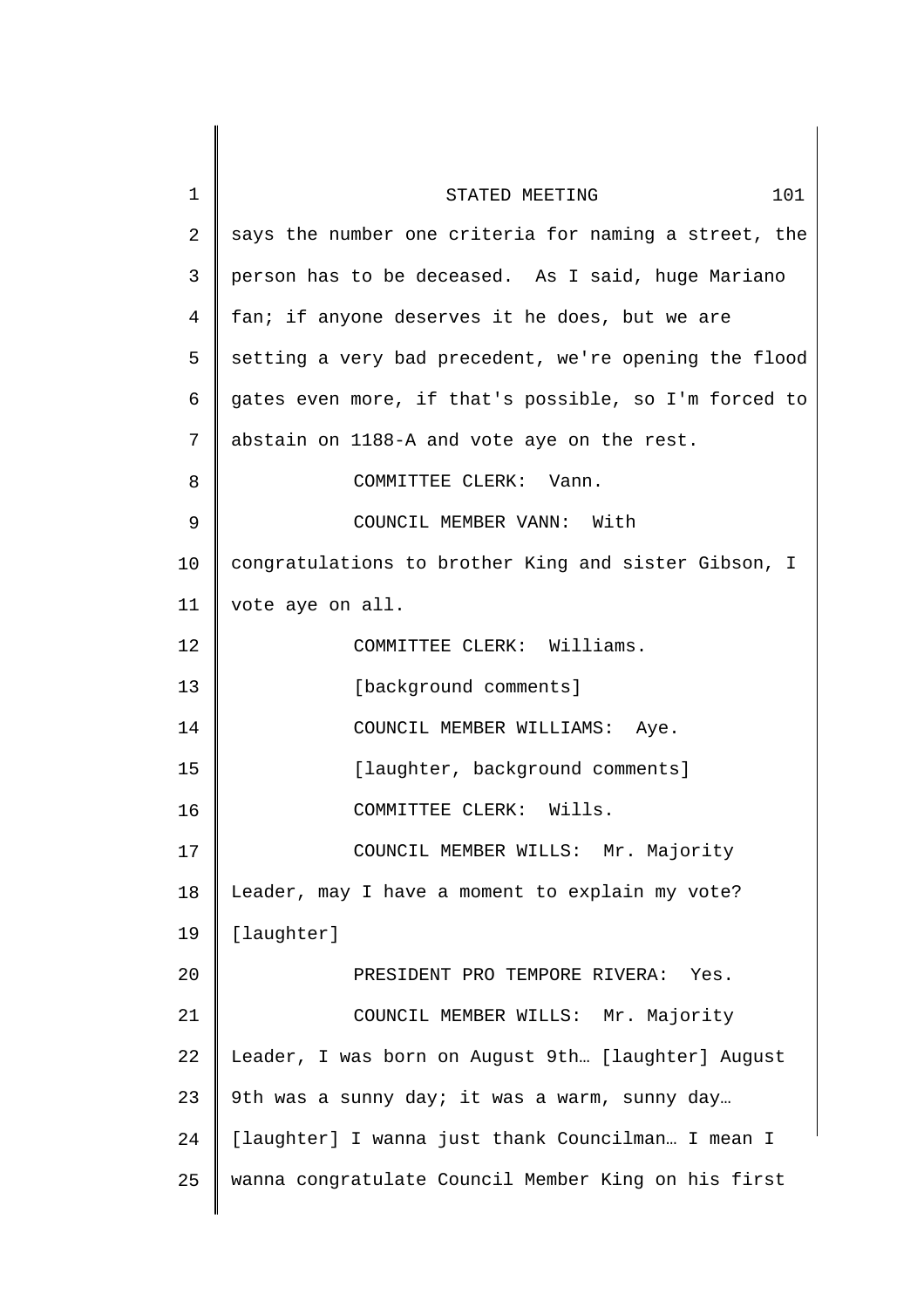says the number one criteria for naming a street, the person has to be deceased. As I said, huge Mariano fan; if anyone deserves it he does, but we are setting a very bad precedent, we're opening the flood gates even more, if that's possible, so I'm forced to abstain on 1188-A and vote aye on the rest.

COMMITTEE CLERK: Vann.

COUNCIL MEMBER VANN: With congratulations to brother King and sister Gibson, I vote aye on all.

COMMITTEE CLERK: Williams.

[background comments]

COUNCIL MEMBER WILLIAMS: Aye.

[laughter, background comments]

COMMITTEE CLERK: Wills.

COUNCIL MEMBER WILLS: Mr. Majority Leader, may I have a moment to explain my vote? [laughter]

PRESIDENT PRO TEMPORE RIVERA: Yes.

COUNCIL MEMBER WILLS: Mr. Majority Leader, I was born on August 9th… [laughter] August 9th was a sunny day; it was a warm, sunny day… [laughter] I wanna just thank Councilman… I mean I wanna congratulate Council Member King on his first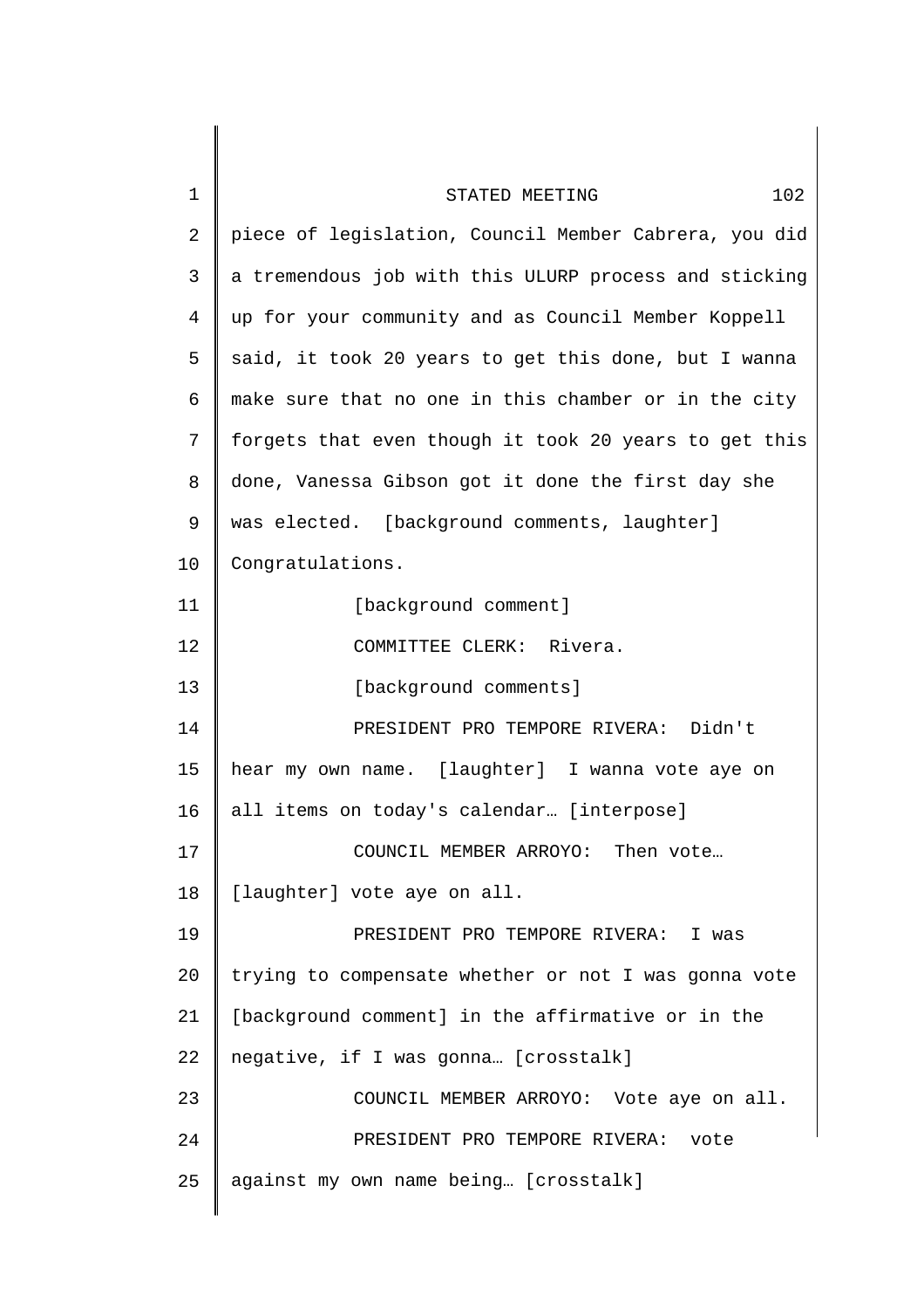piece of legislation, Council Member Cabrera, you did a tremendous job with this ULURP process and sticking up for your community and as Council Member Koppell said, it took 20 years to get this done, but I wanna make sure that no one in this chamber or in the city forgets that even though it took 20 years to get this done, Vanessa Gibson got it done the first day she was elected. [background comments, laughter] Congratulations.

[background comment]

COMMITTEE CLERK: Rivera.

[background comments]

PRESIDENT PRO TEMPORE RIVERA: Didn't hear my own name. [laughter] I wanna vote aye on all items on today's calendar… [interpose]

COUNCIL MEMBER ARROYO: Then vote… [laughter] vote aye on all.

PRESIDENT PRO TEMPORE RIVERA: I was trying to compensate whether or not I was gonna vote [background comment] in the affirmative or in the negative, if I was gonna… [crosstalk]

COUNCIL MEMBER ARROYO: Vote aye on all.

PRESIDENT PRO TEMPORE RIVERA: vote against my own name being… [crosstalk]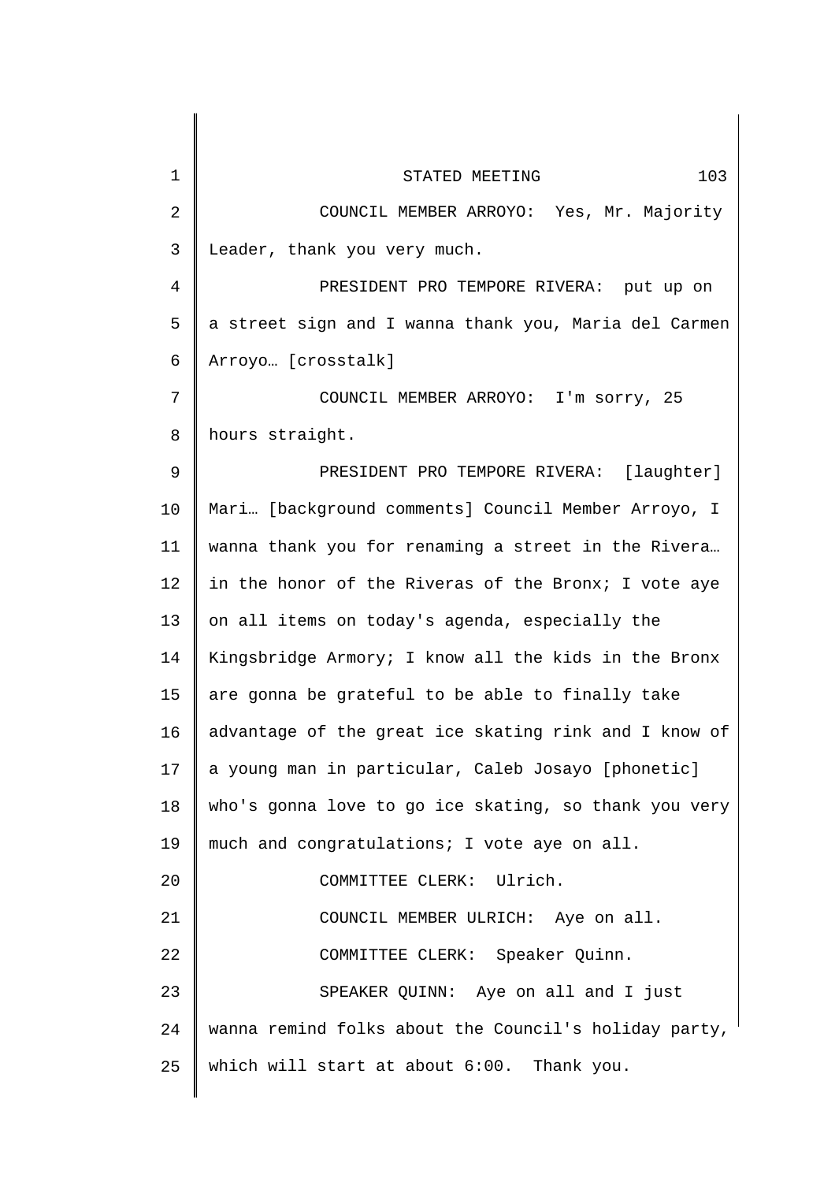COUNCIL MEMBER ARROYO: Yes, Mr. Majority Leader, thank you very much.

PRESIDENT PRO TEMPORE RIVERA: put up on a street sign and I wanna thank you, Maria del Carmen Arroyo… [crosstalk]

COUNCIL MEMBER ARROYO: I'm sorry, 25 hours straight.

PRESIDENT PRO TEMPORE RIVERA: [laughter] Mari… [background comments] Council Member Arroyo, I wanna thank you for renaming a street in the Rivera… in the honor of the Riveras of the Bronx; I vote aye on all items on today's agenda, especially the Kingsbridge Armory; I know all the kids in the Bronx are gonna be grateful to be able to finally take advantage of the great ice skating rink and I know of a young man in particular, Caleb Josayo [phonetic] who's gonna love to go ice skating, so thank you very much and congratulations; I vote aye on all.

COMMITTEE CLERK: Ulrich.

COUNCIL MEMBER ULRICH: Aye on all.

COMMITTEE CLERK: Speaker Quinn.

SPEAKER QUINN: Aye on all and I just wanna remind folks about the Council's holiday party, which will start at about 6:00. Thank you.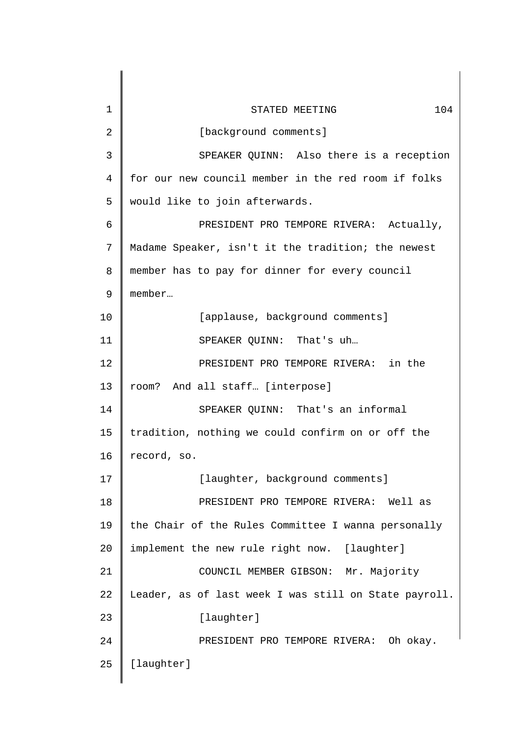[background comments]

SPEAKER QUINN: Also there is a reception for our new council member in the red room if folks would like to join afterwards.

PRESIDENT PRO TEMPORE RIVERA: Actually, Madame Speaker, isn't it the tradition; the newest member has to pay for dinner for every council member…

[applause, background comments]

SPEAKER QUINN: That's uh…

PRESIDENT PRO TEMPORE RIVERA: in the room? And all staff… [interpose]

SPEAKER QUINN: That's an informal tradition, nothing we could confirm on or off the record, so.

[laughter, background comments]

PRESIDENT PRO TEMPORE RIVERA: Well as the Chair of the Rules Committee I wanna personally implement the new rule right now. [laughter]

COUNCIL MEMBER GIBSON: Mr. Majority Leader, as of last week I was still on State payroll.

[laughter]

PRESIDENT PRO TEMPORE RIVERA: Oh okay. [laughter]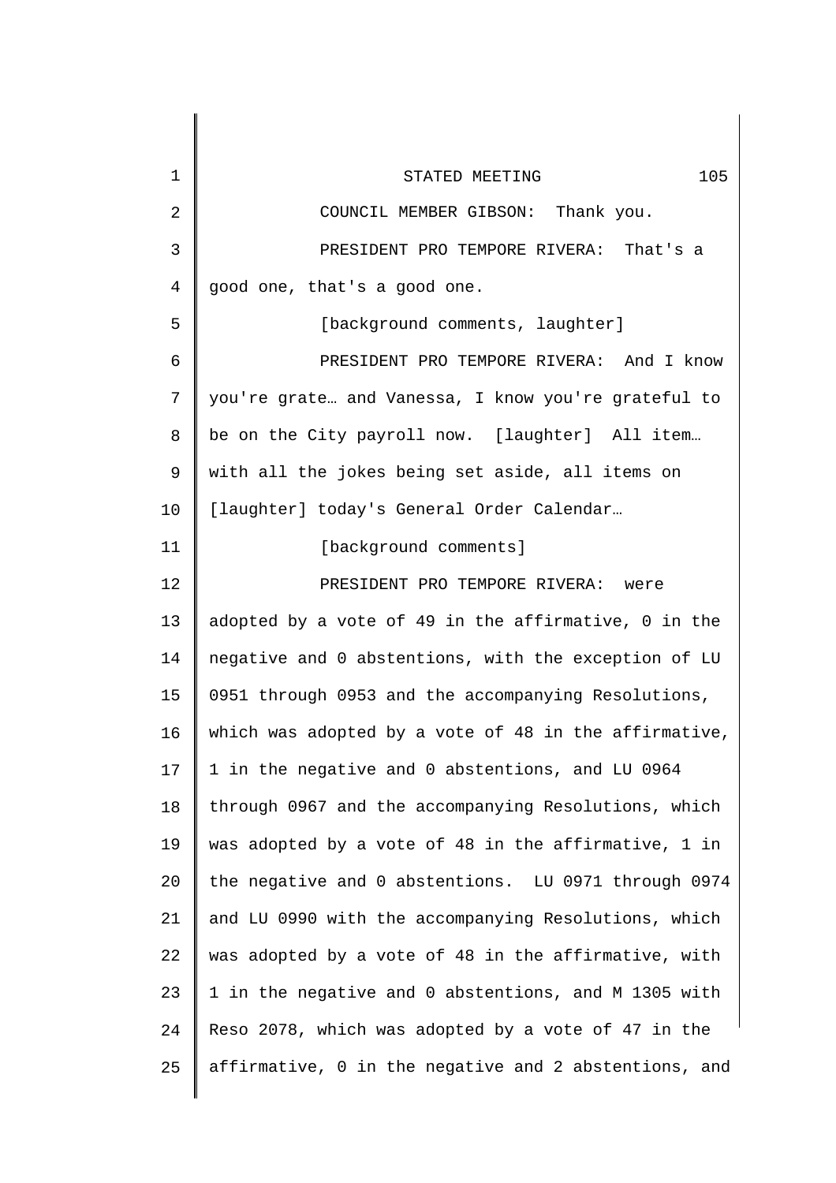COUNCIL MEMBER GIBSON: Thank you.

PRESIDENT PRO TEMPORE RIVERA: That's a good one, that's a good one.

[background comments, laughter]

PRESIDENT PRO TEMPORE RIVERA: And I know you're grate… and Vanessa, I know you're grateful to be on the City payroll now. [laughter] All item… with all the jokes being set aside, all items on [laughter] today's General Order Calendar…

[background comments]

PRESIDENT PRO TEMPORE RIVERA: were adopted by a vote of 49 in the affirmative, 0 in the negative and 0 abstentions, with the exception of LU 0951 through 0953 and the accompanying Resolutions, which was adopted by a vote of 48 in the affirmative, 1 in the negative and 0 abstentions, and LU 0964 through 0967 and the accompanying Resolutions, which was adopted by a vote of 48 in the affirmative, 1 in the negative and 0 abstentions. LU 0971 through 0974 and LU 0990 with the accompanying Resolutions, which was adopted by a vote of 48 in the affirmative, with 1 in the negative and 0 abstentions, and M 1305 with Reso 2078, which was adopted by a vote of 47 in the affirmative, 0 in the negative and 2 abstentions, and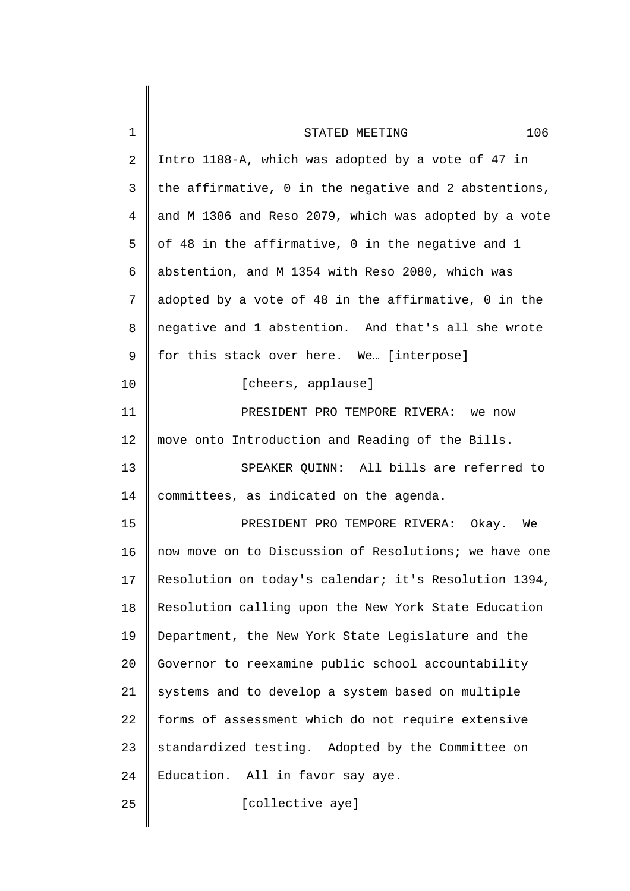Intro 1188-A, which was adopted by a vote of 47 in the affirmative, 0 in the negative and 2 abstentions, and M 1306 and Reso 2079, which was adopted by a vote of 48 in the affirmative, 0 in the negative and 1 abstention, and M 1354 with Reso 2080, which was adopted by a vote of 48 in the affirmative, 0 in the negative and 1 abstention. And that's all she wrote for this stack over here. We… [interpose]

[cheers, applause]

PRESIDENT PRO TEMPORE RIVERA: we now move onto Introduction and Reading of the Bills.

SPEAKER QUINN: All bills are referred to committees, as indicated on the agenda.

PRESIDENT PRO TEMPORE RIVERA: Okay. We now move on to Discussion of Resolutions; we have one Resolution on today's calendar; it's Resolution 1394, Resolution calling upon the New York State Education Department, the New York State Legislature and the Governor to reexamine public school accountability systems and to develop a system based on multiple forms of assessment which do not require extensive standardized testing. Adopted by the Committee on Education. All in favor say aye.

[collective aye]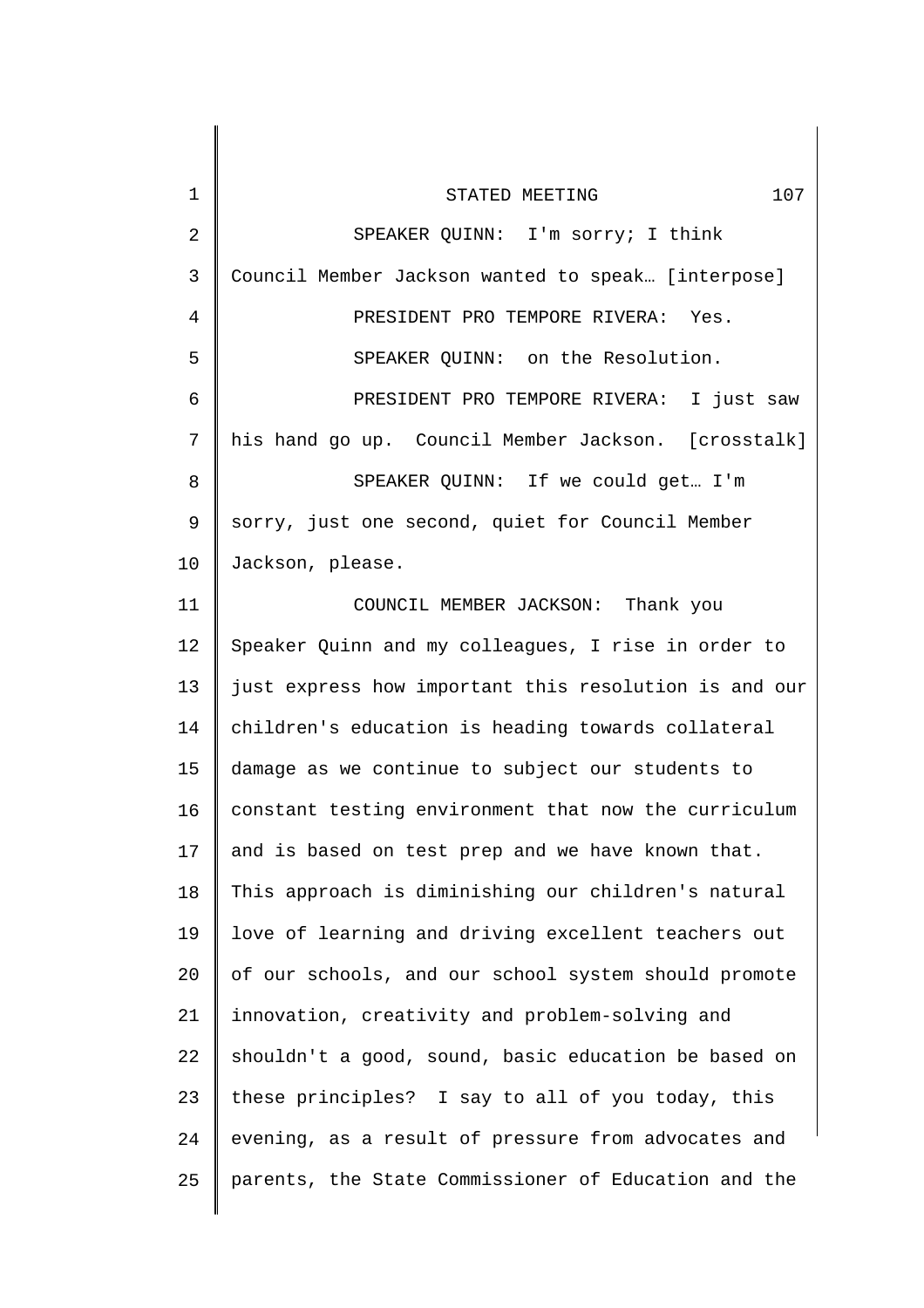SPEAKER QUINN: I'm sorry; I think Council Member Jackson wanted to speak… [interpose]

PRESIDENT PRO TEMPORE RIVERA: Yes.

SPEAKER QUINN: on the Resolution.

PRESIDENT PRO TEMPORE RIVERA: I just saw his hand go up. Council Member Jackson. [crosstalk]

SPEAKER QUINN: If we could get… I'm sorry, just one second, quiet for Council Member Jackson, please.

COUNCIL MEMBER JACKSON: Thank you Speaker Quinn and my colleagues, I rise in order to just express how important this resolution is and our children's education is heading towards collateral damage as we continue to subject our students to constant testing environment that now the curriculum and is based on test prep and we have known that. This approach is diminishing our children's natural love of learning and driving excellent teachers out of our schools, and our school system should promote innovation, creativity and problem-solving and shouldn't a good, sound, basic education be based on these principles? I say to all of you today, this evening, as a result of pressure from advocates and parents, the State Commissioner of Education and the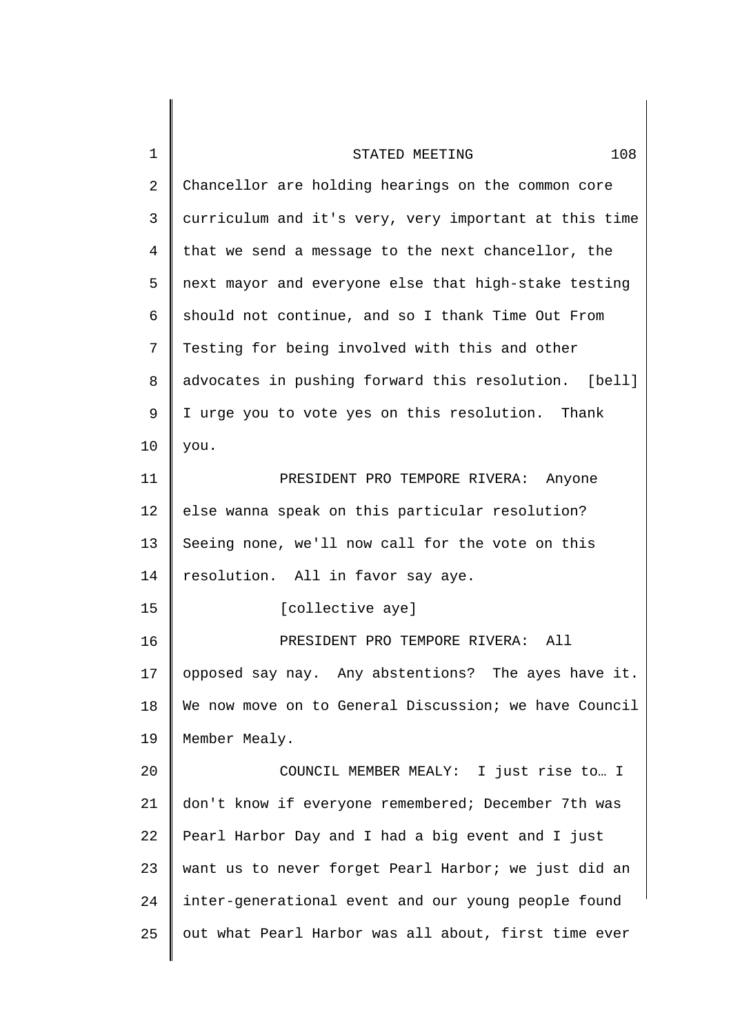Chancellor are holding hearings on the common core curriculum and it's very, very important at this time that we send a message to the next chancellor, the next mayor and everyone else that high-stake testing should not continue, and so I thank Time Out From Testing for being involved with this and other advocates in pushing forward this resolution. [bell] I urge you to vote yes on this resolution. Thank you.

PRESIDENT PRO TEMPORE RIVERA: Anyone else wanna speak on this particular resolution? Seeing none, we'll now call for the vote on this resolution. All in favor say aye.

[collective aye]

PRESIDENT PRO TEMPORE RIVERA: All opposed say nay. Any abstentions? The ayes have it. We now move on to General Discussion; we have Council Member Mealy.

COUNCIL MEMBER MEALY: I just rise to… I don't know if everyone remembered; December 7th was Pearl Harbor Day and I had a big event and I just want us to never forget Pearl Harbor; we just did an inter-generational event and our young people found out what Pearl Harbor was all about, first time ever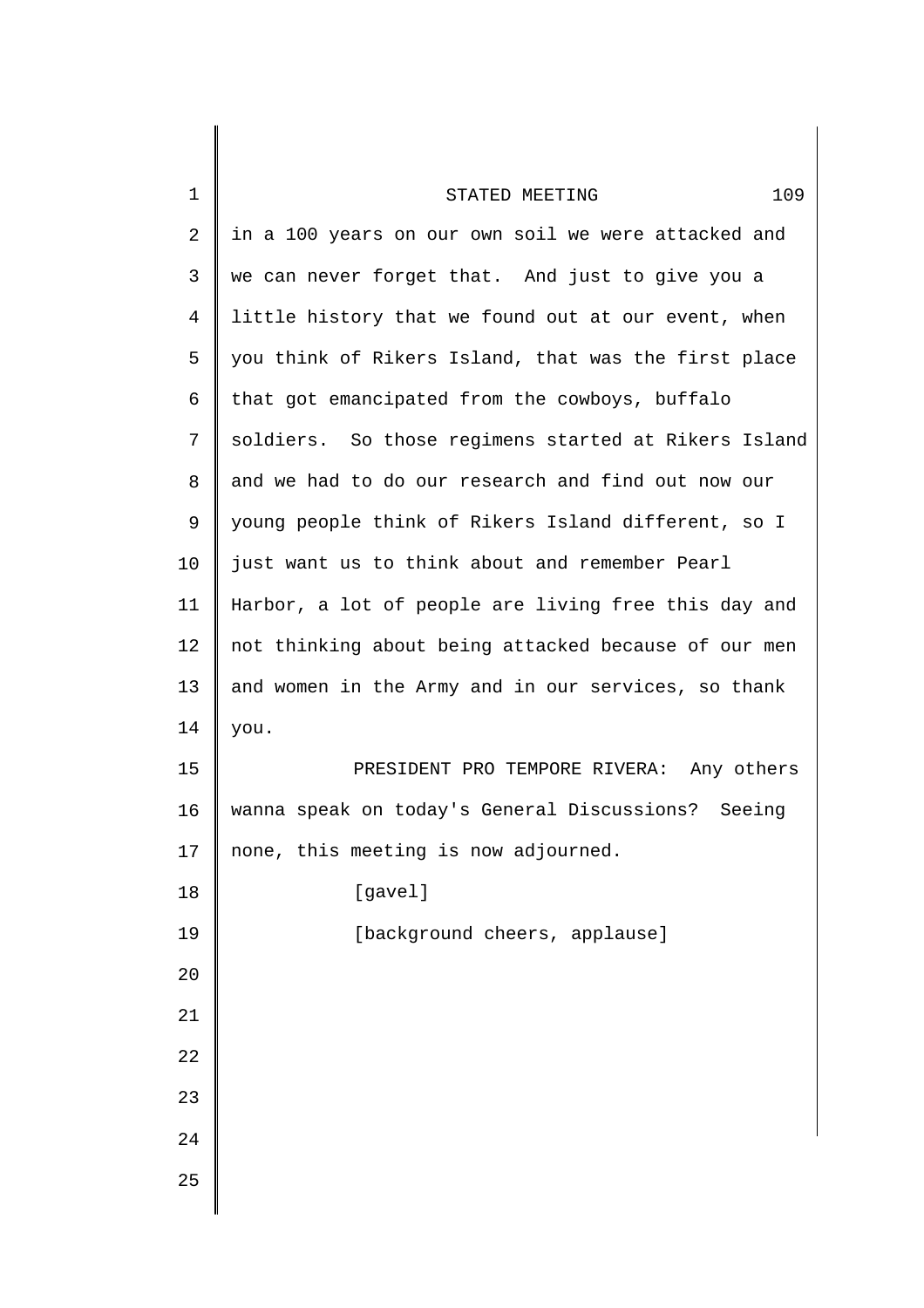in a 100 years on our own soil we were attacked and we can never forget that. And just to give you a little history that we found out at our event, when you think of Rikers Island, that was the first place that got emancipated from the cowboys, buffalo soldiers. So those regimens started at Rikers Island and we had to do our research and find out now our young people think of Rikers Island different, so I just want us to think about and remember Pearl Harbor, a lot of people are living free this day and not thinking about being attacked because of our men and women in the Army and in our services, so thank you.

PRESIDENT PRO TEMPORE RIVERA: Any others wanna speak on today's General Discussions? Seeing none, this meeting is now adjourned.

[gavel]

[background cheers, applause]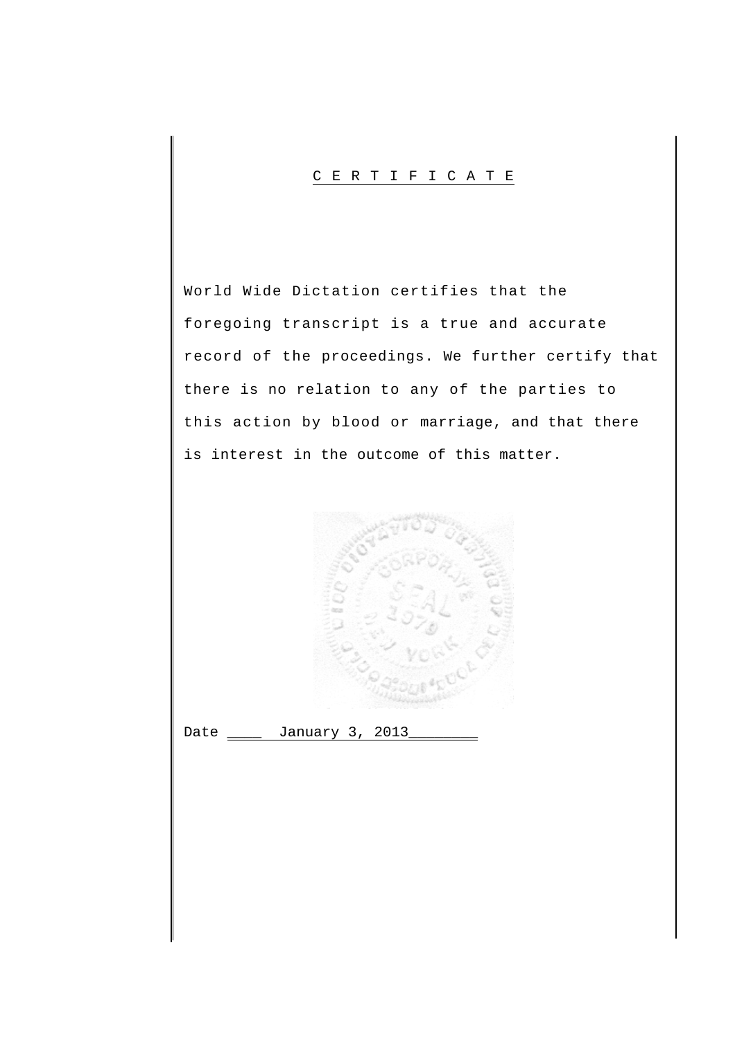# C E R T I F I C A T E

World Wide Dictation certifies that the foregoing transcript is a true and accurate record of the proceedings. We further certify that there is no relation to any of the parties to this action by blood or marriage, and that there is interest in the outcome of this matter.

Date January 3, 2013